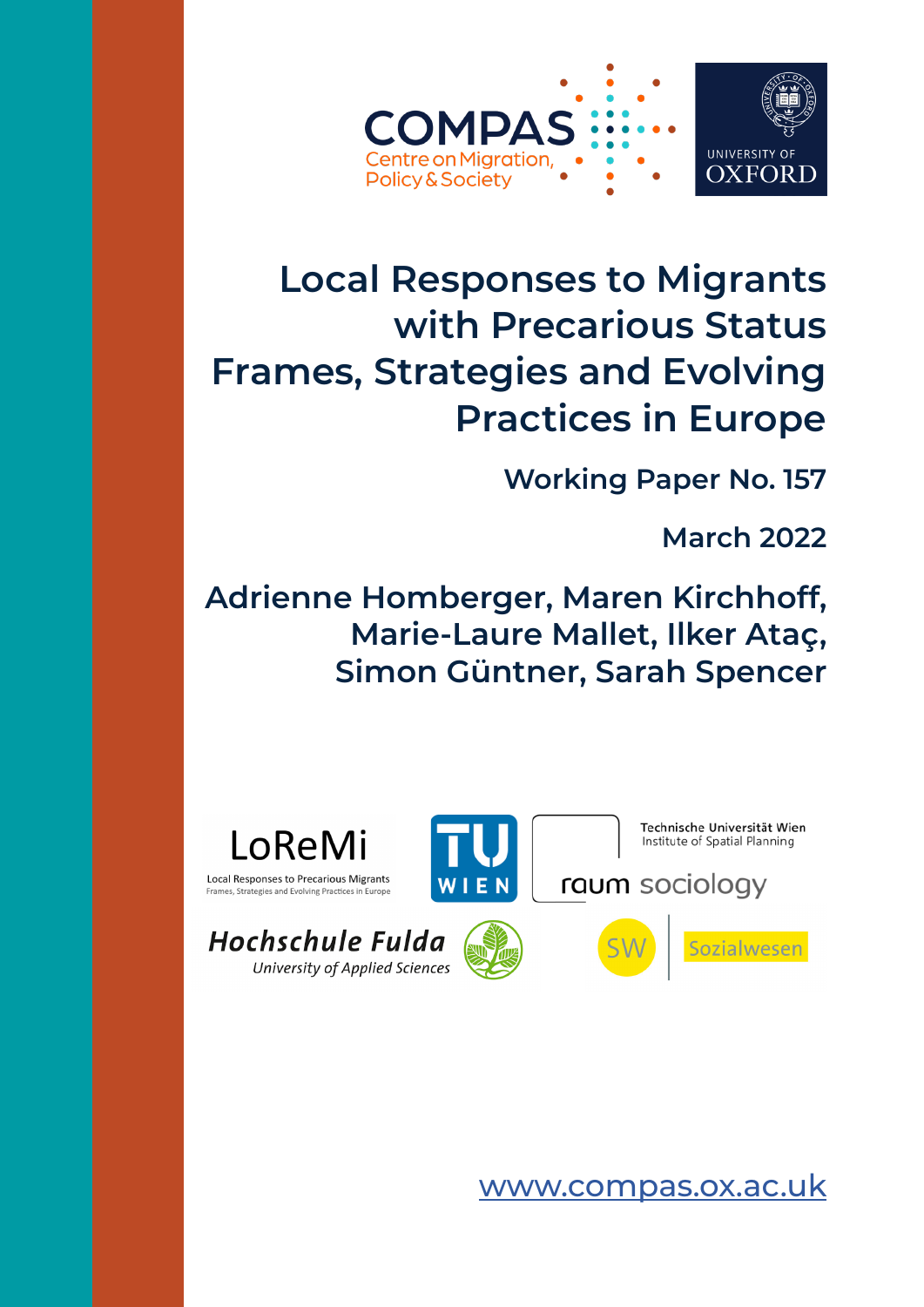COMPAS
Centre on Migration, Policy & Society

UNIVERSITY OF OXFORD

# Local Responses to Migrants with Precarious Status Frames, Strategies and Evolving Practices in Europe

**Working Paper No. 157**

**March 2022**

**Adrienne Homberger, Maren Kirchhoff, Marie-Laure Mallet, Ilker Ataç, Simon Güntner, Sarah Spencer**

LoReMi
Local Responses to Precarious Migrants
Frames, Strategies and Evolving Practices in Europe

TU WIEN

Technische Universität Wien
Institute of Spatial Planning

raum sociology

Hochschule Fulda
University of Applied Sciences

SW | Sozialwesen

www.compas.ox.ac.uk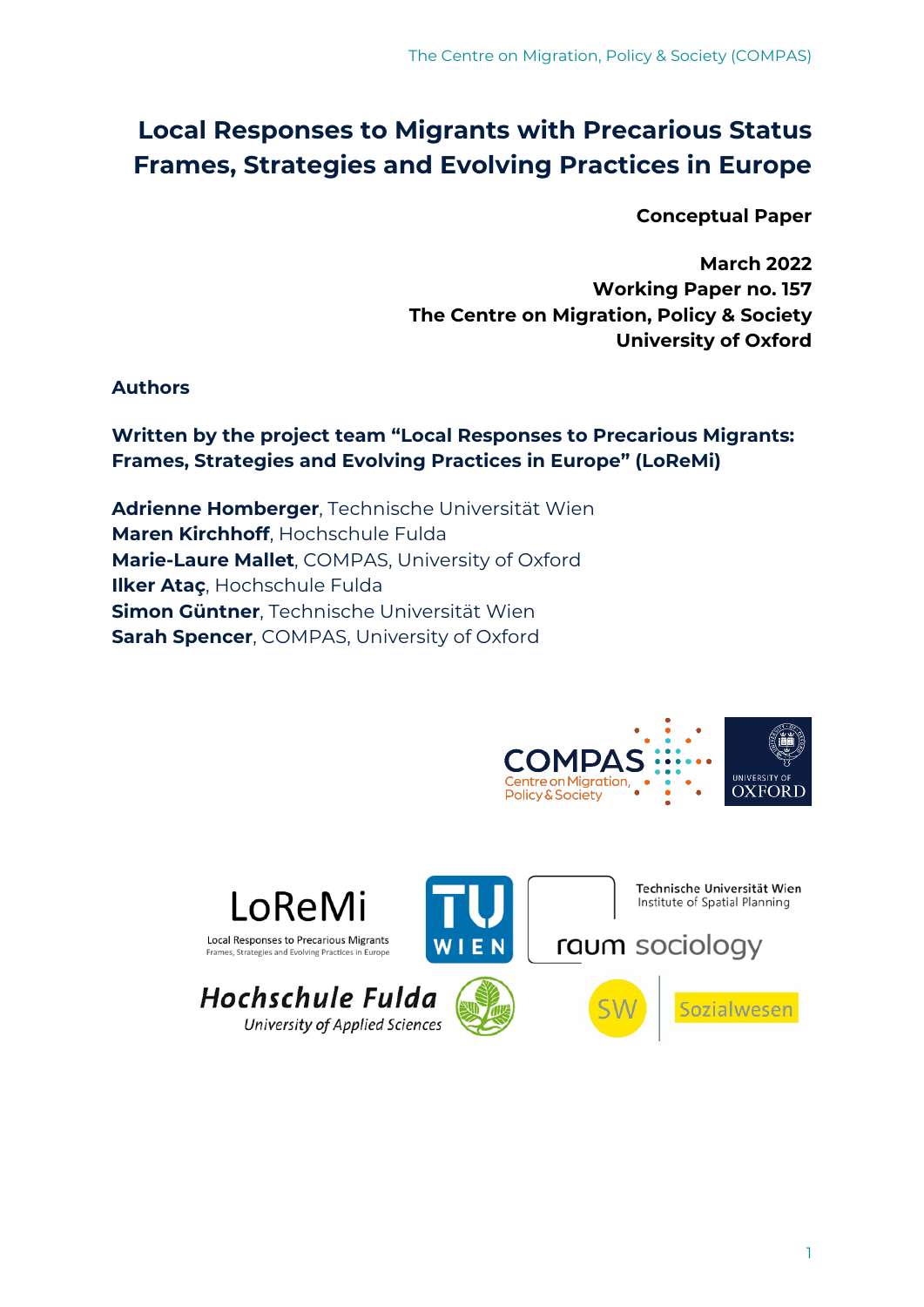# Local Responses to Migrants with Precarious Status Frames, Strategies and Evolving Practices in Europe

**Conceptual Paper**

**March 2022**
**Working Paper no. 157**
**The Centre on Migration, Policy & Society**
**University of Oxford**

**Authors**

**Written by the project team "Local Responses to Precarious Migrants: Frames, Strategies and Evolving Practices in Europe" (LoReMi)**

**Adrienne Homberger**, Technische Universität Wien
**Maren Kirchhoff**, Hochschule Fulda
**Marie-Laure Mallet**, COMPAS, University of Oxford
**Ilker Ataç**, Hochschule Fulda
**Simon Güntner**, Technische Universität Wien
**Sarah Spencer**, COMPAS, University of Oxford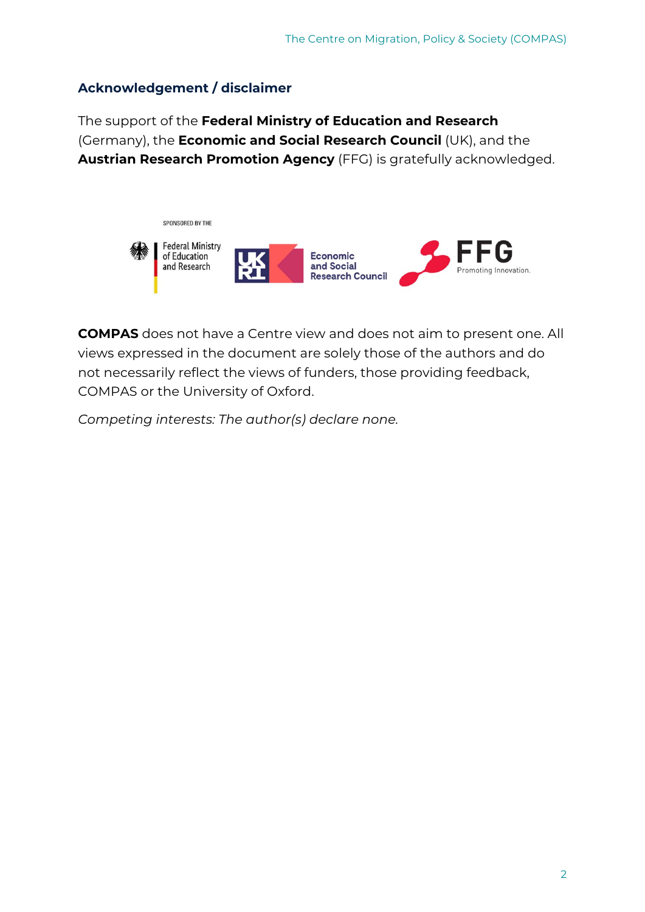## Acknowledgement / disclaimer

The support of the **Federal Ministry of Education and Research** (Germany), the **Economic and Social Research Council** (UK), and the **Austrian Research Promotion Agency** (FFG) is gratefully acknowledged.

**COMPAS** does not have a Centre view and does not aim to present one. All views expressed in the document are solely those of the authors and do not necessarily reflect the views of funders, those providing feedback, COMPAS or the University of Oxford.

*Competing interests: The author(s) declare none.*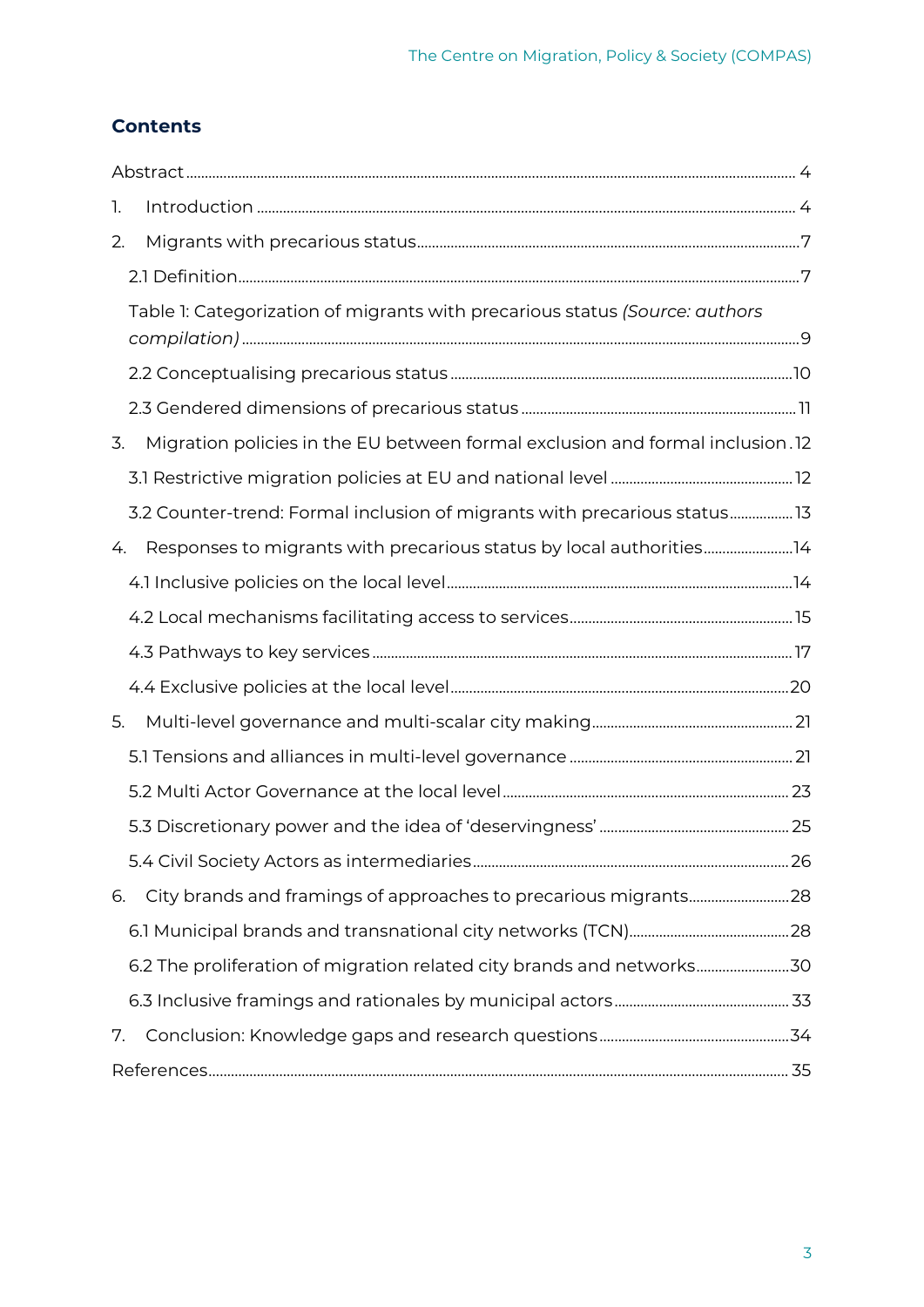## Contents

Abstract ..... 4

1. Introduction ..... 4
2. Migrants with precarious status ..... 7
   - 2.1 Definition ..... 7
   - Table 1: Categorization of migrants with precarious status *(Source: authors compilation)* ..... 9
   - 2.2 Conceptualising precarious status ..... 10
   - 2.3 Gendered dimensions of precarious status ..... 11
3. Migration policies in the EU between formal exclusion and formal inclusion ..... 12
   - 3.1 Restrictive migration policies at EU and national level ..... 12
   - 3.2 Counter-trend: Formal inclusion of migrants with precarious status ..... 13
4. Responses to migrants with precarious status by local authorities ..... 14
   - 4.1 Inclusive policies on the local level ..... 14
   - 4.2 Local mechanisms facilitating access to services ..... 15
   - 4.3 Pathways to key services ..... 17
   - 4.4 Exclusive policies at the local level ..... 20
5. Multi-level governance and multi-scalar city making ..... 21
   - 5.1 Tensions and alliances in multi-level governance ..... 21
   - 5.2 Multi Actor Governance at the local level ..... 23
   - 5.3 Discretionary power and the idea of 'deservingness' ..... 25
   - 5.4 Civil Society Actors as intermediaries ..... 26
6. City brands and framings of approaches to precarious migrants ..... 28
   - 6.1 Municipal brands and transnational city networks (TCN) ..... 28
   - 6.2 The proliferation of migration related city brands and networks ..... 30
   - 6.3 Inclusive framings and rationales by municipal actors ..... 33
7. Conclusion: Knowledge gaps and research questions ..... 34

References ..... 35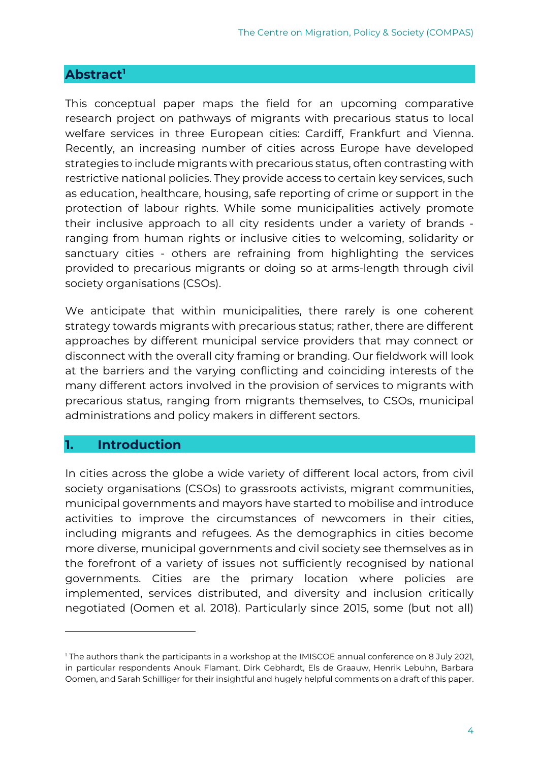## Abstract[1]

This conceptual paper maps the field for an upcoming comparative research project on pathways of migrants with precarious status to local welfare services in three European cities: Cardiff, Frankfurt and Vienna. Recently, an increasing number of cities across Europe have developed strategies to include migrants with precarious status, often contrasting with restrictive national policies. They provide access to certain key services, such as education, healthcare, housing, safe reporting of crime or support in the protection of labour rights. While some municipalities actively promote their inclusive approach to all city residents under a variety of brands - ranging from human rights or inclusive cities to welcoming, solidarity or sanctuary cities - others are refraining from highlighting the services provided to precarious migrants or doing so at arms-length through civil society organisations (CSOs).

We anticipate that within municipalities, there rarely is one coherent strategy towards migrants with precarious status; rather, there are different approaches by different municipal service providers that may connect or disconnect with the overall city framing or branding. Our fieldwork will look at the barriers and the varying conflicting and coinciding interests of the many different actors involved in the provision of services to migrants with precarious status, ranging from migrants themselves, to CSOs, municipal administrations and policy makers in different sectors.

## 1. Introduction

In cities across the globe a wide variety of different local actors, from civil society organisations (CSOs) to grassroots activists, migrant communities, municipal governments and mayors have started to mobilise and introduce activities to improve the circumstances of newcomers in their cities, including migrants and refugees. As the demographics in cities become more diverse, municipal governments and civil society see themselves as in the forefront of a variety of issues not sufficiently recognised by national governments. Cities are the primary location where policies are implemented, services distributed, and diversity and inclusion critically negotiated (Oomen et al. 2018). Particularly since 2015, some (but not all)

---

[1] The authors thank the participants in a workshop at the IMISCOE annual conference on 8 July 2021, in particular respondents Anouk Flamant, Dirk Gebhardt, Els de Graauw, Henrik Lebuhn, Barbara Oomen, and Sarah Schilliger for their insightful and hugely helpful comments on a draft of this paper.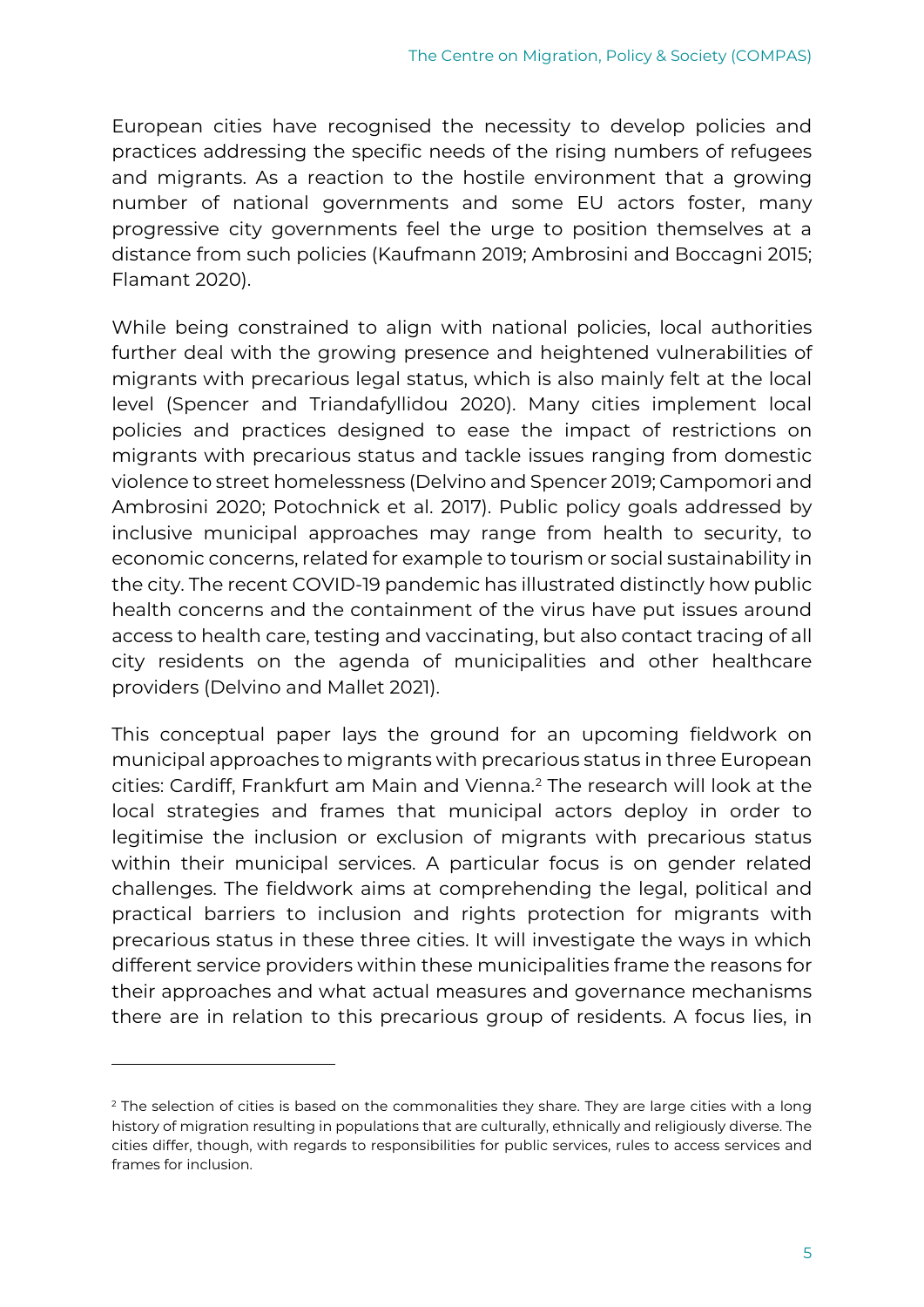European cities have recognised the necessity to develop policies and practices addressing the specific needs of the rising numbers of refugees and migrants. As a reaction to the hostile environment that a growing number of national governments and some EU actors foster, many progressive city governments feel the urge to position themselves at a distance from such policies (Kaufmann 2019; Ambrosini and Boccagni 2015; Flamant 2020).

While being constrained to align with national policies, local authorities further deal with the growing presence and heightened vulnerabilities of migrants with precarious legal status, which is also mainly felt at the local level (Spencer and Triandafyllidou 2020). Many cities implement local policies and practices designed to ease the impact of restrictions on migrants with precarious status and tackle issues ranging from domestic violence to street homelessness (Delvino and Spencer 2019; Campomori and Ambrosini 2020; Potochnick et al. 2017). Public policy goals addressed by inclusive municipal approaches may range from health to security, to economic concerns, related for example to tourism or social sustainability in the city. The recent COVID-19 pandemic has illustrated distinctly how public health concerns and the containment of the virus have put issues around access to health care, testing and vaccinating, but also contact tracing of all city residents on the agenda of municipalities and other healthcare providers (Delvino and Mallet 2021).

This conceptual paper lays the ground for an upcoming fieldwork on municipal approaches to migrants with precarious status in three European cities: Cardiff, Frankfurt am Main and Vienna.[2] The research will look at the local strategies and frames that municipal actors deploy in order to legitimise the inclusion or exclusion of migrants with precarious status within their municipal services. A particular focus is on gender related challenges. The fieldwork aims at comprehending the legal, political and practical barriers to inclusion and rights protection for migrants with precarious status in these three cities. It will investigate the ways in which different service providers within these municipalities frame the reasons for their approaches and what actual measures and governance mechanisms there are in relation to this precarious group of residents. A focus lies, in

[2] The selection of cities is based on the commonalities they share. They are large cities with a long history of migration resulting in populations that are culturally, ethnically and religiously diverse. The cities differ, though, with regards to responsibilities for public services, rules to access services and frames for inclusion.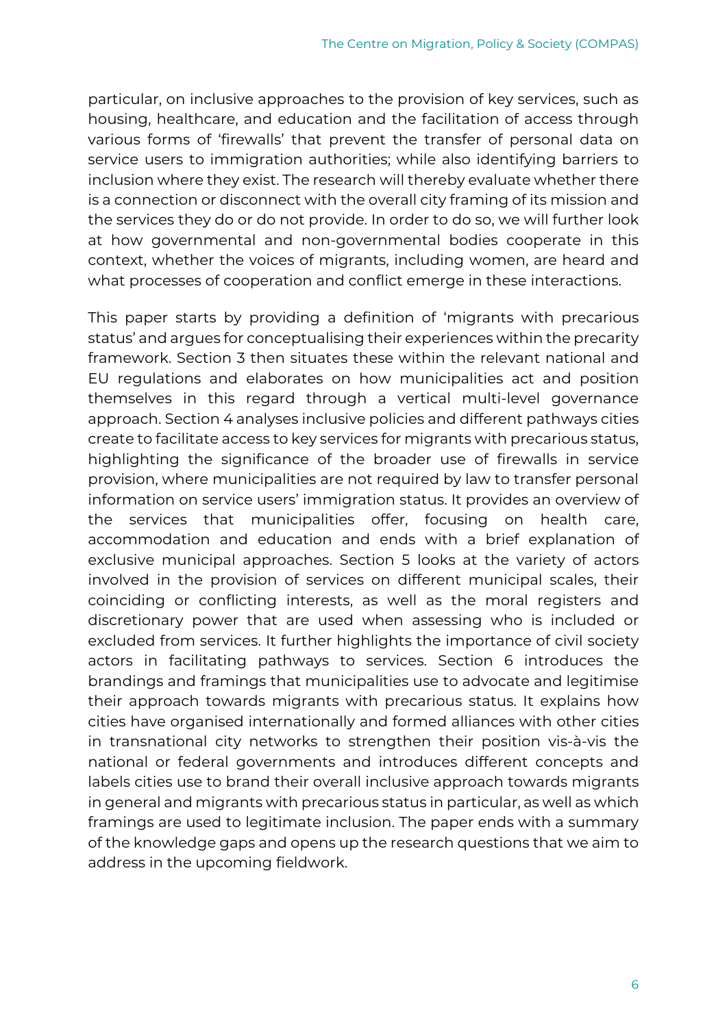particular, on inclusive approaches to the provision of key services, such as housing, healthcare, and education and the facilitation of access through various forms of 'firewalls' that prevent the transfer of personal data on service users to immigration authorities; while also identifying barriers to inclusion where they exist. The research will thereby evaluate whether there is a connection or disconnect with the overall city framing of its mission and the services they do or do not provide. In order to do so, we will further look at how governmental and non-governmental bodies cooperate in this context, whether the voices of migrants, including women, are heard and what processes of cooperation and conflict emerge in these interactions.

This paper starts by providing a definition of 'migrants with precarious status' and argues for conceptualising their experiences within the precarity framework. Section 3 then situates these within the relevant national and EU regulations and elaborates on how municipalities act and position themselves in this regard through a vertical multi-level governance approach. Section 4 analyses inclusive policies and different pathways cities create to facilitate access to key services for migrants with precarious status, highlighting the significance of the broader use of firewalls in service provision, where municipalities are not required by law to transfer personal information on service users' immigration status. It provides an overview of the services that municipalities offer, focusing on health care, accommodation and education and ends with a brief explanation of exclusive municipal approaches. Section 5 looks at the variety of actors involved in the provision of services on different municipal scales, their coinciding or conflicting interests, as well as the moral registers and discretionary power that are used when assessing who is included or excluded from services. It further highlights the importance of civil society actors in facilitating pathways to services. Section 6 introduces the brandings and framings that municipalities use to advocate and legitimise their approach towards migrants with precarious status. It explains how cities have organised internationally and formed alliances with other cities in transnational city networks to strengthen their position vis-à-vis the national or federal governments and introduces different concepts and labels cities use to brand their overall inclusive approach towards migrants in general and migrants with precarious status in particular, as well as which framings are used to legitimate inclusion. The paper ends with a summary of the knowledge gaps and opens up the research questions that we aim to address in the upcoming fieldwork.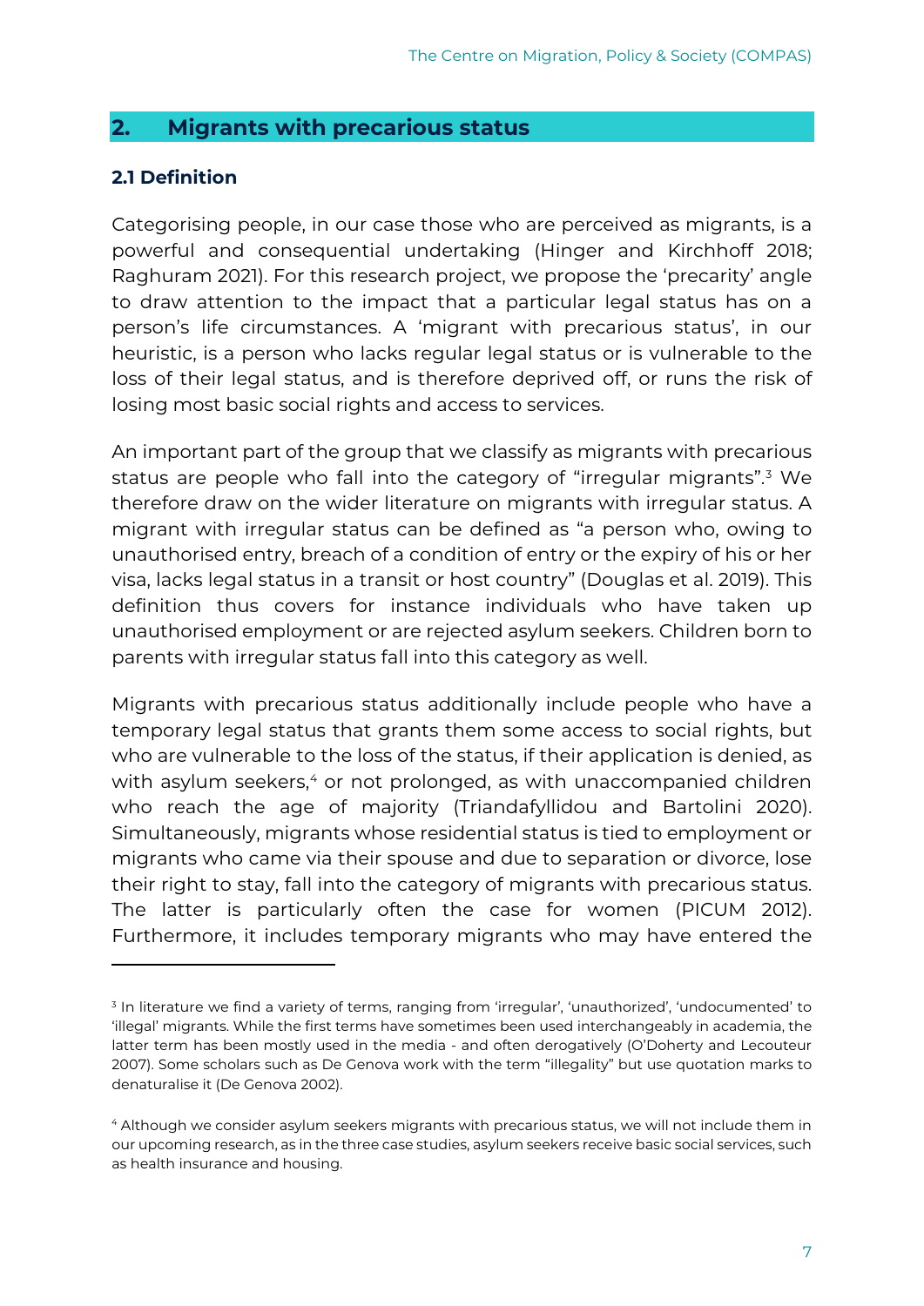## 2. Migrants with precarious status

### 2.1 Definition

Categorising people, in our case those who are perceived as migrants, is a powerful and consequential undertaking (Hinger and Kirchhoff 2018; Raghuram 2021). For this research project, we propose the 'precarity' angle to draw attention to the impact that a particular legal status has on a person's life circumstances. A 'migrant with precarious status', in our heuristic, is a person who lacks regular legal status or is vulnerable to the loss of their legal status, and is therefore deprived off, or runs the risk of losing most basic social rights and access to services.

An important part of the group that we classify as migrants with precarious status are people who fall into the category of "irregular migrants".[3] We therefore draw on the wider literature on migrants with irregular status. A migrant with irregular status can be defined as "a person who, owing to unauthorised entry, breach of a condition of entry or the expiry of his or her visa, lacks legal status in a transit or host country" (Douglas et al. 2019). This definition thus covers for instance individuals who have taken up unauthorised employment or are rejected asylum seekers. Children born to parents with irregular status fall into this category as well.

Migrants with precarious status additionally include people who have a temporary legal status that grants them some access to social rights, but who are vulnerable to the loss of the status, if their application is denied, as with asylum seekers,[4] or not prolonged, as with unaccompanied children who reach the age of majority (Triandafyllidou and Bartolini 2020). Simultaneously, migrants whose residential status is tied to employment or migrants who came via their spouse and due to separation or divorce, lose their right to stay, fall into the category of migrants with precarious status. The latter is particularly often the case for women (PICUM 2012). Furthermore, it includes temporary migrants who may have entered the

---

[3] In literature we find a variety of terms, ranging from 'irregular', 'unauthorized', 'undocumented' to 'illegal' migrants. While the first terms have sometimes been used interchangeably in academia, the latter term has been mostly used in the media - and often derogatively (O'Doherty and Lecouteur 2007). Some scholars such as De Genova work with the term "illegality" but use quotation marks to denaturalise it (De Genova 2002).

[4] Although we consider asylum seekers migrants with precarious status, we will not include them in our upcoming research, as in the three case studies, asylum seekers receive basic social services, such as health insurance and housing.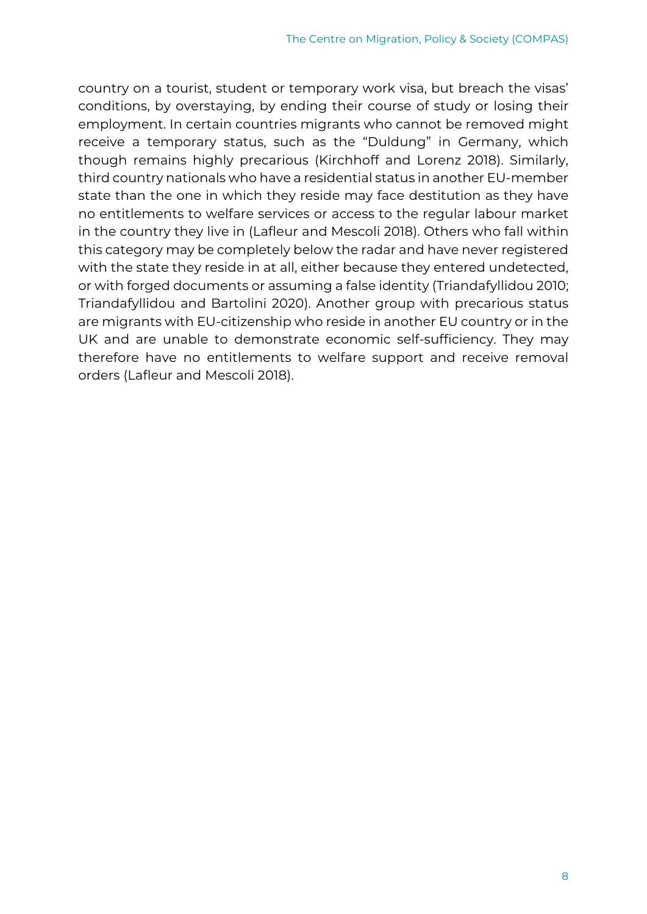country on a tourist, student or temporary work visa, but breach the visas' conditions, by overstaying, by ending their course of study or losing their employment. In certain countries migrants who cannot be removed might receive a temporary status, such as the "Duldung" in Germany, which though remains highly precarious (Kirchhoff and Lorenz 2018). Similarly, third country nationals who have a residential status in another EU-member state than the one in which they reside may face destitution as they have no entitlements to welfare services or access to the regular labour market in the country they live in (Lafleur and Mescoli 2018). Others who fall within this category may be completely below the radar and have never registered with the state they reside in at all, either because they entered undetected, or with forged documents or assuming a false identity (Triandafyllidou 2010; Triandafyllidou and Bartolini 2020). Another group with precarious status are migrants with EU-citizenship who reside in another EU country or in the UK and are unable to demonstrate economic self-sufficiency. They may therefore have no entitlements to welfare support and receive removal orders (Lafleur and Mescoli 2018).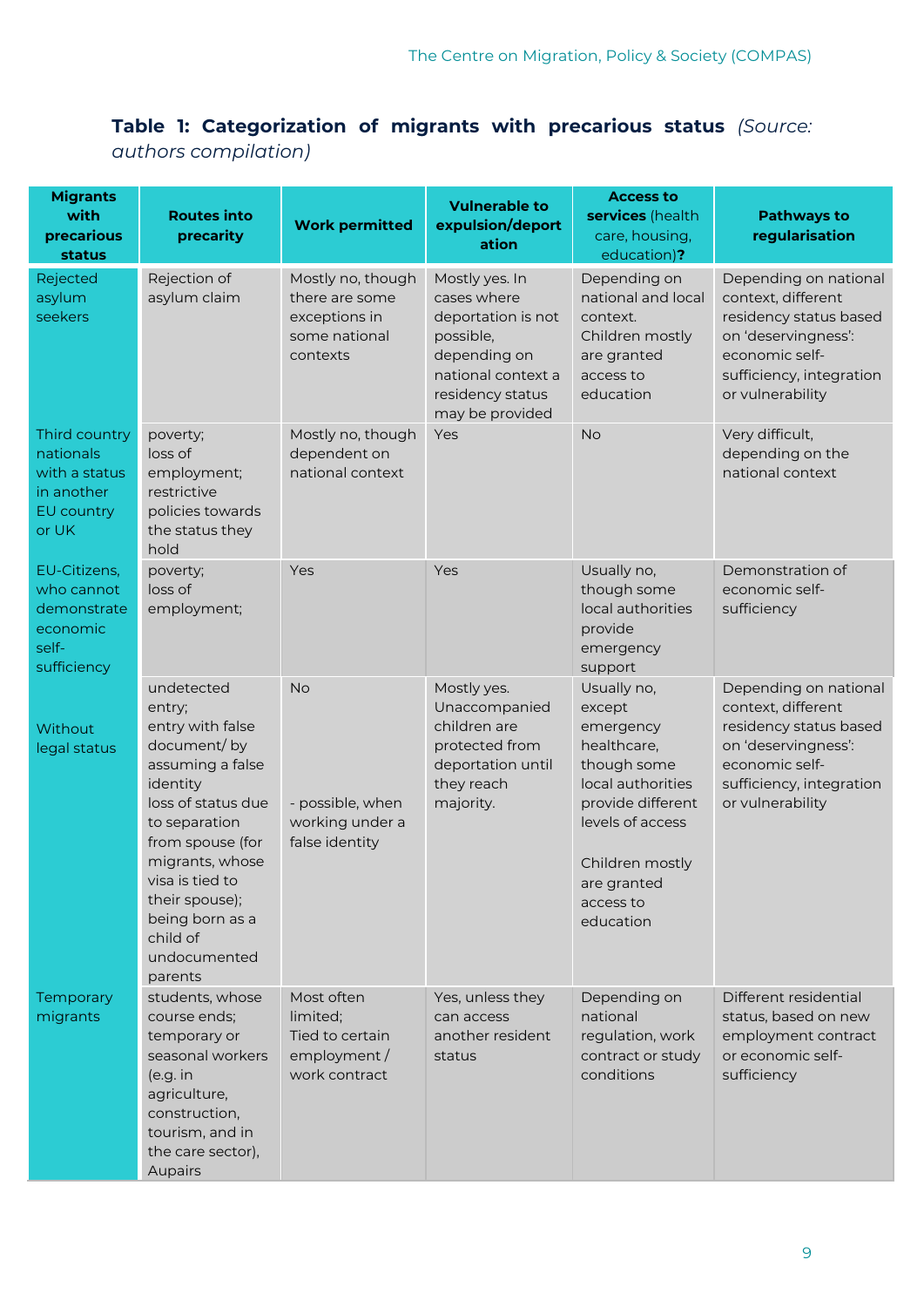**Table 1: Categorization of migrants with precarious status** *(Source: authors compilation)*

| Migrants with precarious status | Routes into precarity | Work permitted | Vulnerable to expulsion/deportation | Access to services (health care, housing, education)? | Pathways to regularisation |
|---|---|---|---|---|---|
| Rejected asylum seekers | Rejection of asylum claim | Mostly no, though there are some exceptions in some national contexts | Mostly yes. In cases where deportation is not possible, depending on national context a residency status may be provided | Depending on national and local context. Children mostly are granted access to education | Depending on national context, different residency status based on 'deservingness': economic self-sufficiency, integration or vulnerability |
| Third country nationals with a status in another EU country or UK | poverty; loss of employment; restrictive policies towards the status they hold | Mostly no, though dependent on national context | Yes | No | Very difficult, depending on the national context |
| EU-Citizens, who cannot demonstrate economic self-sufficiency | poverty; loss of employment; | Yes | Yes | Usually no, though some local authorities provide emergency support | Demonstration of economic self-sufficiency |
| Without legal status | undetected entry; entry with false document/ by assuming a false identity loss of status due to separation from spouse (for migrants, whose visa is tied to their spouse); being born as a child of undocumented parents | No - possible, when working under a false identity | Mostly yes. Unaccompanied children are protected from deportation until they reach majority. | Usually no, except emergency healthcare, though some local authorities provide different levels of access Children mostly are granted access to education | Depending on national context, different residency status based on 'deservingness': economic self-sufficiency, integration or vulnerability |
| Temporary migrants | students, whose course ends; temporary or seasonal workers (e.g. in agriculture, construction, tourism, and in the care sector), Aupairs | Most often limited; Tied to certain employment / work contract | Yes, unless they can access another resident status | Depending on national regulation, work contract or study conditions | Different residential status, based on new employment contract or economic self-sufficiency |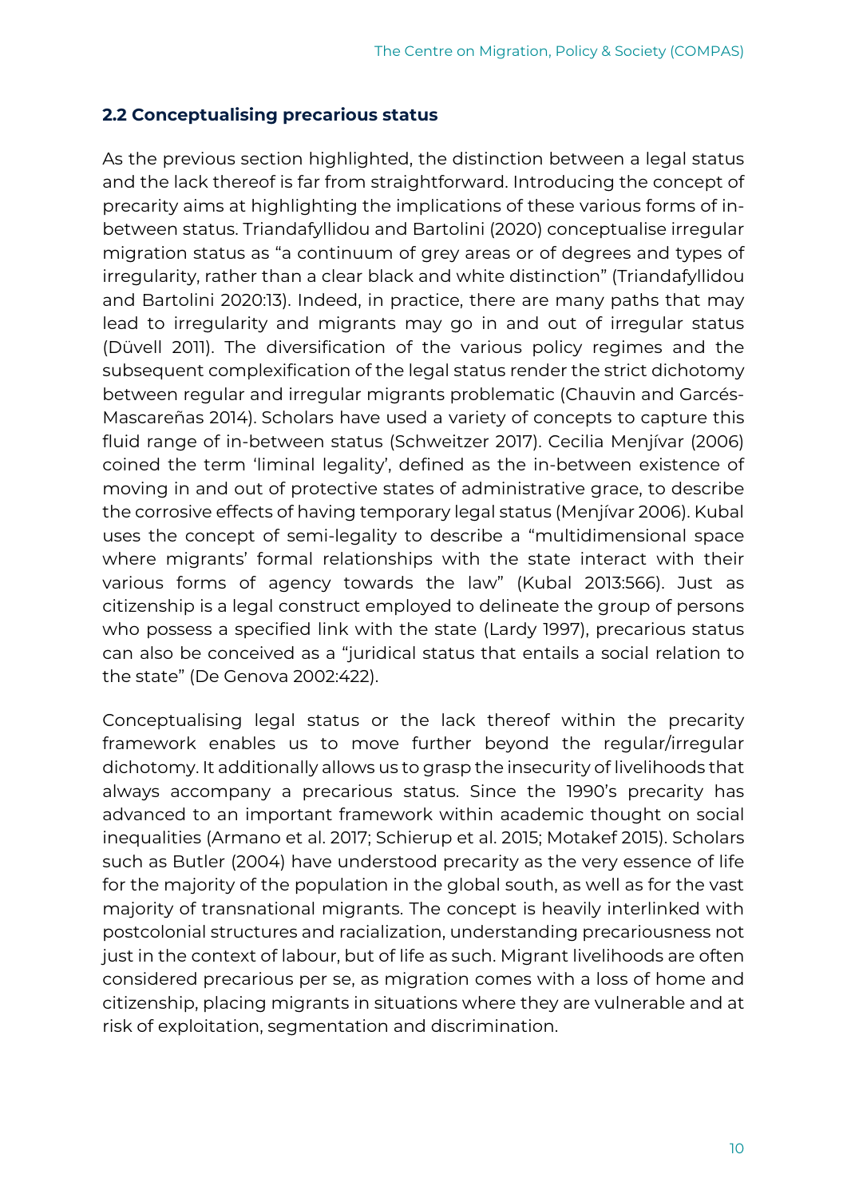### 2.2 Conceptualising precarious status

As the previous section highlighted, the distinction between a legal status and the lack thereof is far from straightforward. Introducing the concept of precarity aims at highlighting the implications of these various forms of in-between status. Triandafyllidou and Bartolini (2020) conceptualise irregular migration status as "a continuum of grey areas or of degrees and types of irregularity, rather than a clear black and white distinction" (Triandafyllidou and Bartolini 2020:13). Indeed, in practice, there are many paths that may lead to irregularity and migrants may go in and out of irregular status (Düvell 2011). The diversification of the various policy regimes and the subsequent complexification of the legal status render the strict dichotomy between regular and irregular migrants problematic (Chauvin and Garcés-Mascareñas 2014). Scholars have used a variety of concepts to capture this fluid range of in-between status (Schweitzer 2017). Cecilia Menjívar (2006) coined the term 'liminal legality', defined as the in-between existence of moving in and out of protective states of administrative grace, to describe the corrosive effects of having temporary legal status (Menjívar 2006). Kubal uses the concept of semi-legality to describe a "multidimensional space where migrants' formal relationships with the state interact with their various forms of agency towards the law" (Kubal 2013:566). Just as citizenship is a legal construct employed to delineate the group of persons who possess a specified link with the state (Lardy 1997), precarious status can also be conceived as a "juridical status that entails a social relation to the state" (De Genova 2002:422).

Conceptualising legal status or the lack thereof within the precarity framework enables us to move further beyond the regular/irregular dichotomy. It additionally allows us to grasp the insecurity of livelihoods that always accompany a precarious status. Since the 1990's precarity has advanced to an important framework within academic thought on social inequalities (Armano et al. 2017; Schierup et al. 2015; Motakef 2015). Scholars such as Butler (2004) have understood precarity as the very essence of life for the majority of the population in the global south, as well as for the vast majority of transnational migrants. The concept is heavily interlinked with postcolonial structures and racialization, understanding precariousness not just in the context of labour, but of life as such. Migrant livelihoods are often considered precarious per se, as migration comes with a loss of home and citizenship, placing migrants in situations where they are vulnerable and at risk of exploitation, segmentation and discrimination.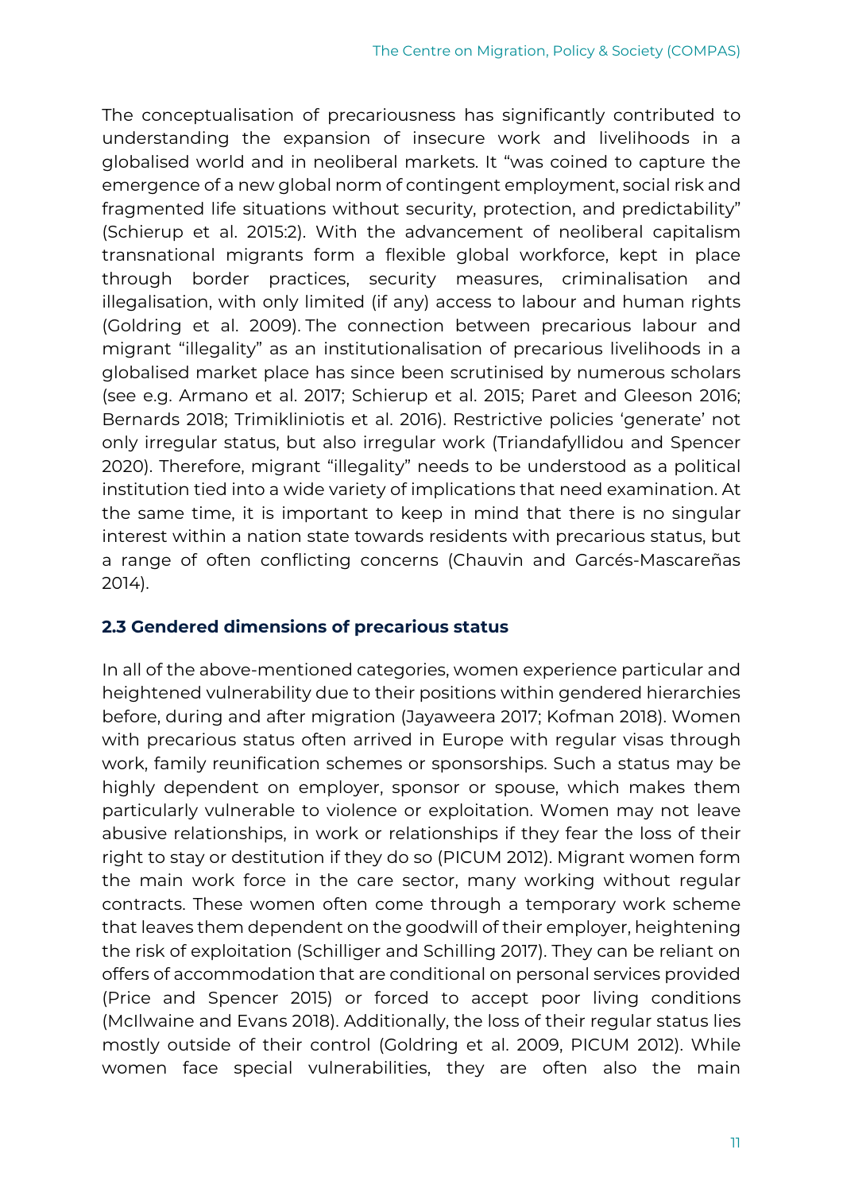The conceptualisation of precariousness has significantly contributed to understanding the expansion of insecure work and livelihoods in a globalised world and in neoliberal markets. It "was coined to capture the emergence of a new global norm of contingent employment, social risk and fragmented life situations without security, protection, and predictability" (Schierup et al. 2015:2). With the advancement of neoliberal capitalism transnational migrants form a flexible global workforce, kept in place through border practices, security measures, criminalisation and illegalisation, with only limited (if any) access to labour and human rights (Goldring et al. 2009). The connection between precarious labour and migrant "illegality" as an institutionalisation of precarious livelihoods in a globalised market place has since been scrutinised by numerous scholars (see e.g. Armano et al. 2017; Schierup et al. 2015; Paret and Gleeson 2016; Bernards 2018; Trimikliniotis et al. 2016). Restrictive policies 'generate' not only irregular status, but also irregular work (Triandafyllidou and Spencer 2020). Therefore, migrant "illegality" needs to be understood as a political institution tied into a wide variety of implications that need examination. At the same time, it is important to keep in mind that there is no singular interest within a nation state towards residents with precarious status, but a range of often conflicting concerns (Chauvin and Garcés-Mascareñas 2014).

### 2.3 Gendered dimensions of precarious status

In all of the above-mentioned categories, women experience particular and heightened vulnerability due to their positions within gendered hierarchies before, during and after migration (Jayaweera 2017; Kofman 2018). Women with precarious status often arrived in Europe with regular visas through work, family reunification schemes or sponsorships. Such a status may be highly dependent on employer, sponsor or spouse, which makes them particularly vulnerable to violence or exploitation. Women may not leave abusive relationships, in work or relationships if they fear the loss of their right to stay or destitution if they do so (PICUM 2012). Migrant women form the main work force in the care sector, many working without regular contracts. These women often come through a temporary work scheme that leaves them dependent on the goodwill of their employer, heightening the risk of exploitation (Schilliger and Schilling 2017). They can be reliant on offers of accommodation that are conditional on personal services provided (Price and Spencer 2015) or forced to accept poor living conditions (McIlwaine and Evans 2018). Additionally, the loss of their regular status lies mostly outside of their control (Goldring et al. 2009, PICUM 2012). While women face special vulnerabilities, they are often also the main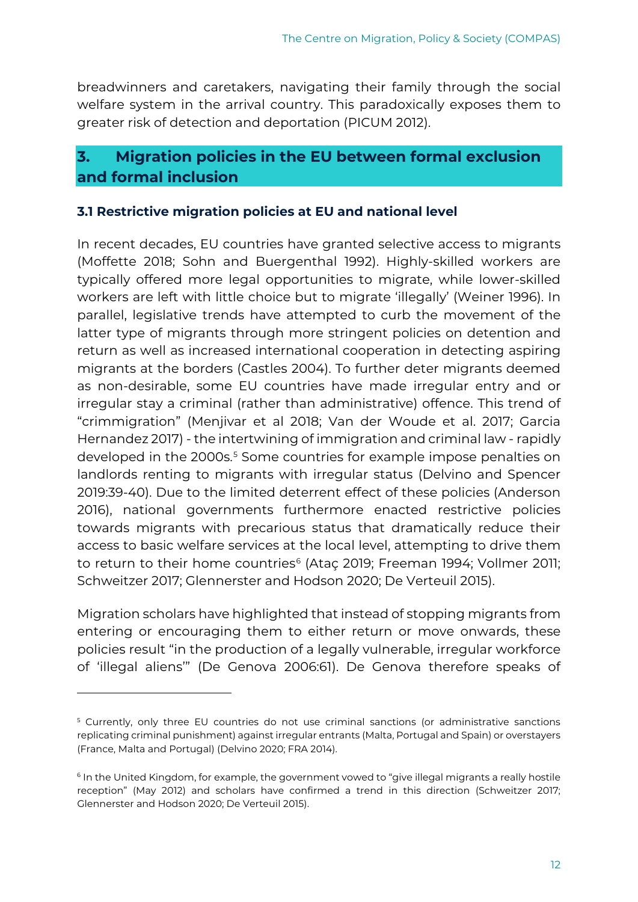breadwinners and caretakers, navigating their family through the social welfare system in the arrival country. This paradoxically exposes them to greater risk of detection and deportation (PICUM 2012).

## 3. Migration policies in the EU between formal exclusion and formal inclusion

### 3.1 Restrictive migration policies at EU and national level

In recent decades, EU countries have granted selective access to migrants (Moffette 2018; Sohn and Buergenthal 1992). Highly-skilled workers are typically offered more legal opportunities to migrate, while lower-skilled workers are left with little choice but to migrate 'illegally' (Weiner 1996). In parallel, legislative trends have attempted to curb the movement of the latter type of migrants through more stringent policies on detention and return as well as increased international cooperation in detecting aspiring migrants at the borders (Castles 2004). To further deter migrants deemed as non-desirable, some EU countries have made irregular entry and or irregular stay a criminal (rather than administrative) offence. This trend of "crimmigration" (Menjivar et al 2018; Van der Woude et al. 2017; Garcia Hernandez 2017) - the intertwining of immigration and criminal law - rapidly developed in the 2000s.[5] Some countries for example impose penalties on landlords renting to migrants with irregular status (Delvino and Spencer 2019:39-40). Due to the limited deterrent effect of these policies (Anderson 2016), national governments furthermore enacted restrictive policies towards migrants with precarious status that dramatically reduce their access to basic welfare services at the local level, attempting to drive them to return to their home countries[6] (Ataç 2019; Freeman 1994; Vollmer 2011; Schweitzer 2017; Glennerster and Hodson 2020; De Verteuil 2015).

Migration scholars have highlighted that instead of stopping migrants from entering or encouraging them to either return or move onwards, these policies result "in the production of a legally vulnerable, irregular workforce of 'illegal aliens'" (De Genova 2006:61). De Genova therefore speaks of

[5] Currently, only three EU countries do not use criminal sanctions (or administrative sanctions replicating criminal punishment) against irregular entrants (Malta, Portugal and Spain) or overstayers (France, Malta and Portugal) (Delvino 2020; FRA 2014).

[6] In the United Kingdom, for example, the government vowed to "give illegal migrants a really hostile reception" (May 2012) and scholars have confirmed a trend in this direction (Schweitzer 2017; Glennerster and Hodson 2020; De Verteuil 2015).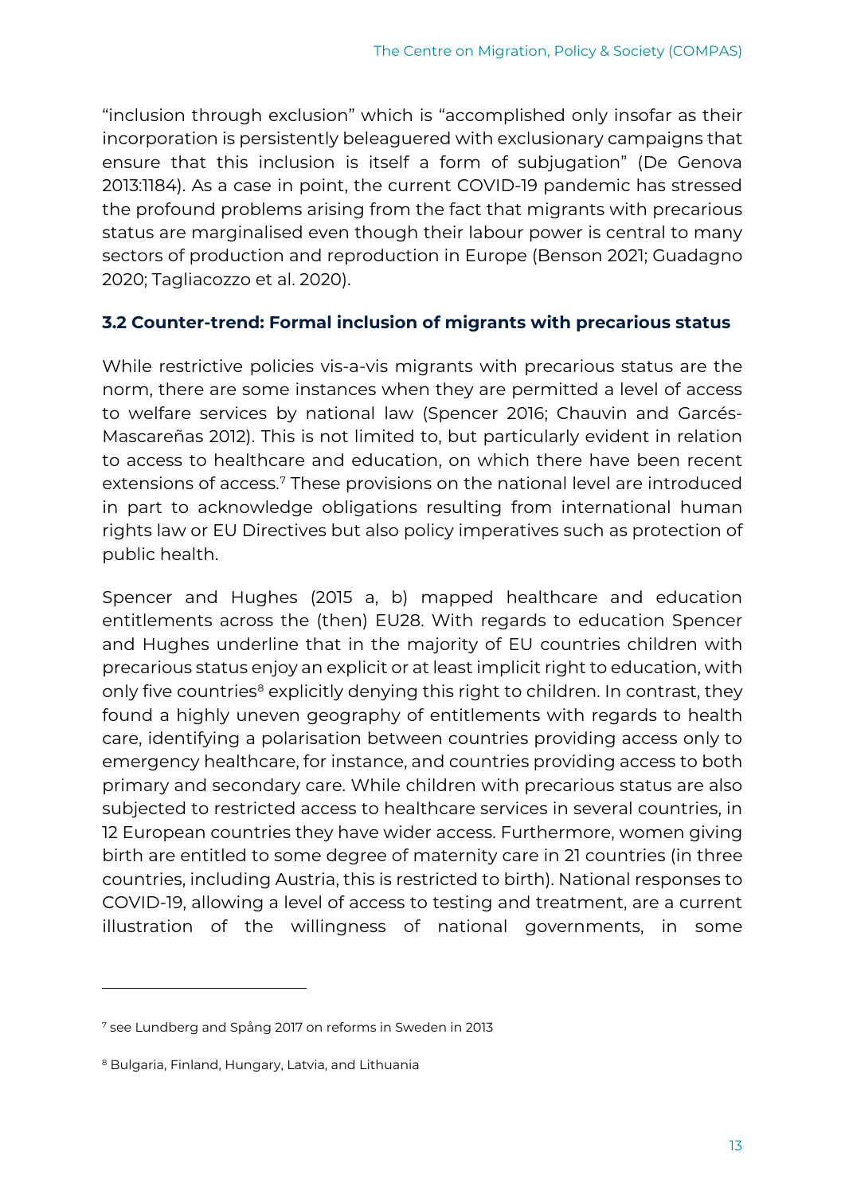"inclusion through exclusion" which is "accomplished only insofar as their incorporation is persistently beleaguered with exclusionary campaigns that ensure that this inclusion is itself a form of subjugation" (De Genova 2013:1184). As a case in point, the current COVID-19 pandemic has stressed the profound problems arising from the fact that migrants with precarious status are marginalised even though their labour power is central to many sectors of production and reproduction in Europe (Benson 2021; Guadagno 2020; Tagliacozzo et al. 2020).

### 3.2 Counter-trend: Formal inclusion of migrants with precarious status

While restrictive policies vis-a-vis migrants with precarious status are the norm, there are some instances when they are permitted a level of access to welfare services by national law (Spencer 2016; Chauvin and Garcés-Mascareñas 2012). This is not limited to, but particularly evident in relation to access to healthcare and education, on which there have been recent extensions of access.[7] These provisions on the national level are introduced in part to acknowledge obligations resulting from international human rights law or EU Directives but also policy imperatives such as protection of public health.

Spencer and Hughes (2015 a, b) mapped healthcare and education entitlements across the (then) EU28. With regards to education Spencer and Hughes underline that in the majority of EU countries children with precarious status enjoy an explicit or at least implicit right to education, with only five countries[8] explicitly denying this right to children. In contrast, they found a highly uneven geography of entitlements with regards to health care, identifying a polarisation between countries providing access only to emergency healthcare, for instance, and countries providing access to both primary and secondary care. While children with precarious status are also subjected to restricted access to healthcare services in several countries, in 12 European countries they have wider access. Furthermore, women giving birth are entitled to some degree of maternity care in 21 countries (in three countries, including Austria, this is restricted to birth). National responses to COVID-19, allowing a level of access to testing and treatment, are a current illustration of the willingness of national governments, in some

---

[7] see Lundberg and Spång 2017 on reforms in Sweden in 2013

[8] Bulgaria, Finland, Hungary, Latvia, and Lithuania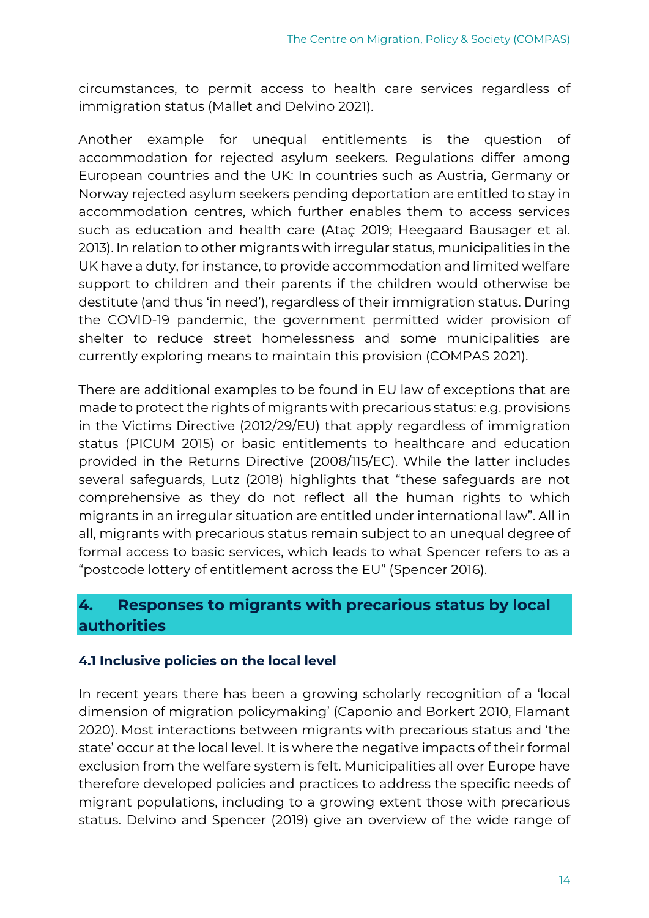circumstances, to permit access to health care services regardless of immigration status (Mallet and Delvino 2021).

Another example for unequal entitlements is the question of accommodation for rejected asylum seekers. Regulations differ among European countries and the UK: In countries such as Austria, Germany or Norway rejected asylum seekers pending deportation are entitled to stay in accommodation centres, which further enables them to access services such as education and health care (Ataç 2019; Heegaard Bausager et al. 2013). In relation to other migrants with irregular status, municipalities in the UK have a duty, for instance, to provide accommodation and limited welfare support to children and their parents if the children would otherwise be destitute (and thus 'in need'), regardless of their immigration status. During the COVID-19 pandemic, the government permitted wider provision of shelter to reduce street homelessness and some municipalities are currently exploring means to maintain this provision (COMPAS 2021).

There are additional examples to be found in EU law of exceptions that are made to protect the rights of migrants with precarious status: e.g. provisions in the Victims Directive (2012/29/EU) that apply regardless of immigration status (PICUM 2015) or basic entitlements to healthcare and education provided in the Returns Directive (2008/115/EC). While the latter includes several safeguards, Lutz (2018) highlights that "these safeguards are not comprehensive as they do not reflect all the human rights to which migrants in an irregular situation are entitled under international law". All in all, migrants with precarious status remain subject to an unequal degree of formal access to basic services, which leads to what Spencer refers to as a "postcode lottery of entitlement across the EU" (Spencer 2016).

## 4. Responses to migrants with precarious status by local authorities

### 4.1 Inclusive policies on the local level

In recent years there has been a growing scholarly recognition of a 'local dimension of migration policymaking' (Caponio and Borkert 2010, Flamant 2020). Most interactions between migrants with precarious status and 'the state' occur at the local level. It is where the negative impacts of their formal exclusion from the welfare system is felt. Municipalities all over Europe have therefore developed policies and practices to address the specific needs of migrant populations, including to a growing extent those with precarious status. Delvino and Spencer (2019) give an overview of the wide range of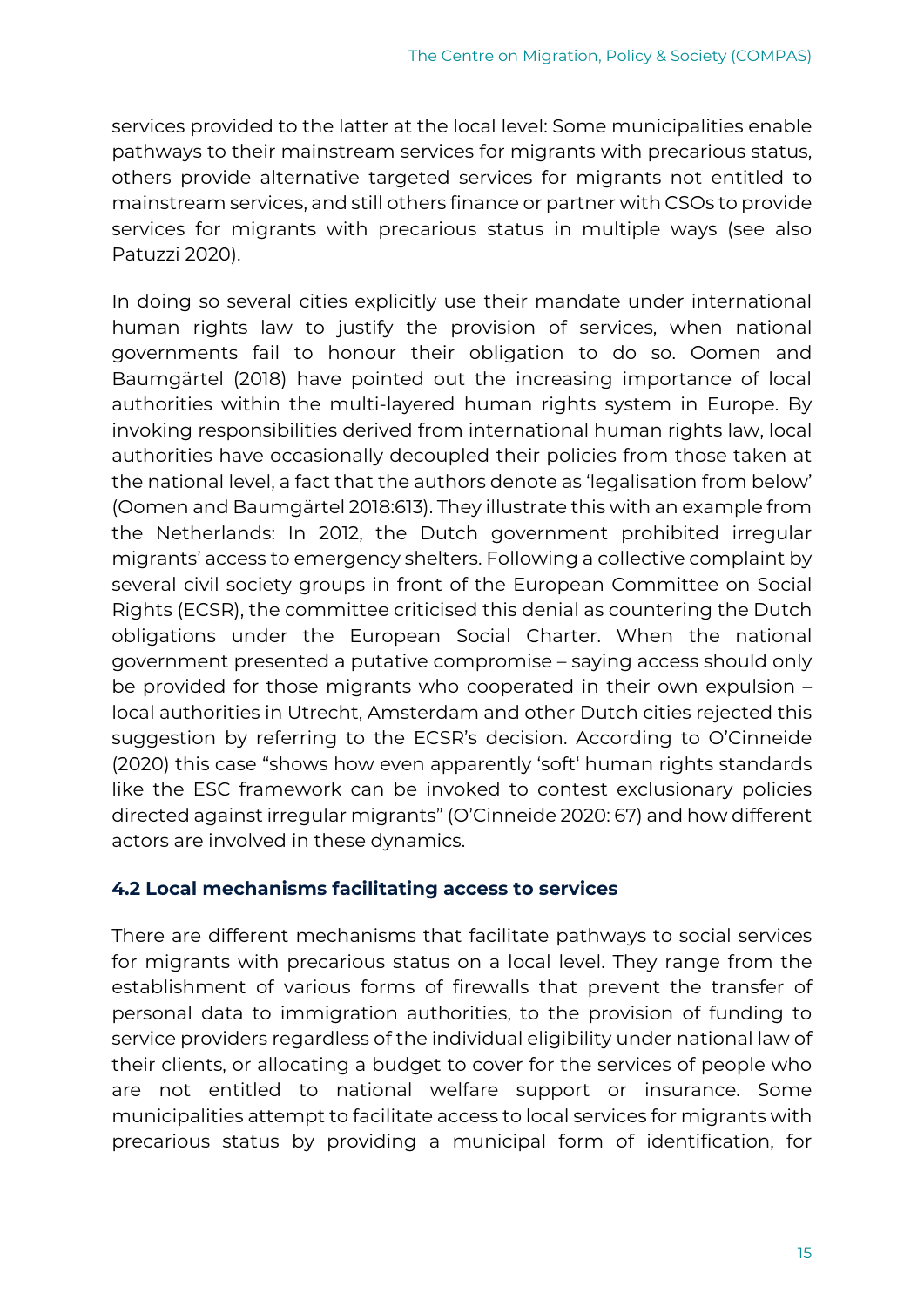services provided to the latter at the local level: Some municipalities enable pathways to their mainstream services for migrants with precarious status, others provide alternative targeted services for migrants not entitled to mainstream services, and still others finance or partner with CSOs to provide services for migrants with precarious status in multiple ways (see also Patuzzi 2020).

In doing so several cities explicitly use their mandate under international human rights law to justify the provision of services, when national governments fail to honour their obligation to do so. Oomen and Baumgärtel (2018) have pointed out the increasing importance of local authorities within the multi-layered human rights system in Europe. By invoking responsibilities derived from international human rights law, local authorities have occasionally decoupled their policies from those taken at the national level, a fact that the authors denote as 'legalisation from below' (Oomen and Baumgärtel 2018:613). They illustrate this with an example from the Netherlands: In 2012, the Dutch government prohibited irregular migrants' access to emergency shelters. Following a collective complaint by several civil society groups in front of the European Committee on Social Rights (ECSR), the committee criticised this denial as countering the Dutch obligations under the European Social Charter. When the national government presented a putative compromise – saying access should only be provided for those migrants who cooperated in their own expulsion – local authorities in Utrecht, Amsterdam and other Dutch cities rejected this suggestion by referring to the ECSR's decision. According to O'Cinneide (2020) this case "shows how even apparently 'soft' human rights standards like the ESC framework can be invoked to contest exclusionary policies directed against irregular migrants" (O'Cinneide 2020: 67) and how different actors are involved in these dynamics.

### 4.2 Local mechanisms facilitating access to services

There are different mechanisms that facilitate pathways to social services for migrants with precarious status on a local level. They range from the establishment of various forms of firewalls that prevent the transfer of personal data to immigration authorities, to the provision of funding to service providers regardless of the individual eligibility under national law of their clients, or allocating a budget to cover for the services of people who are not entitled to national welfare support or insurance. Some municipalities attempt to facilitate access to local services for migrants with precarious status by providing a municipal form of identification, for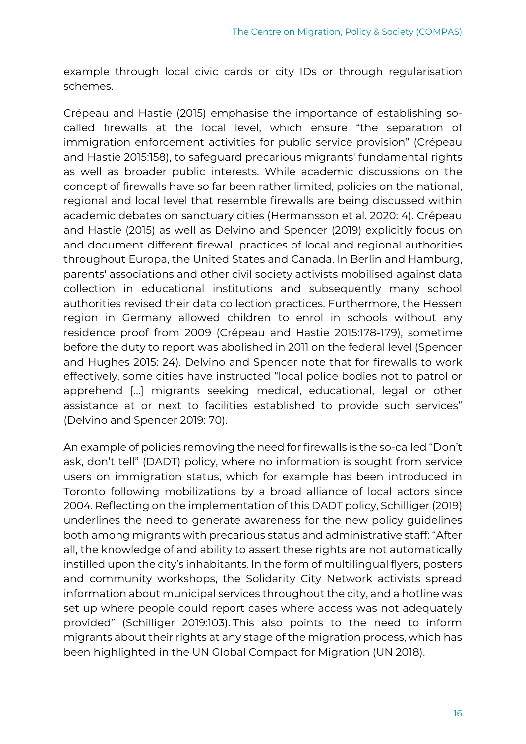example through local civic cards or city IDs or through regularisation schemes.

Crépeau and Hastie (2015) emphasise the importance of establishing so-called firewalls at the local level, which ensure "the separation of immigration enforcement activities for public service provision" (Crépeau and Hastie 2015:158), to safeguard precarious migrants' fundamental rights as well as broader public interests. While academic discussions on the concept of firewalls have so far been rather limited, policies on the national, regional and local level that resemble firewalls are being discussed within academic debates on sanctuary cities (Hermansson et al. 2020: 4). Crépeau and Hastie (2015) as well as Delvino and Spencer (2019) explicitly focus on and document different firewall practices of local and regional authorities throughout Europa, the United States and Canada. In Berlin and Hamburg, parents' associations and other civil society activists mobilised against data collection in educational institutions and subsequently many school authorities revised their data collection practices. Furthermore, the Hessen region in Germany allowed children to enrol in schools without any residence proof from 2009 (Crépeau and Hastie 2015:178-179), sometime before the duty to report was abolished in 2011 on the federal level (Spencer and Hughes 2015: 24). Delvino and Spencer note that for firewalls to work effectively, some cities have instructed "local police bodies not to patrol or apprehend [...] migrants seeking medical, educational, legal or other assistance at or next to facilities established to provide such services" (Delvino and Spencer 2019: 70).

An example of policies removing the need for firewalls is the so-called "Don't ask, don't tell" (DADT) policy, where no information is sought from service users on immigration status, which for example has been introduced in Toronto following mobilizations by a broad alliance of local actors since 2004. Reflecting on the implementation of this DADT policy, Schilliger (2019) underlines the need to generate awareness for the new policy guidelines both among migrants with precarious status and administrative staff: "After all, the knowledge of and ability to assert these rights are not automatically instilled upon the city's inhabitants. In the form of multilingual flyers, posters and community workshops, the Solidarity City Network activists spread information about municipal services throughout the city, and a hotline was set up where people could report cases where access was not adequately provided" (Schilliger 2019:103). This also points to the need to inform migrants about their rights at any stage of the migration process, which has been highlighted in the UN Global Compact for Migration (UN 2018).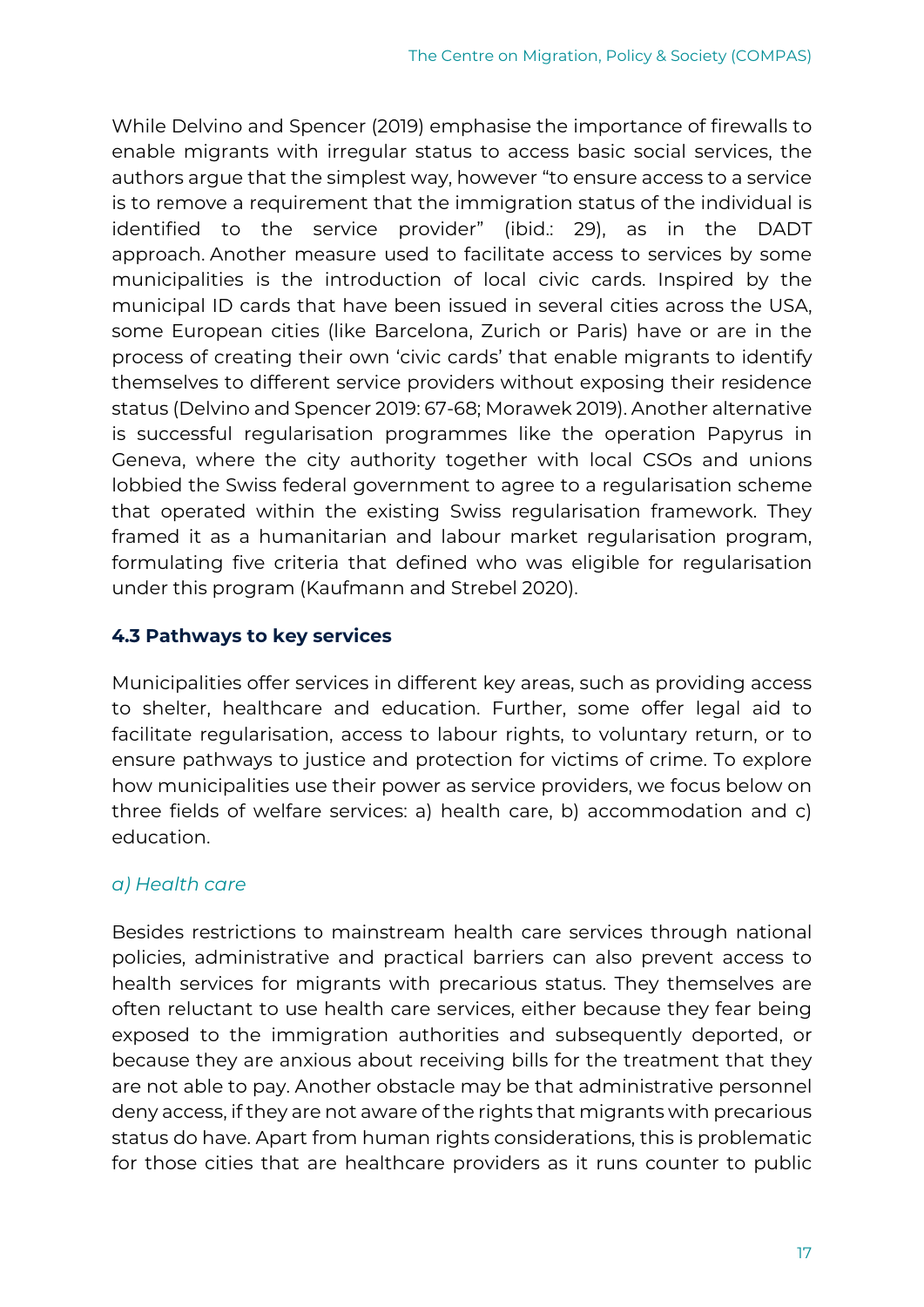While Delvino and Spencer (2019) emphasise the importance of firewalls to enable migrants with irregular status to access basic social services, the authors argue that the simplest way, however "to ensure access to a service is to remove a requirement that the immigration status of the individual is identified to the service provider" (ibid.: 29), as in the DADT approach. Another measure used to facilitate access to services by some municipalities is the introduction of local civic cards. Inspired by the municipal ID cards that have been issued in several cities across the USA, some European cities (like Barcelona, Zurich or Paris) have or are in the process of creating their own 'civic cards' that enable migrants to identify themselves to different service providers without exposing their residence status (Delvino and Spencer 2019: 67-68; Morawek 2019). Another alternative is successful regularisation programmes like the operation Papyrus in Geneva, where the city authority together with local CSOs and unions lobbied the Swiss federal government to agree to a regularisation scheme that operated within the existing Swiss regularisation framework. They framed it as a humanitarian and labour market regularisation program, formulating five criteria that defined who was eligible for regularisation under this program (Kaufmann and Strebel 2020).

### 4.3 Pathways to key services

Municipalities offer services in different key areas, such as providing access to shelter, healthcare and education. Further, some offer legal aid to facilitate regularisation, access to labour rights, to voluntary return, or to ensure pathways to justice and protection for victims of crime. To explore how municipalities use their power as service providers, we focus below on three fields of welfare services: a) health care, b) accommodation and c) education.

#### *a) Health care*

Besides restrictions to mainstream health care services through national policies, administrative and practical barriers can also prevent access to health services for migrants with precarious status. They themselves are often reluctant to use health care services, either because they fear being exposed to the immigration authorities and subsequently deported, or because they are anxious about receiving bills for the treatment that they are not able to pay. Another obstacle may be that administrative personnel deny access, if they are not aware of the rights that migrants with precarious status do have. Apart from human rights considerations, this is problematic for those cities that are healthcare providers as it runs counter to public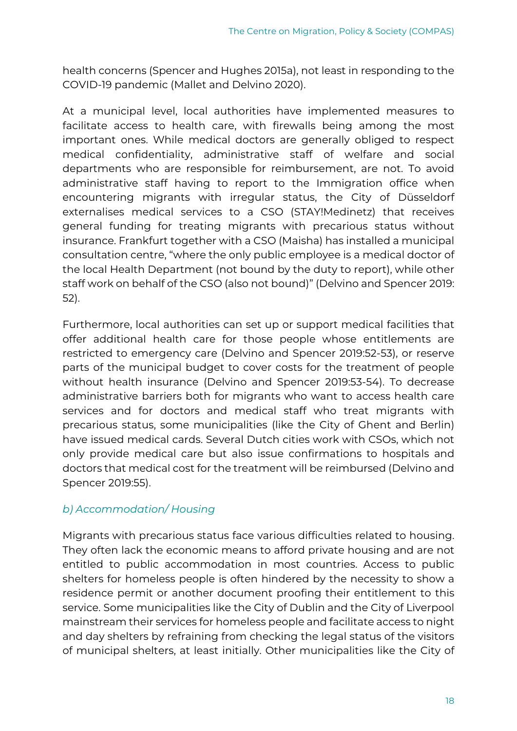health concerns (Spencer and Hughes 2015a), not least in responding to the COVID-19 pandemic (Mallet and Delvino 2020).

At a municipal level, local authorities have implemented measures to facilitate access to health care, with firewalls being among the most important ones. While medical doctors are generally obliged to respect medical confidentiality, administrative staff of welfare and social departments who are responsible for reimbursement, are not. To avoid administrative staff having to report to the Immigration office when encountering migrants with irregular status, the City of Düsseldorf externalises medical services to a CSO (STAY!Medinetz) that receives general funding for treating migrants with precarious status without insurance. Frankfurt together with a CSO (Maisha) has installed a municipal consultation centre, "where the only public employee is a medical doctor of the local Health Department (not bound by the duty to report), while other staff work on behalf of the CSO (also not bound)" (Delvino and Spencer 2019: 52).

Furthermore, local authorities can set up or support medical facilities that offer additional health care for those people whose entitlements are restricted to emergency care (Delvino and Spencer 2019:52-53), or reserve parts of the municipal budget to cover costs for the treatment of people without health insurance (Delvino and Spencer 2019:53-54). To decrease administrative barriers both for migrants who want to access health care services and for doctors and medical staff who treat migrants with precarious status, some municipalities (like the City of Ghent and Berlin) have issued medical cards. Several Dutch cities work with CSOs, which not only provide medical care but also issue confirmations to hospitals and doctors that medical cost for the treatment will be reimbursed (Delvino and Spencer 2019:55).

### *b) Accommodation/ Housing*

Migrants with precarious status face various difficulties related to housing. They often lack the economic means to afford private housing and are not entitled to public accommodation in most countries. Access to public shelters for homeless people is often hindered by the necessity to show a residence permit or another document proofing their entitlement to this service. Some municipalities like the City of Dublin and the City of Liverpool mainstream their services for homeless people and facilitate access to night and day shelters by refraining from checking the legal status of the visitors of municipal shelters, at least initially. Other municipalities like the City of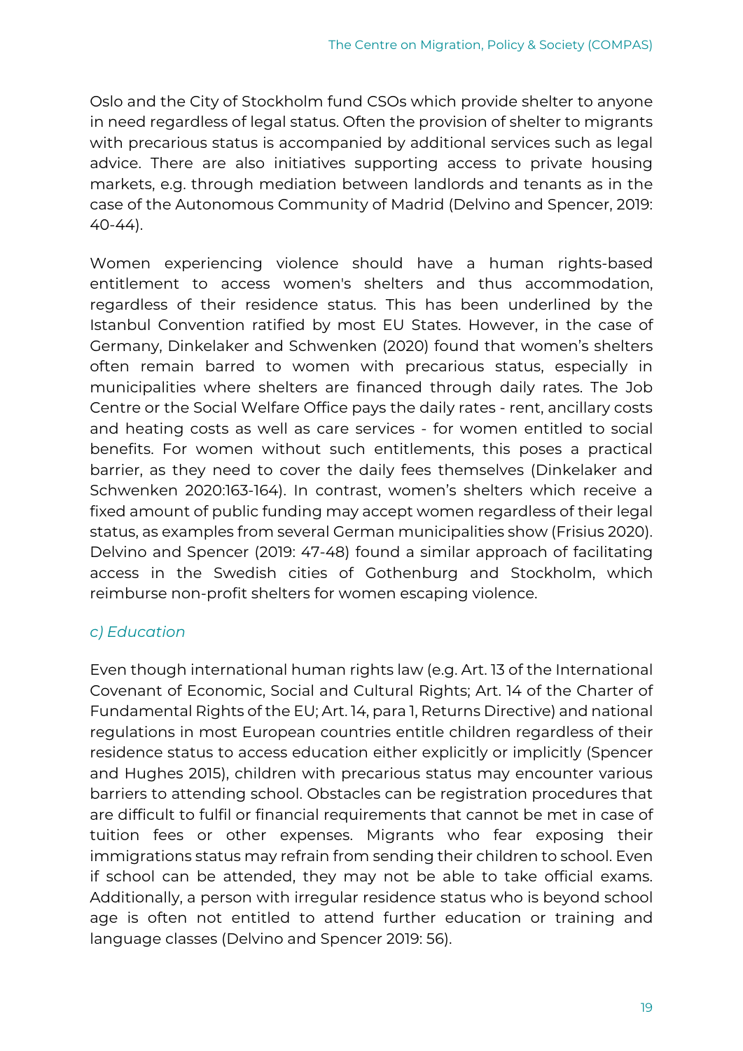Oslo and the City of Stockholm fund CSOs which provide shelter to anyone in need regardless of legal status. Often the provision of shelter to migrants with precarious status is accompanied by additional services such as legal advice. There are also initiatives supporting access to private housing markets, e.g. through mediation between landlords and tenants as in the case of the Autonomous Community of Madrid (Delvino and Spencer, 2019: 40-44).

Women experiencing violence should have a human rights-based entitlement to access women's shelters and thus accommodation, regardless of their residence status. This has been underlined by the Istanbul Convention ratified by most EU States. However, in the case of Germany, Dinkelaker and Schwenken (2020) found that women's shelters often remain barred to women with precarious status, especially in municipalities where shelters are financed through daily rates. The Job Centre or the Social Welfare Office pays the daily rates - rent, ancillary costs and heating costs as well as care services - for women entitled to social benefits. For women without such entitlements, this poses a practical barrier, as they need to cover the daily fees themselves (Dinkelaker and Schwenken 2020:163-164). In contrast, women's shelters which receive a fixed amount of public funding may accept women regardless of their legal status, as examples from several German municipalities show (Frisius 2020). Delvino and Spencer (2019: 47-48) found a similar approach of facilitating access in the Swedish cities of Gothenburg and Stockholm, which reimburse non-profit shelters for women escaping violence.

### *c) Education*

Even though international human rights law (e.g. Art. 13 of the International Covenant of Economic, Social and Cultural Rights; Art. 14 of the Charter of Fundamental Rights of the EU; Art. 14, para 1, Returns Directive) and national regulations in most European countries entitle children regardless of their residence status to access education either explicitly or implicitly (Spencer and Hughes 2015), children with precarious status may encounter various barriers to attending school. Obstacles can be registration procedures that are difficult to fulfil or financial requirements that cannot be met in case of tuition fees or other expenses. Migrants who fear exposing their immigrations status may refrain from sending their children to school. Even if school can be attended, they may not be able to take official exams. Additionally, a person with irregular residence status who is beyond school age is often not entitled to attend further education or training and language classes (Delvino and Spencer 2019: 56).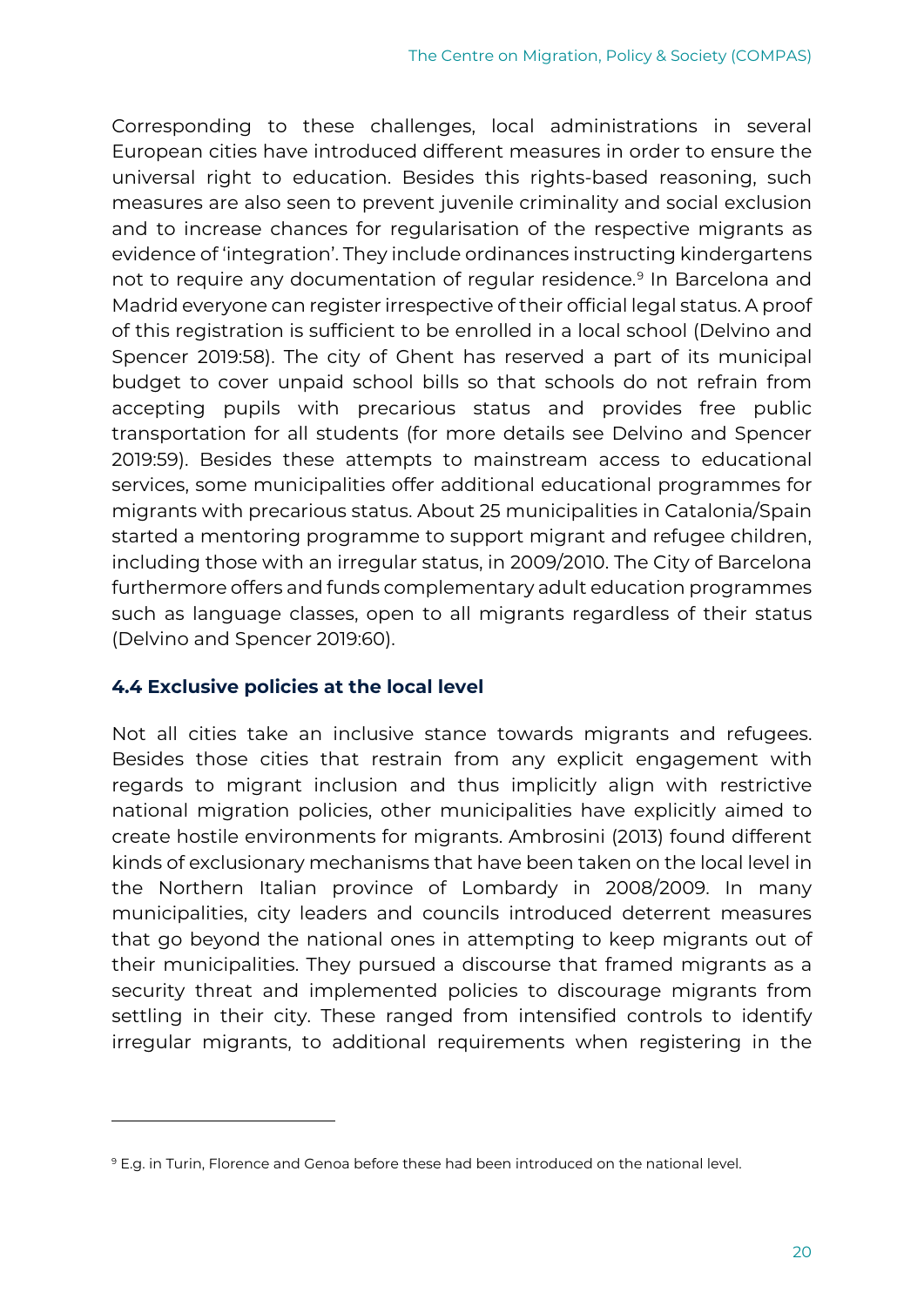Corresponding to these challenges, local administrations in several European cities have introduced different measures in order to ensure the universal right to education. Besides this rights-based reasoning, such measures are also seen to prevent juvenile criminality and social exclusion and to increase chances for regularisation of the respective migrants as evidence of 'integration'. They include ordinances instructing kindergartens not to require any documentation of regular residence.[9] In Barcelona and Madrid everyone can register irrespective of their official legal status. A proof of this registration is sufficient to be enrolled in a local school (Delvino and Spencer 2019:58). The city of Ghent has reserved a part of its municipal budget to cover unpaid school bills so that schools do not refrain from accepting pupils with precarious status and provides free public transportation for all students (for more details see Delvino and Spencer 2019:59). Besides these attempts to mainstream access to educational services, some municipalities offer additional educational programmes for migrants with precarious status. About 25 municipalities in Catalonia/Spain started a mentoring programme to support migrant and refugee children, including those with an irregular status, in 2009/2010. The City of Barcelona furthermore offers and funds complementary adult education programmes such as language classes, open to all migrants regardless of their status (Delvino and Spencer 2019:60).

### 4.4 Exclusive policies at the local level

Not all cities take an inclusive stance towards migrants and refugees. Besides those cities that restrain from any explicit engagement with regards to migrant inclusion and thus implicitly align with restrictive national migration policies, other municipalities have explicitly aimed to create hostile environments for migrants. Ambrosini (2013) found different kinds of exclusionary mechanisms that have been taken on the local level in the Northern Italian province of Lombardy in 2008/2009. In many municipalities, city leaders and councils introduced deterrent measures that go beyond the national ones in attempting to keep migrants out of their municipalities. They pursued a discourse that framed migrants as a security threat and implemented policies to discourage migrants from settling in their city. These ranged from intensified controls to identify irregular migrants, to additional requirements when registering in the

---

[9] E.g. in Turin, Florence and Genoa before these had been introduced on the national level.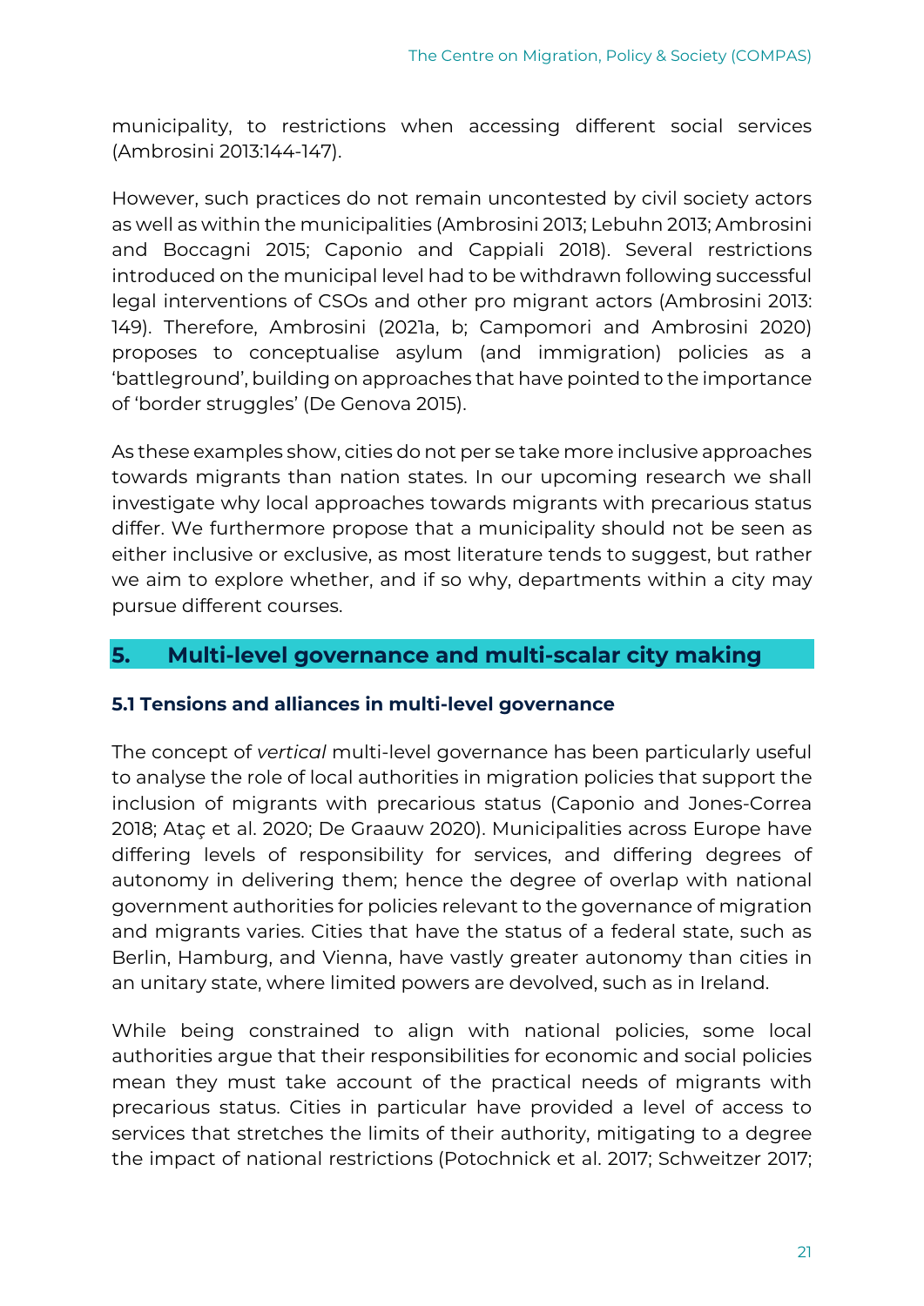municipality, to restrictions when accessing different social services (Ambrosini 2013:144-147).

However, such practices do not remain uncontested by civil society actors as well as within the municipalities (Ambrosini 2013; Lebuhn 2013; Ambrosini and Boccagni 2015; Caponio and Cappiali 2018). Several restrictions introduced on the municipal level had to be withdrawn following successful legal interventions of CSOs and other pro migrant actors (Ambrosini 2013: 149). Therefore, Ambrosini (2021a, b; Campomori and Ambrosini 2020) proposes to conceptualise asylum (and immigration) policies as a 'battleground', building on approaches that have pointed to the importance of 'border struggles' (De Genova 2015).

As these examples show, cities do not per se take more inclusive approaches towards migrants than nation states. In our upcoming research we shall investigate why local approaches towards migrants with precarious status differ. We furthermore propose that a municipality should not be seen as either inclusive or exclusive, as most literature tends to suggest, but rather we aim to explore whether, and if so why, departments within a city may pursue different courses.

## 5. Multi-level governance and multi-scalar city making

### 5.1 Tensions and alliances in multi-level governance

The concept of *vertical* multi-level governance has been particularly useful to analyse the role of local authorities in migration policies that support the inclusion of migrants with precarious status (Caponio and Jones-Correa 2018; Ataç et al. 2020; De Graauw 2020). Municipalities across Europe have differing levels of responsibility for services, and differing degrees of autonomy in delivering them; hence the degree of overlap with national government authorities for policies relevant to the governance of migration and migrants varies. Cities that have the status of a federal state, such as Berlin, Hamburg, and Vienna, have vastly greater autonomy than cities in an unitary state, where limited powers are devolved, such as in Ireland.

While being constrained to align with national policies, some local authorities argue that their responsibilities for economic and social policies mean they must take account of the practical needs of migrants with precarious status. Cities in particular have provided a level of access to services that stretches the limits of their authority, mitigating to a degree the impact of national restrictions (Potochnick et al. 2017; Schweitzer 2017;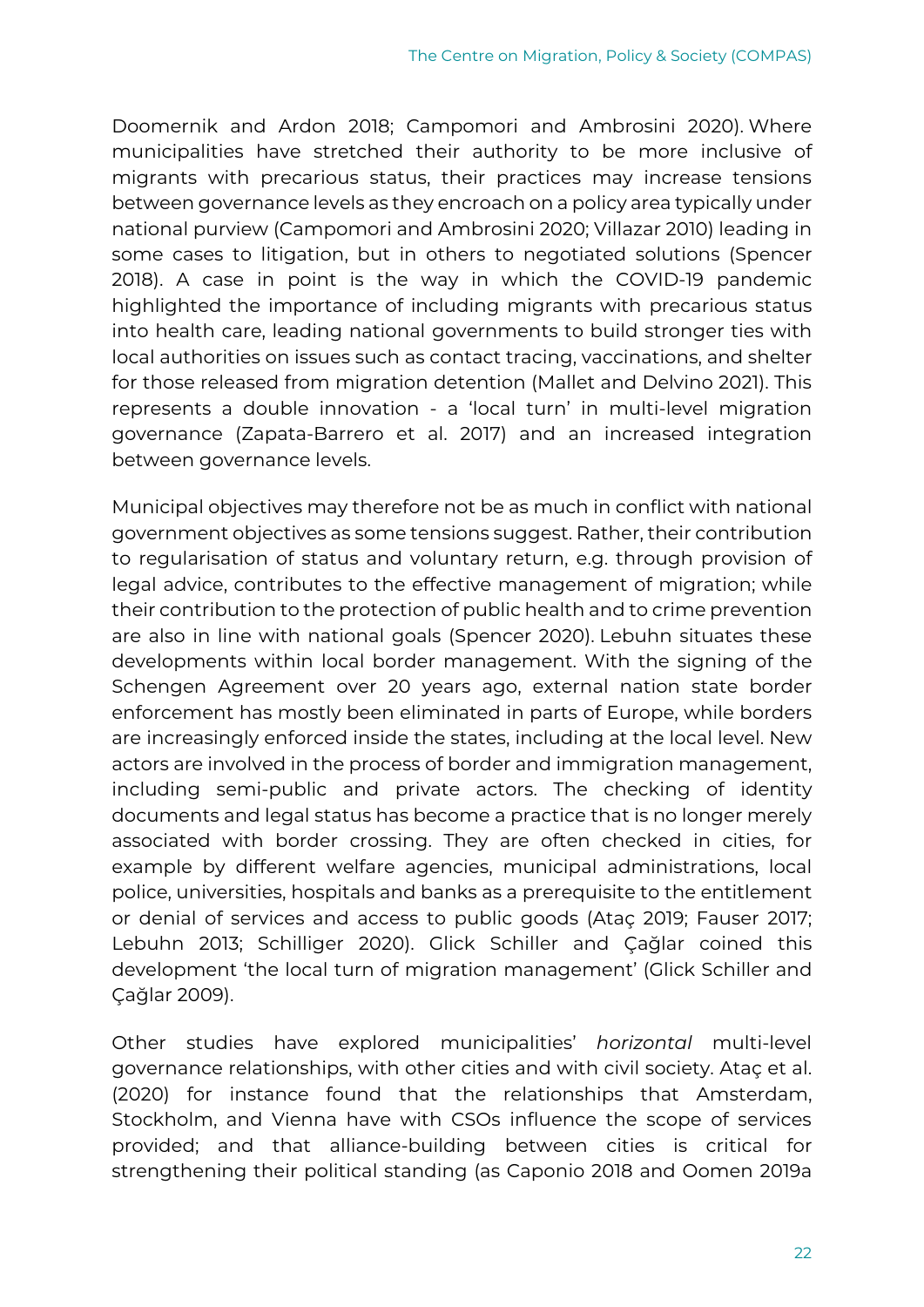Doomernik and Ardon 2018; Campomori and Ambrosini 2020). Where municipalities have stretched their authority to be more inclusive of migrants with precarious status, their practices may increase tensions between governance levels as they encroach on a policy area typically under national purview (Campomori and Ambrosini 2020; Villazar 2010) leading in some cases to litigation, but in others to negotiated solutions (Spencer 2018). A case in point is the way in which the COVID-19 pandemic highlighted the importance of including migrants with precarious status into health care, leading national governments to build stronger ties with local authorities on issues such as contact tracing, vaccinations, and shelter for those released from migration detention (Mallet and Delvino 2021). This represents a double innovation - a 'local turn' in multi-level migration governance (Zapata-Barrero et al. 2017) and an increased integration between governance levels.

Municipal objectives may therefore not be as much in conflict with national government objectives as some tensions suggest. Rather, their contribution to regularisation of status and voluntary return, e.g. through provision of legal advice, contributes to the effective management of migration; while their contribution to the protection of public health and to crime prevention are also in line with national goals (Spencer 2020). Lebuhn situates these developments within local border management. With the signing of the Schengen Agreement over 20 years ago, external nation state border enforcement has mostly been eliminated in parts of Europe, while borders are increasingly enforced inside the states, including at the local level. New actors are involved in the process of border and immigration management, including semi-public and private actors. The checking of identity documents and legal status has become a practice that is no longer merely associated with border crossing. They are often checked in cities, for example by different welfare agencies, municipal administrations, local police, universities, hospitals and banks as a prerequisite to the entitlement or denial of services and access to public goods (Ataç 2019; Fauser 2017; Lebuhn 2013; Schilliger 2020). Glick Schiller and Çağlar coined this development 'the local turn of migration management' (Glick Schiller and Çağlar 2009).

Other studies have explored municipalities' *horizontal* multi-level governance relationships, with other cities and with civil society. Ataç et al. (2020) for instance found that the relationships that Amsterdam, Stockholm, and Vienna have with CSOs influence the scope of services provided; and that alliance-building between cities is critical for strengthening their political standing (as Caponio 2018 and Oomen 2019a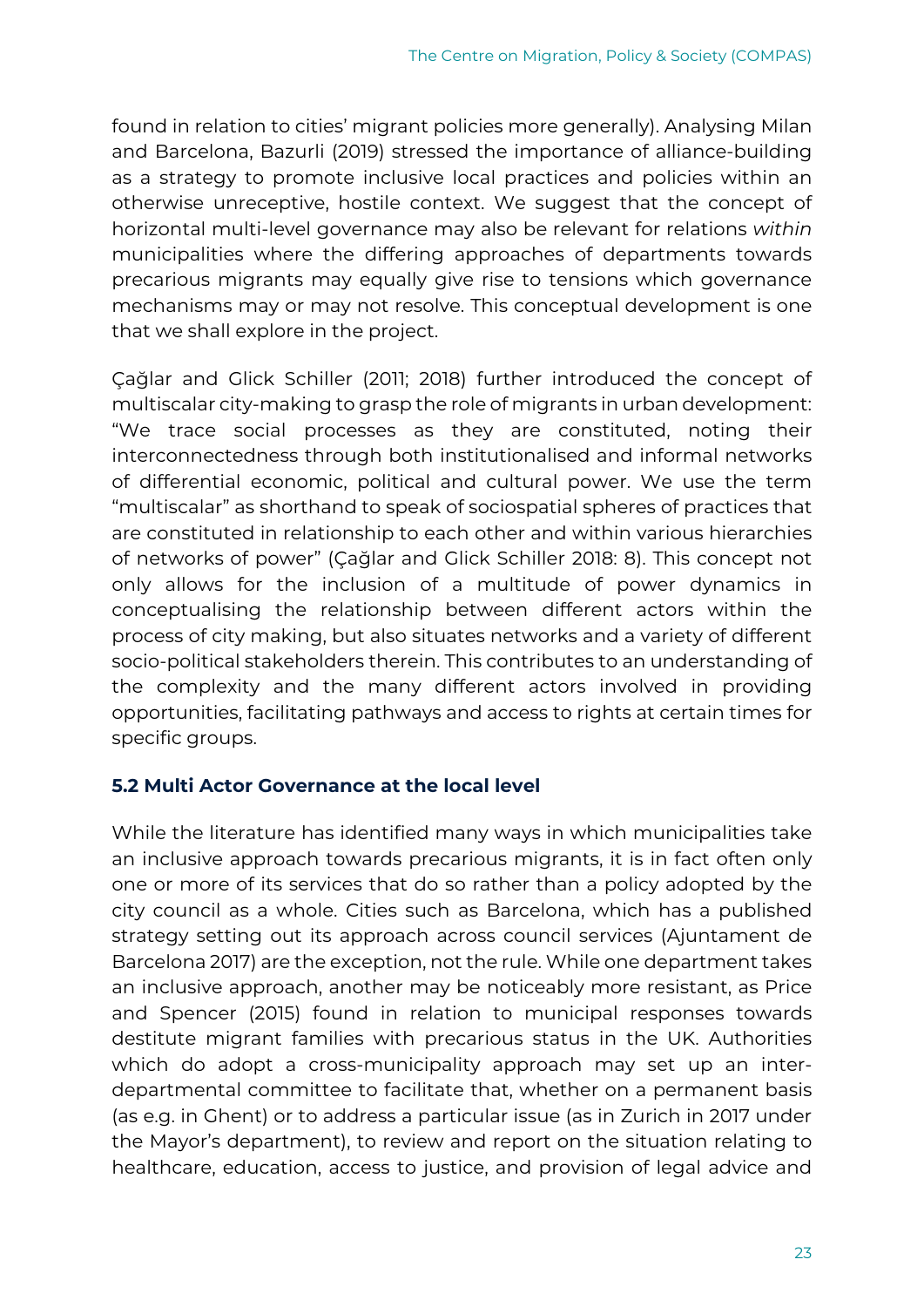found in relation to cities' migrant policies more generally). Analysing Milan and Barcelona, Bazurli (2019) stressed the importance of alliance-building as a strategy to promote inclusive local practices and policies within an otherwise unreceptive, hostile context. We suggest that the concept of horizontal multi-level governance may also be relevant for relations *within* municipalities where the differing approaches of departments towards precarious migrants may equally give rise to tensions which governance mechanisms may or may not resolve. This conceptual development is one that we shall explore in the project.

Çağlar and Glick Schiller (2011; 2018) further introduced the concept of multiscalar city-making to grasp the role of migrants in urban development: "We trace social processes as they are constituted, noting their interconnectedness through both institutionalised and informal networks of differential economic, political and cultural power. We use the term "multiscalar" as shorthand to speak of sociospatial spheres of practices that are constituted in relationship to each other and within various hierarchies of networks of power" (Çağlar and Glick Schiller 2018: 8). This concept not only allows for the inclusion of a multitude of power dynamics in conceptualising the relationship between different actors within the process of city making, but also situates networks and a variety of different socio-political stakeholders therein. This contributes to an understanding of the complexity and the many different actors involved in providing opportunities, facilitating pathways and access to rights at certain times for specific groups.

### 5.2 Multi Actor Governance at the local level

While the literature has identified many ways in which municipalities take an inclusive approach towards precarious migrants, it is in fact often only one or more of its services that do so rather than a policy adopted by the city council as a whole. Cities such as Barcelona, which has a published strategy setting out its approach across council services (Ajuntament de Barcelona 2017) are the exception, not the rule. While one department takes an inclusive approach, another may be noticeably more resistant, as Price and Spencer (2015) found in relation to municipal responses towards destitute migrant families with precarious status in the UK. Authorities which do adopt a cross-municipality approach may set up an inter-departmental committee to facilitate that, whether on a permanent basis (as e.g. in Ghent) or to address a particular issue (as in Zurich in 2017 under the Mayor's department), to review and report on the situation relating to healthcare, education, access to justice, and provision of legal advice and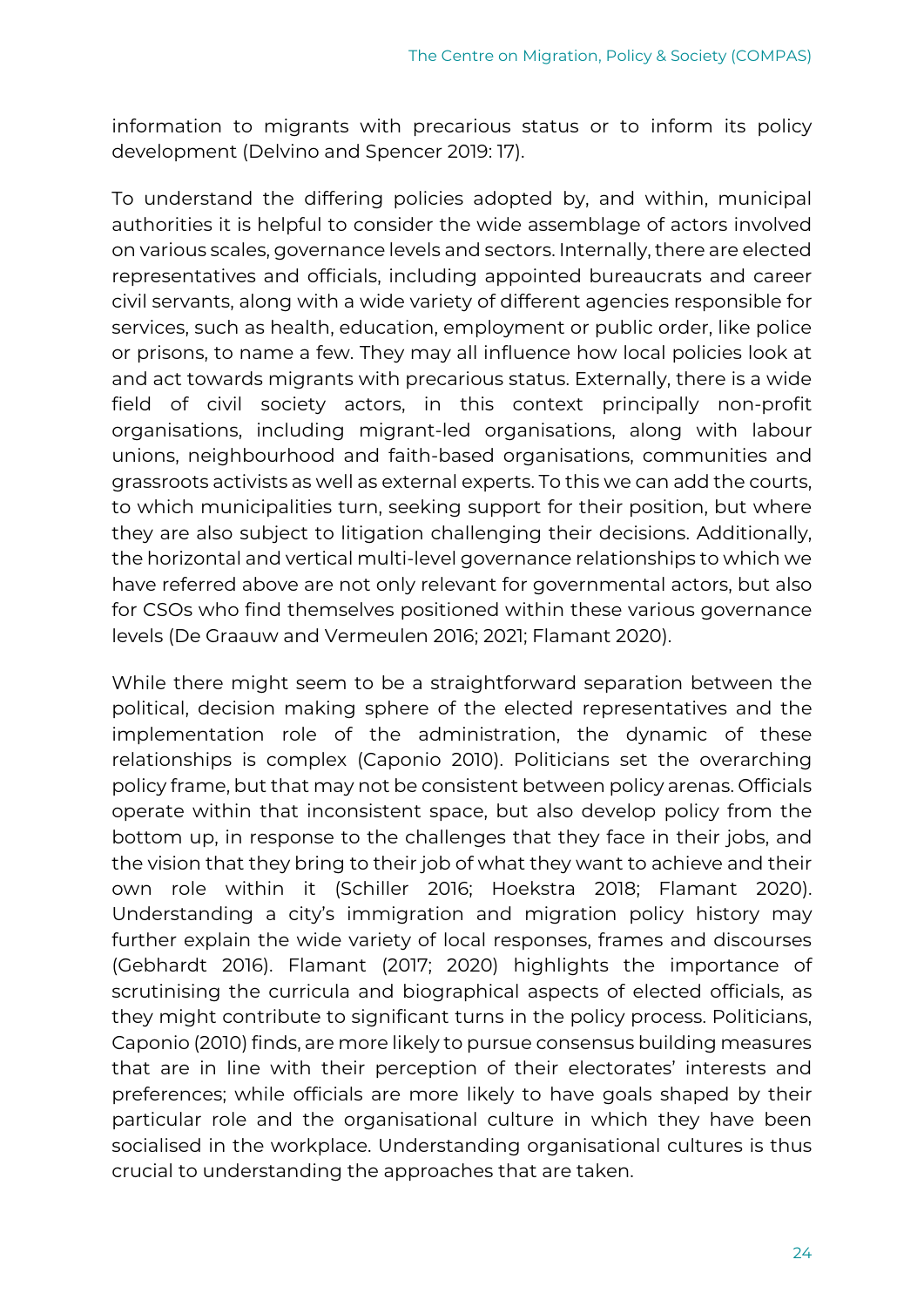information to migrants with precarious status or to inform its policy development (Delvino and Spencer 2019: 17).

To understand the differing policies adopted by, and within, municipal authorities it is helpful to consider the wide assemblage of actors involved on various scales, governance levels and sectors. Internally, there are elected representatives and officials, including appointed bureaucrats and career civil servants, along with a wide variety of different agencies responsible for services, such as health, education, employment or public order, like police or prisons, to name a few. They may all influence how local policies look at and act towards migrants with precarious status. Externally, there is a wide field of civil society actors, in this context principally non-profit organisations, including migrant-led organisations, along with labour unions, neighbourhood and faith-based organisations, communities and grassroots activists as well as external experts. To this we can add the courts, to which municipalities turn, seeking support for their position, but where they are also subject to litigation challenging their decisions. Additionally, the horizontal and vertical multi-level governance relationships to which we have referred above are not only relevant for governmental actors, but also for CSOs who find themselves positioned within these various governance levels (De Graauw and Vermeulen 2016; 2021; Flamant 2020).

While there might seem to be a straightforward separation between the political, decision making sphere of the elected representatives and the implementation role of the administration, the dynamic of these relationships is complex (Caponio 2010). Politicians set the overarching policy frame, but that may not be consistent between policy arenas. Officials operate within that inconsistent space, but also develop policy from the bottom up, in response to the challenges that they face in their jobs, and the vision that they bring to their job of what they want to achieve and their own role within it (Schiller 2016; Hoekstra 2018; Flamant 2020). Understanding a city's immigration and migration policy history may further explain the wide variety of local responses, frames and discourses (Gebhardt 2016). Flamant (2017; 2020) highlights the importance of scrutinising the curricula and biographical aspects of elected officials, as they might contribute to significant turns in the policy process. Politicians, Caponio (2010) finds, are more likely to pursue consensus building measures that are in line with their perception of their electorates' interests and preferences; while officials are more likely to have goals shaped by their particular role and the organisational culture in which they have been socialised in the workplace. Understanding organisational cultures is thus crucial to understanding the approaches that are taken.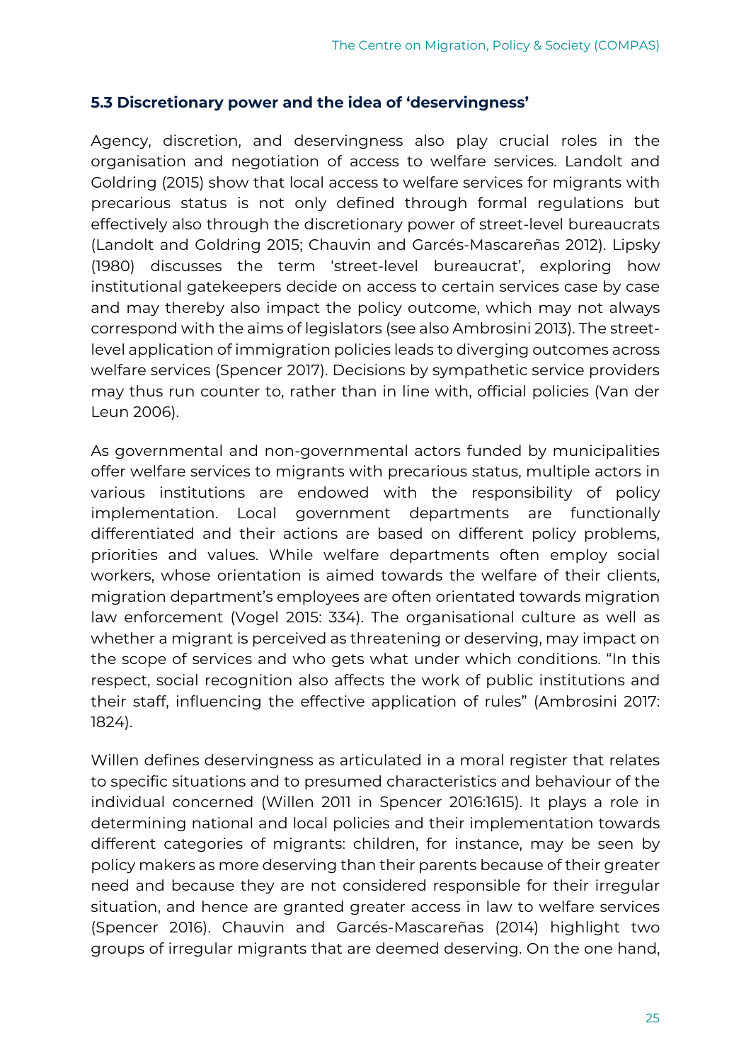### 5.3 Discretionary power and the idea of 'deservingness'

Agency, discretion, and deservingness also play crucial roles in the organisation and negotiation of access to welfare services. Landolt and Goldring (2015) show that local access to welfare services for migrants with precarious status is not only defined through formal regulations but effectively also through the discretionary power of street-level bureaucrats (Landolt and Goldring 2015; Chauvin and Garcés-Mascareñas 2012). Lipsky (1980) discusses the term 'street-level bureaucrat', exploring how institutional gatekeepers decide on access to certain services case by case and may thereby also impact the policy outcome, which may not always correspond with the aims of legislators (see also Ambrosini 2013). The street-level application of immigration policies leads to diverging outcomes across welfare services (Spencer 2017). Decisions by sympathetic service providers may thus run counter to, rather than in line with, official policies (Van der Leun 2006).

As governmental and non-governmental actors funded by municipalities offer welfare services to migrants with precarious status, multiple actors in various institutions are endowed with the responsibility of policy implementation. Local government departments are functionally differentiated and their actions are based on different policy problems, priorities and values. While welfare departments often employ social workers, whose orientation is aimed towards the welfare of their clients, migration department's employees are often orientated towards migration law enforcement (Vogel 2015: 334). The organisational culture as well as whether a migrant is perceived as threatening or deserving, may impact on the scope of services and who gets what under which conditions. "In this respect, social recognition also affects the work of public institutions and their staff, influencing the effective application of rules" (Ambrosini 2017: 1824).

Willen defines deservingness as articulated in a moral register that relates to specific situations and to presumed characteristics and behaviour of the individual concerned (Willen 2011 in Spencer 2016:1615). It plays a role in determining national and local policies and their implementation towards different categories of migrants: children, for instance, may be seen by policy makers as more deserving than their parents because of their greater need and because they are not considered responsible for their irregular situation, and hence are granted greater access in law to welfare services (Spencer 2016). Chauvin and Garcés-Mascareñas (2014) highlight two groups of irregular migrants that are deemed deserving. On the one hand,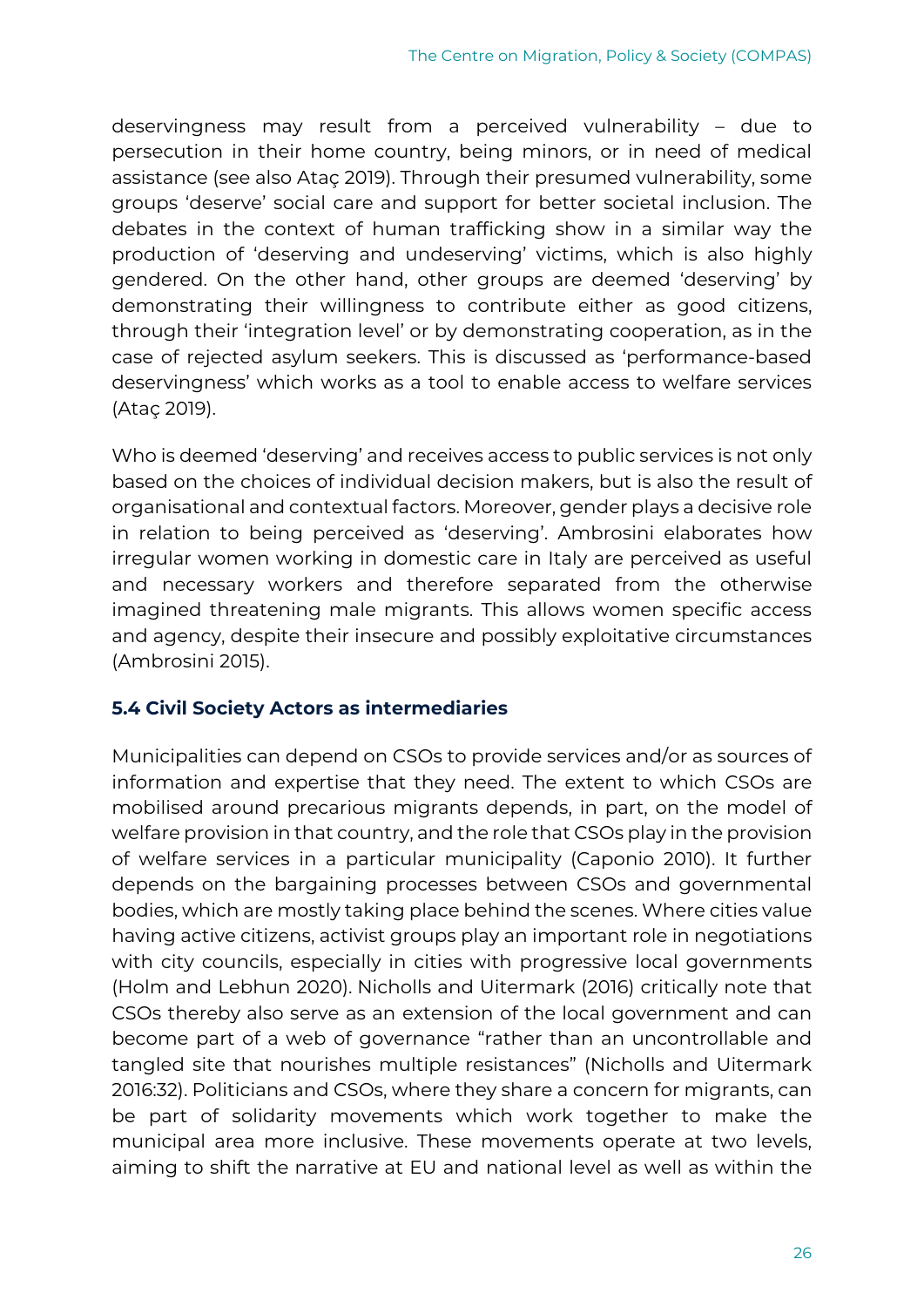deservingness may result from a perceived vulnerability – due to persecution in their home country, being minors, or in need of medical assistance (see also Ataç 2019). Through their presumed vulnerability, some groups 'deserve' social care and support for better societal inclusion. The debates in the context of human trafficking show in a similar way the production of 'deserving and undeserving' victims, which is also highly gendered. On the other hand, other groups are deemed 'deserving' by demonstrating their willingness to contribute either as good citizens, through their 'integration level' or by demonstrating cooperation, as in the case of rejected asylum seekers. This is discussed as 'performance-based deservingness' which works as a tool to enable access to welfare services (Ataç 2019).

Who is deemed 'deserving' and receives access to public services is not only based on the choices of individual decision makers, but is also the result of organisational and contextual factors. Moreover, gender plays a decisive role in relation to being perceived as 'deserving'. Ambrosini elaborates how irregular women working in domestic care in Italy are perceived as useful and necessary workers and therefore separated from the otherwise imagined threatening male migrants. This allows women specific access and agency, despite their insecure and possibly exploitative circumstances (Ambrosini 2015).

### 5.4 Civil Society Actors as intermediaries

Municipalities can depend on CSOs to provide services and/or as sources of information and expertise that they need. The extent to which CSOs are mobilised around precarious migrants depends, in part, on the model of welfare provision in that country, and the role that CSOs play in the provision of welfare services in a particular municipality (Caponio 2010). It further depends on the bargaining processes between CSOs and governmental bodies, which are mostly taking place behind the scenes. Where cities value having active citizens, activist groups play an important role in negotiations with city councils, especially in cities with progressive local governments (Holm and Lebhun 2020). Nicholls and Uitermark (2016) critically note that CSOs thereby also serve as an extension of the local government and can become part of a web of governance "rather than an uncontrollable and tangled site that nourishes multiple resistances" (Nicholls and Uitermark 2016:32). Politicians and CSOs, where they share a concern for migrants, can be part of solidarity movements which work together to make the municipal area more inclusive. These movements operate at two levels, aiming to shift the narrative at EU and national level as well as within the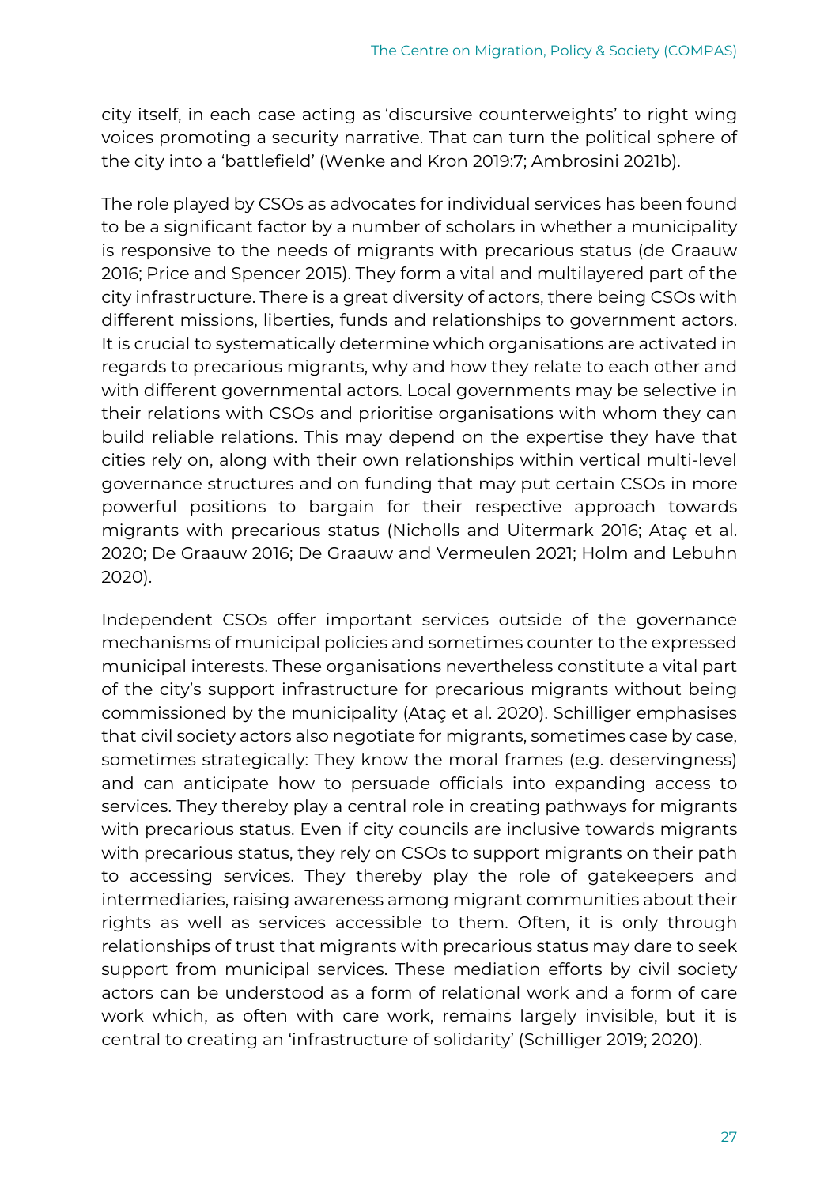city itself, in each case acting as 'discursive counterweights' to right wing voices promoting a security narrative. That can turn the political sphere of the city into a 'battlefield' (Wenke and Kron 2019:7; Ambrosini 2021b).

The role played by CSOs as advocates for individual services has been found to be a significant factor by a number of scholars in whether a municipality is responsive to the needs of migrants with precarious status (de Graauw 2016; Price and Spencer 2015). They form a vital and multilayered part of the city infrastructure. There is a great diversity of actors, there being CSOs with different missions, liberties, funds and relationships to government actors. It is crucial to systematically determine which organisations are activated in regards to precarious migrants, why and how they relate to each other and with different governmental actors. Local governments may be selective in their relations with CSOs and prioritise organisations with whom they can build reliable relations. This may depend on the expertise they have that cities rely on, along with their own relationships within vertical multi-level governance structures and on funding that may put certain CSOs in more powerful positions to bargain for their respective approach towards migrants with precarious status (Nicholls and Uitermark 2016; Ataç et al. 2020; De Graauw 2016; De Graauw and Vermeulen 2021; Holm and Lebuhn 2020).

Independent CSOs offer important services outside of the governance mechanisms of municipal policies and sometimes counter to the expressed municipal interests. These organisations nevertheless constitute a vital part of the city's support infrastructure for precarious migrants without being commissioned by the municipality (Ataç et al. 2020). Schilliger emphasises that civil society actors also negotiate for migrants, sometimes case by case, sometimes strategically: They know the moral frames (e.g. deservingness) and can anticipate how to persuade officials into expanding access to services. They thereby play a central role in creating pathways for migrants with precarious status. Even if city councils are inclusive towards migrants with precarious status, they rely on CSOs to support migrants on their path to accessing services. They thereby play the role of gatekeepers and intermediaries, raising awareness among migrant communities about their rights as well as services accessible to them. Often, it is only through relationships of trust that migrants with precarious status may dare to seek support from municipal services. These mediation efforts by civil society actors can be understood as a form of relational work and a form of care work which, as often with care work, remains largely invisible, but it is central to creating an 'infrastructure of solidarity' (Schilliger 2019; 2020).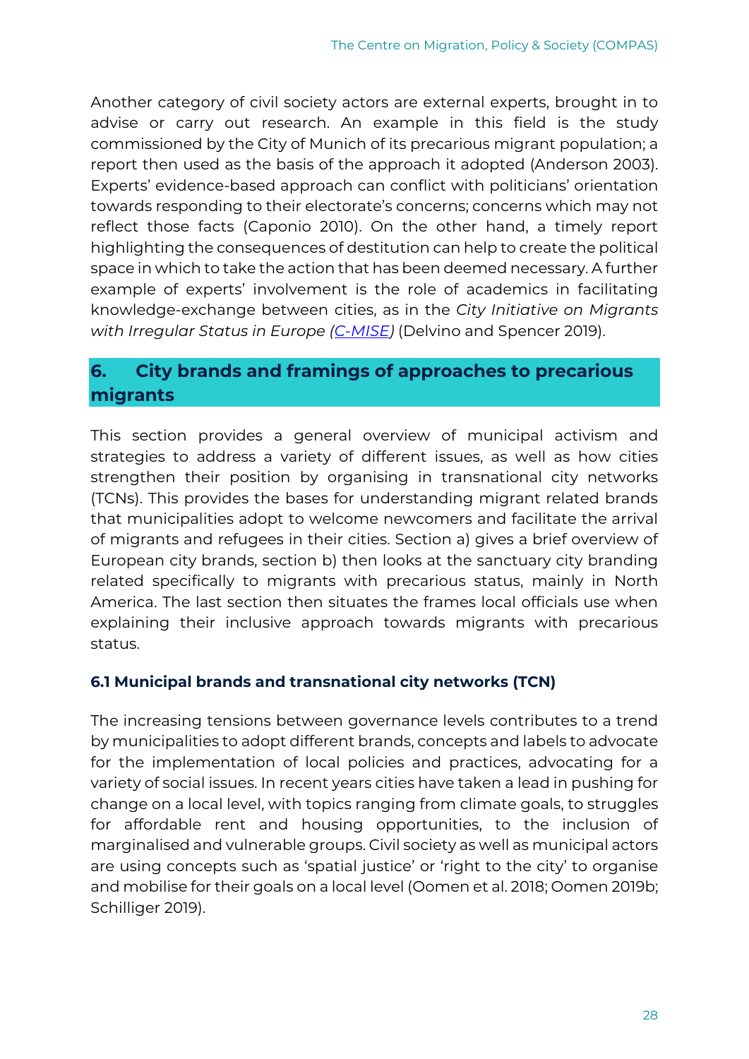Another category of civil society actors are external experts, brought in to advise or carry out research. An example in this field is the study commissioned by the City of Munich of its precarious migrant population; a report then used as the basis of the approach it adopted (Anderson 2003). Experts' evidence-based approach can conflict with politicians' orientation towards responding to their electorate's concerns; concerns which may not reflect those facts (Caponio 2010). On the other hand, a timely report highlighting the consequences of destitution can help to create the political space in which to take the action that has been deemed necessary. A further example of experts' involvement is the role of academics in facilitating knowledge-exchange between cities, as in the *City Initiative on Migrants with Irregular Status in Europe (C-MISE)* (Delvino and Spencer 2019).

## 6. City brands and framings of approaches to precarious migrants

This section provides a general overview of municipal activism and strategies to address a variety of different issues, as well as how cities strengthen their position by organising in transnational city networks (TCNs). This provides the bases for understanding migrant related brands that municipalities adopt to welcome newcomers and facilitate the arrival of migrants and refugees in their cities. Section a) gives a brief overview of European city brands, section b) then looks at the sanctuary city branding related specifically to migrants with precarious status, mainly in North America. The last section then situates the frames local officials use when explaining their inclusive approach towards migrants with precarious status.

### 6.1 Municipal brands and transnational city networks (TCN)

The increasing tensions between governance levels contributes to a trend by municipalities to adopt different brands, concepts and labels to advocate for the implementation of local policies and practices, advocating for a variety of social issues. In recent years cities have taken a lead in pushing for change on a local level, with topics ranging from climate goals, to struggles for affordable rent and housing opportunities, to the inclusion of marginalised and vulnerable groups. Civil society as well as municipal actors are using concepts such as 'spatial justice' or 'right to the city' to organise and mobilise for their goals on a local level (Oomen et al. 2018; Oomen 2019b; Schilliger 2019).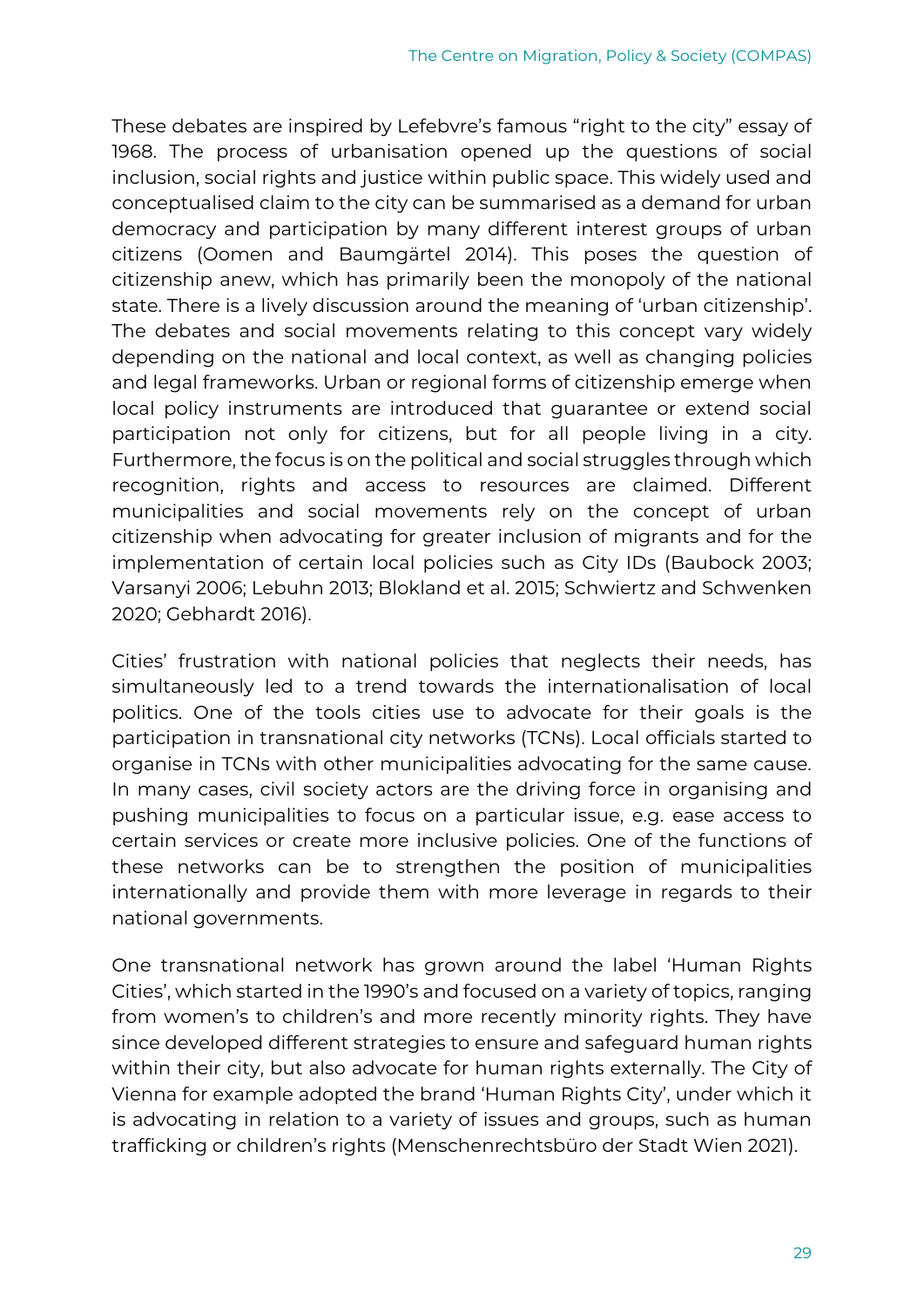These debates are inspired by Lefebvre's famous "right to the city" essay of 1968. The process of urbanisation opened up the questions of social inclusion, social rights and justice within public space. This widely used and conceptualised claim to the city can be summarised as a demand for urban democracy and participation by many different interest groups of urban citizens (Oomen and Baumgärtel 2014). This poses the question of citizenship anew, which has primarily been the monopoly of the national state. There is a lively discussion around the meaning of 'urban citizenship'. The debates and social movements relating to this concept vary widely depending on the national and local context, as well as changing policies and legal frameworks. Urban or regional forms of citizenship emerge when local policy instruments are introduced that guarantee or extend social participation not only for citizens, but for all people living in a city. Furthermore, the focus is on the political and social struggles through which recognition, rights and access to resources are claimed. Different municipalities and social movements rely on the concept of urban citizenship when advocating for greater inclusion of migrants and for the implementation of certain local policies such as City IDs (Baubock 2003; Varsanyi 2006; Lebuhn 2013; Blokland et al. 2015; Schwiertz and Schwenken 2020; Gebhardt 2016).

Cities' frustration with national policies that neglects their needs, has simultaneously led to a trend towards the internationalisation of local politics. One of the tools cities use to advocate for their goals is the participation in transnational city networks (TCNs). Local officials started to organise in TCNs with other municipalities advocating for the same cause. In many cases, civil society actors are the driving force in organising and pushing municipalities to focus on a particular issue, e.g. ease access to certain services or create more inclusive policies. One of the functions of these networks can be to strengthen the position of municipalities internationally and provide them with more leverage in regards to their national governments.

One transnational network has grown around the label 'Human Rights Cities', which started in the 1990's and focused on a variety of topics, ranging from women's to children's and more recently minority rights. They have since developed different strategies to ensure and safeguard human rights within their city, but also advocate for human rights externally. The City of Vienna for example adopted the brand 'Human Rights City', under which it is advocating in relation to a variety of issues and groups, such as human trafficking or children's rights (Menschenrechtsbüro der Stadt Wien 2021).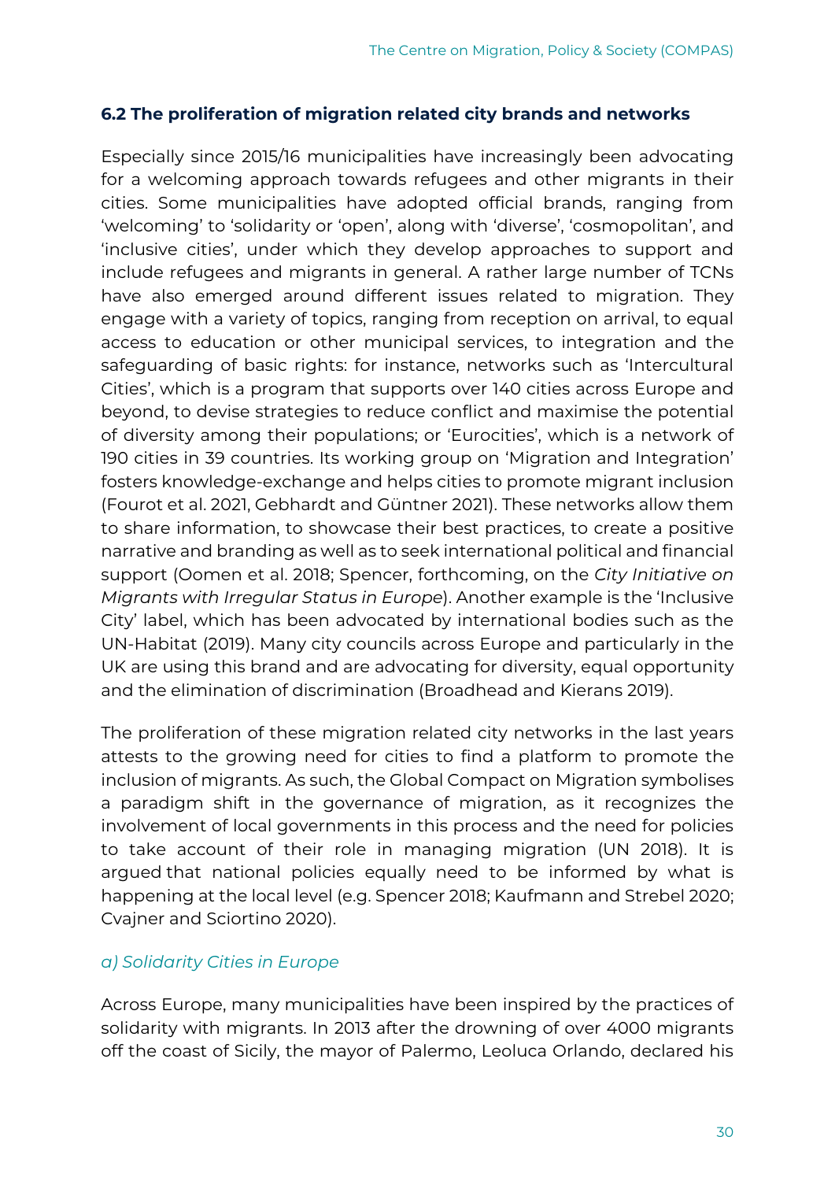### 6.2 The proliferation of migration related city brands and networks

Especially since 2015/16 municipalities have increasingly been advocating for a welcoming approach towards refugees and other migrants in their cities. Some municipalities have adopted official brands, ranging from 'welcoming' to 'solidarity or 'open', along with 'diverse', 'cosmopolitan', and 'inclusive cities', under which they develop approaches to support and include refugees and migrants in general. A rather large number of TCNs have also emerged around different issues related to migration. They engage with a variety of topics, ranging from reception on arrival, to equal access to education or other municipal services, to integration and the safeguarding of basic rights: for instance, networks such as 'Intercultural Cities', which is a program that supports over 140 cities across Europe and beyond, to devise strategies to reduce conflict and maximise the potential of diversity among their populations; or 'Eurocities', which is a network of 190 cities in 39 countries. Its working group on 'Migration and Integration' fosters knowledge-exchange and helps cities to promote migrant inclusion (Fourot et al. 2021, Gebhardt and Güntner 2021). These networks allow them to share information, to showcase their best practices, to create a positive narrative and branding as well as to seek international political and financial support (Oomen et al. 2018; Spencer, forthcoming, on the *City Initiative on Migrants with Irregular Status in Europe*). Another example is the 'Inclusive City' label, which has been advocated by international bodies such as the UN-Habitat (2019). Many city councils across Europe and particularly in the UK are using this brand and are advocating for diversity, equal opportunity and the elimination of discrimination (Broadhead and Kierans 2019).

The proliferation of these migration related city networks in the last years attests to the growing need for cities to find a platform to promote the inclusion of migrants. As such, the Global Compact on Migration symbolises a paradigm shift in the governance of migration, as it recognizes the involvement of local governments in this process and the need for policies to take account of their role in managing migration (UN 2018). It is argued that national policies equally need to be informed by what is happening at the local level (e.g. Spencer 2018; Kaufmann and Strebel 2020; Cvajner and Sciortino 2020).

#### *a) Solidarity Cities in Europe*

Across Europe, many municipalities have been inspired by the practices of solidarity with migrants. In 2013 after the drowning of over 4000 migrants off the coast of Sicily, the mayor of Palermo, Leoluca Orlando, declared his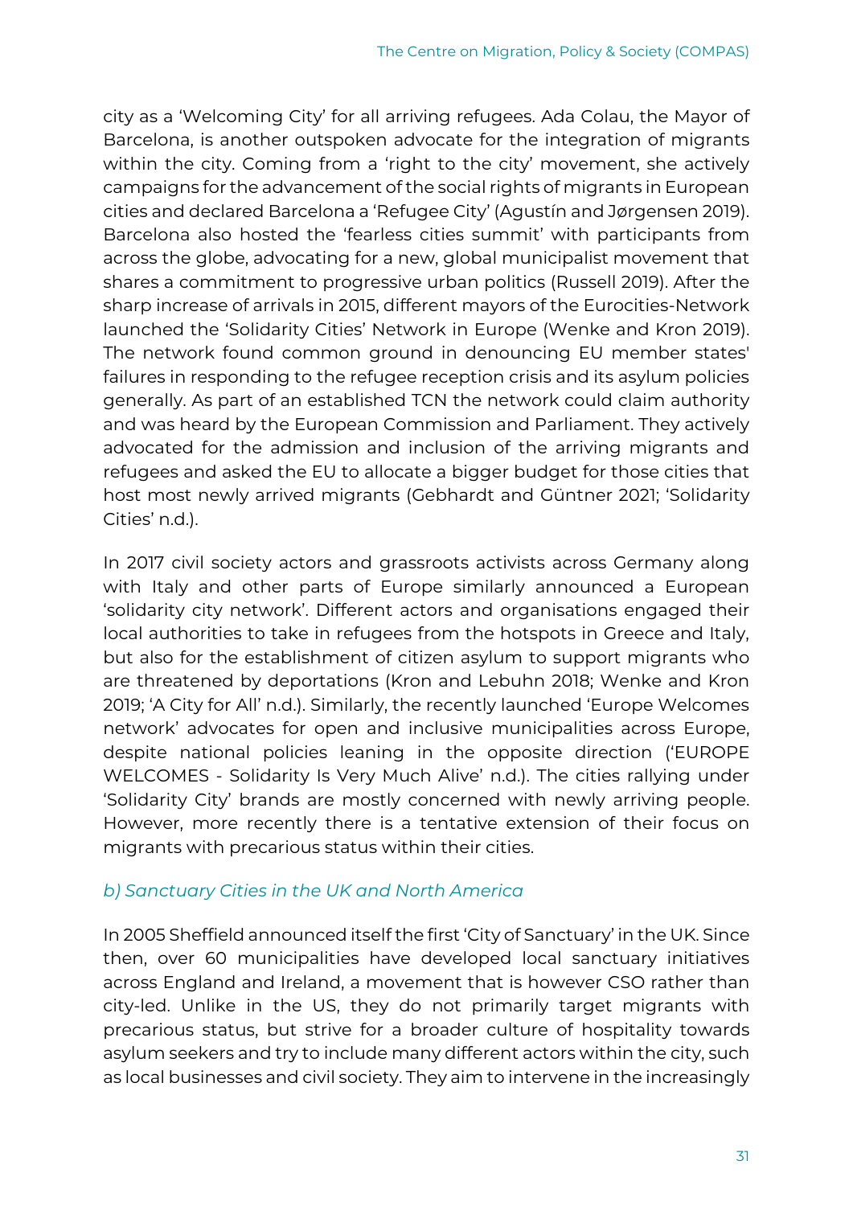city as a 'Welcoming City' for all arriving refugees. Ada Colau, the Mayor of Barcelona, is another outspoken advocate for the integration of migrants within the city. Coming from a 'right to the city' movement, she actively campaigns for the advancement of the social rights of migrants in European cities and declared Barcelona a 'Refugee City' (Agustín and Jørgensen 2019). Barcelona also hosted the 'fearless cities summit' with participants from across the globe, advocating for a new, global municipalist movement that shares a commitment to progressive urban politics (Russell 2019). After the sharp increase of arrivals in 2015, different mayors of the Eurocities-Network launched the 'Solidarity Cities' Network in Europe (Wenke and Kron 2019). The network found common ground in denouncing EU member states' failures in responding to the refugee reception crisis and its asylum policies generally. As part of an established TCN the network could claim authority and was heard by the European Commission and Parliament. They actively advocated for the admission and inclusion of the arriving migrants and refugees and asked the EU to allocate a bigger budget for those cities that host most newly arrived migrants (Gebhardt and Güntner 2021; 'Solidarity Cities' n.d.).

In 2017 civil society actors and grassroots activists across Germany along with Italy and other parts of Europe similarly announced a European 'solidarity city network'. Different actors and organisations engaged their local authorities to take in refugees from the hotspots in Greece and Italy, but also for the establishment of citizen asylum to support migrants who are threatened by deportations (Kron and Lebuhn 2018; Wenke and Kron 2019; 'A City for All' n.d.). Similarly, the recently launched 'Europe Welcomes network' advocates for open and inclusive municipalities across Europe, despite national policies leaning in the opposite direction ('EUROPE WELCOMES - Solidarity Is Very Much Alive' n.d.). The cities rallying under 'Solidarity City' brands are mostly concerned with newly arriving people. However, more recently there is a tentative extension of their focus on migrants with precarious status within their cities.

### *b) Sanctuary Cities in the UK and North America*

In 2005 Sheffield announced itself the first 'City of Sanctuary' in the UK. Since then, over 60 municipalities have developed local sanctuary initiatives across England and Ireland, a movement that is however CSO rather than city-led. Unlike in the US, they do not primarily target migrants with precarious status, but strive for a broader culture of hospitality towards asylum seekers and try to include many different actors within the city, such as local businesses and civil society. They aim to intervene in the increasingly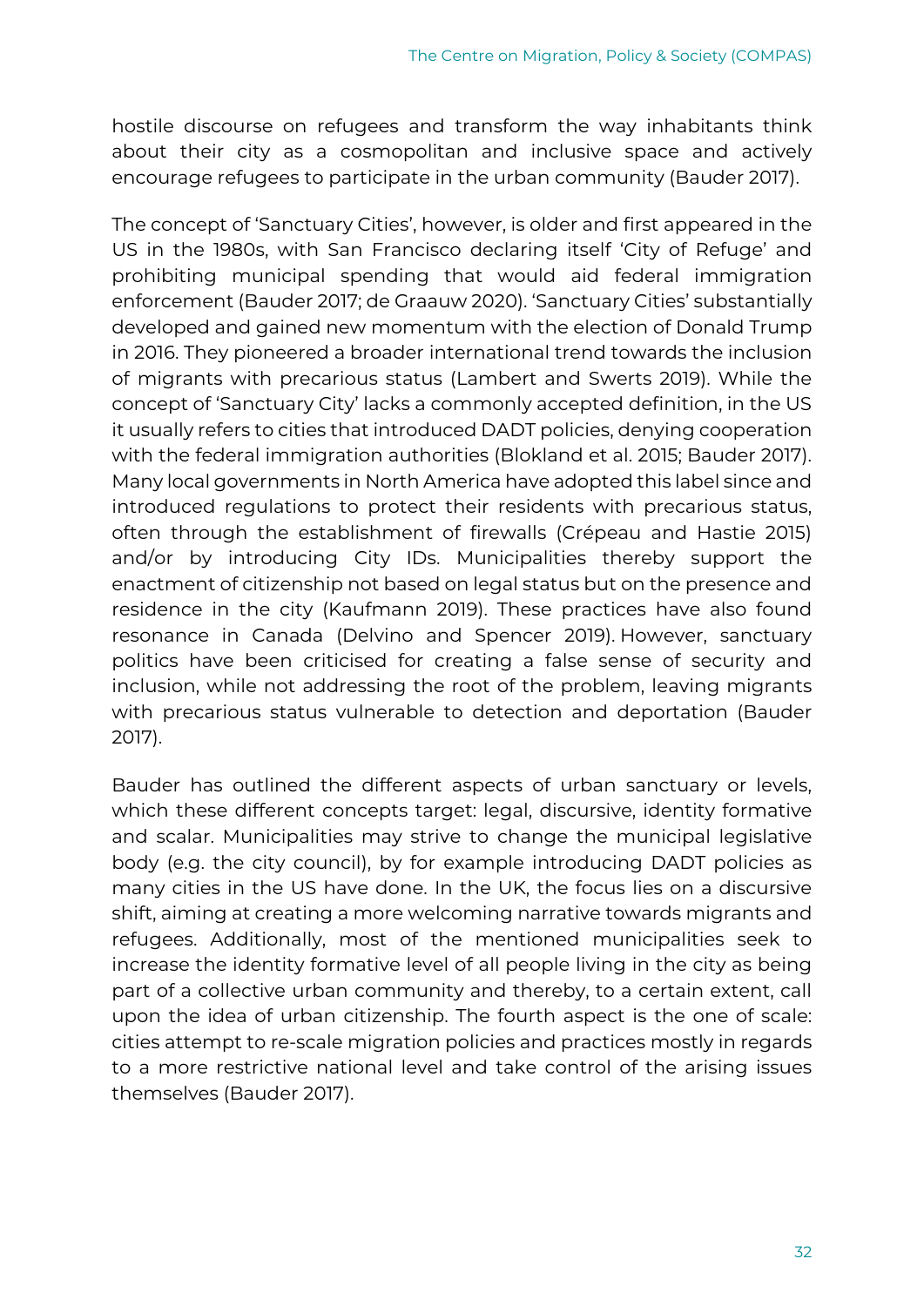hostile discourse on refugees and transform the way inhabitants think about their city as a cosmopolitan and inclusive space and actively encourage refugees to participate in the urban community (Bauder 2017).

The concept of 'Sanctuary Cities', however, is older and first appeared in the US in the 1980s, with San Francisco declaring itself 'City of Refuge' and prohibiting municipal spending that would aid federal immigration enforcement (Bauder 2017; de Graauw 2020). 'Sanctuary Cities' substantially developed and gained new momentum with the election of Donald Trump in 2016. They pioneered a broader international trend towards the inclusion of migrants with precarious status (Lambert and Swerts 2019). While the concept of 'Sanctuary City' lacks a commonly accepted definition, in the US it usually refers to cities that introduced DADT policies, denying cooperation with the federal immigration authorities (Blokland et al. 2015; Bauder 2017). Many local governments in North America have adopted this label since and introduced regulations to protect their residents with precarious status, often through the establishment of firewalls (Crépeau and Hastie 2015) and/or by introducing City IDs. Municipalities thereby support the enactment of citizenship not based on legal status but on the presence and residence in the city (Kaufmann 2019). These practices have also found resonance in Canada (Delvino and Spencer 2019). However, sanctuary politics have been criticised for creating a false sense of security and inclusion, while not addressing the root of the problem, leaving migrants with precarious status vulnerable to detection and deportation (Bauder 2017).

Bauder has outlined the different aspects of urban sanctuary or levels, which these different concepts target: legal, discursive, identity formative and scalar. Municipalities may strive to change the municipal legislative body (e.g. the city council), by for example introducing DADT policies as many cities in the US have done. In the UK, the focus lies on a discursive shift, aiming at creating a more welcoming narrative towards migrants and refugees. Additionally, most of the mentioned municipalities seek to increase the identity formative level of all people living in the city as being part of a collective urban community and thereby, to a certain extent, call upon the idea of urban citizenship. The fourth aspect is the one of scale: cities attempt to re-scale migration policies and practices mostly in regards to a more restrictive national level and take control of the arising issues themselves (Bauder 2017).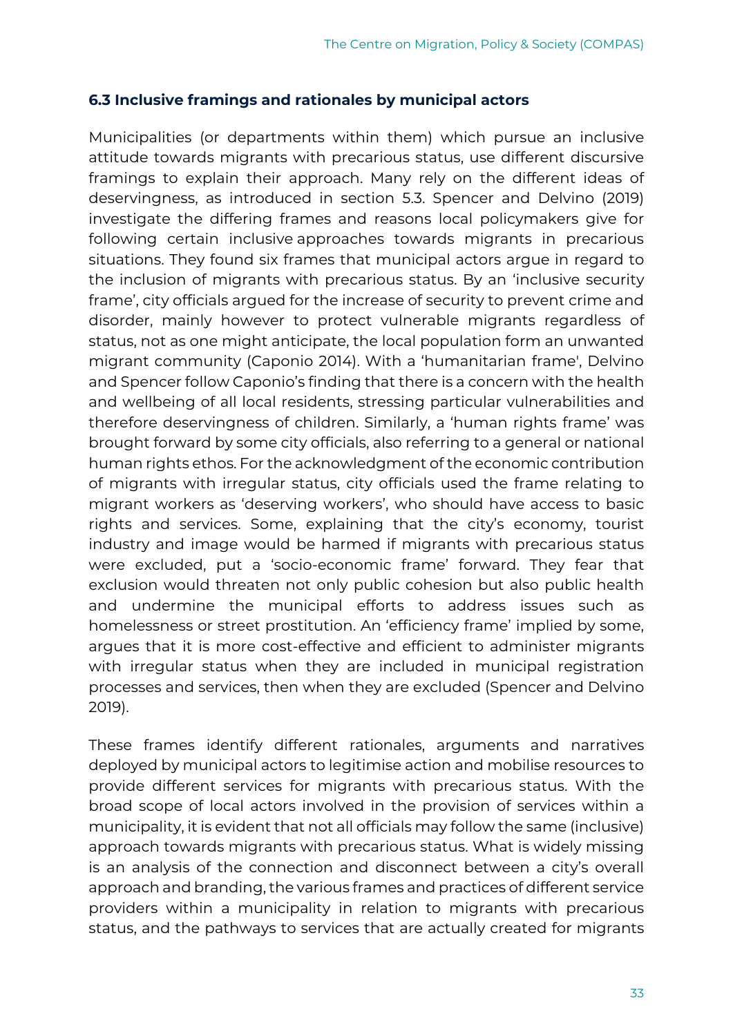### 6.3 Inclusive framings and rationales by municipal actors

Municipalities (or departments within them) which pursue an inclusive attitude towards migrants with precarious status, use different discursive framings to explain their approach. Many rely on the different ideas of deservingness, as introduced in section 5.3. Spencer and Delvino (2019) investigate the differing frames and reasons local policymakers give for following certain inclusive approaches towards migrants in precarious situations. They found six frames that municipal actors argue in regard to the inclusion of migrants with precarious status. By an 'inclusive security frame', city officials argued for the increase of security to prevent crime and disorder, mainly however to protect vulnerable migrants regardless of status, not as one might anticipate, the local population form an unwanted migrant community (Caponio 2014). With a 'humanitarian frame', Delvino and Spencer follow Caponio's finding that there is a concern with the health and wellbeing of all local residents, stressing particular vulnerabilities and therefore deservingness of children. Similarly, a 'human rights frame' was brought forward by some city officials, also referring to a general or national human rights ethos. For the acknowledgment of the economic contribution of migrants with irregular status, city officials used the frame relating to migrant workers as 'deserving workers', who should have access to basic rights and services. Some, explaining that the city's economy, tourist industry and image would be harmed if migrants with precarious status were excluded, put a 'socio-economic frame' forward. They fear that exclusion would threaten not only public cohesion but also public health and undermine the municipal efforts to address issues such as homelessness or street prostitution. An 'efficiency frame' implied by some, argues that it is more cost-effective and efficient to administer migrants with irregular status when they are included in municipal registration processes and services, then when they are excluded (Spencer and Delvino 2019).

These frames identify different rationales, arguments and narratives deployed by municipal actors to legitimise action and mobilise resources to provide different services for migrants with precarious status. With the broad scope of local actors involved in the provision of services within a municipality, it is evident that not all officials may follow the same (inclusive) approach towards migrants with precarious status. What is widely missing is an analysis of the connection and disconnect between a city's overall approach and branding, the various frames and practices of different service providers within a municipality in relation to migrants with precarious status, and the pathways to services that are actually created for migrants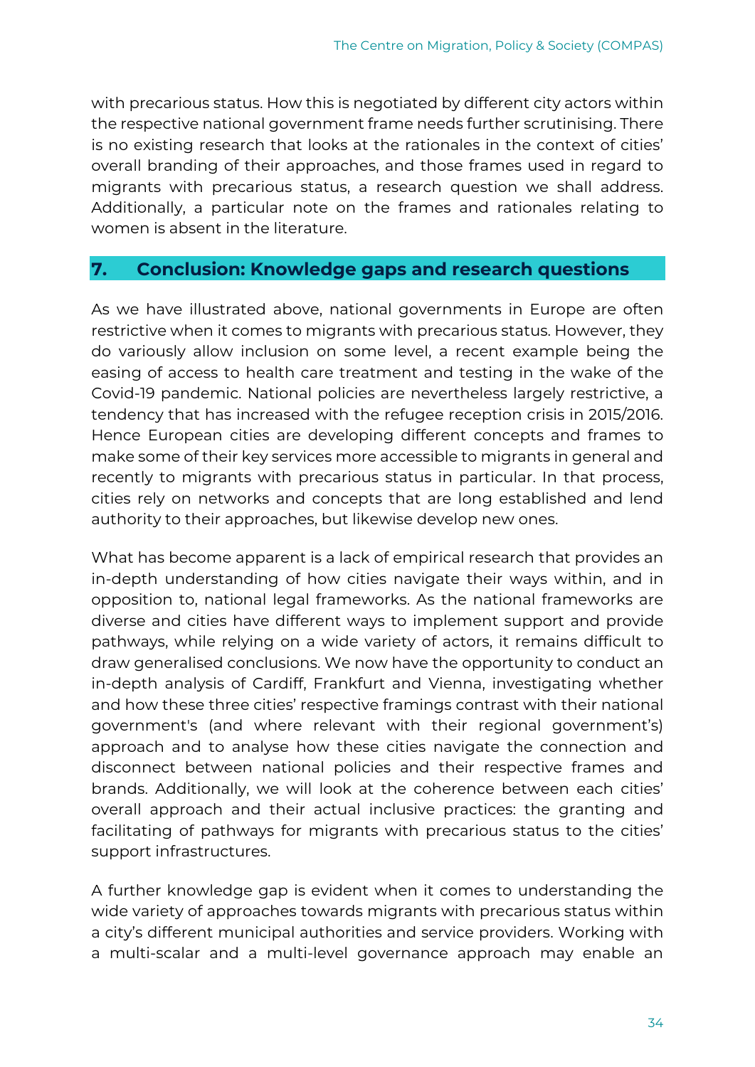with precarious status. How this is negotiated by different city actors within the respective national government frame needs further scrutinising. There is no existing research that looks at the rationales in the context of cities' overall branding of their approaches, and those frames used in regard to migrants with precarious status, a research question we shall address. Additionally, a particular note on the frames and rationales relating to women is absent in the literature.

## 7. Conclusion: Knowledge gaps and research questions

As we have illustrated above, national governments in Europe are often restrictive when it comes to migrants with precarious status. However, they do variously allow inclusion on some level, a recent example being the easing of access to health care treatment and testing in the wake of the Covid-19 pandemic. National policies are nevertheless largely restrictive, a tendency that has increased with the refugee reception crisis in 2015/2016. Hence European cities are developing different concepts and frames to make some of their key services more accessible to migrants in general and recently to migrants with precarious status in particular. In that process, cities rely on networks and concepts that are long established and lend authority to their approaches, but likewise develop new ones.

What has become apparent is a lack of empirical research that provides an in-depth understanding of how cities navigate their ways within, and in opposition to, national legal frameworks. As the national frameworks are diverse and cities have different ways to implement support and provide pathways, while relying on a wide variety of actors, it remains difficult to draw generalised conclusions. We now have the opportunity to conduct an in-depth analysis of Cardiff, Frankfurt and Vienna, investigating whether and how these three cities' respective framings contrast with their national government's (and where relevant with their regional government's) approach and to analyse how these cities navigate the connection and disconnect between national policies and their respective frames and brands. Additionally, we will look at the coherence between each cities' overall approach and their actual inclusive practices: the granting and facilitating of pathways for migrants with precarious status to the cities' support infrastructures.

A further knowledge gap is evident when it comes to understanding the wide variety of approaches towards migrants with precarious status within a city's different municipal authorities and service providers. Working with a multi-scalar and a multi-level governance approach may enable an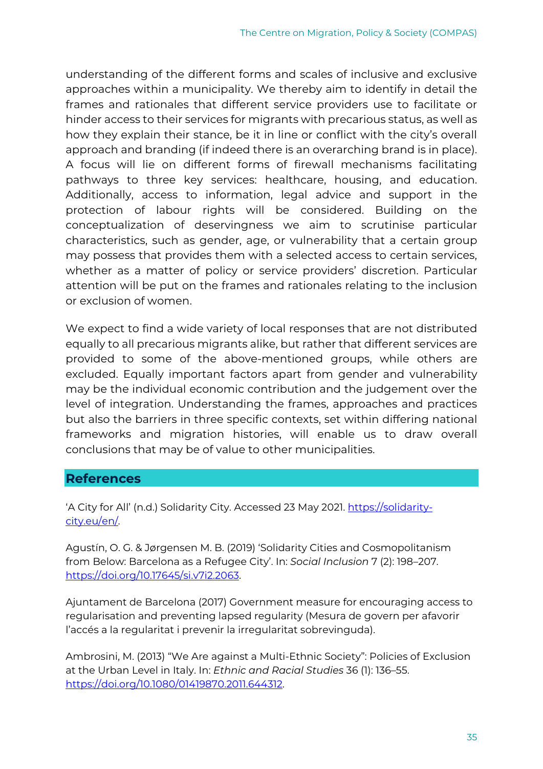understanding of the different forms and scales of inclusive and exclusive approaches within a municipality. We thereby aim to identify in detail the frames and rationales that different service providers use to facilitate or hinder access to their services for migrants with precarious status, as well as how they explain their stance, be it in line or conflict with the city's overall approach and branding (if indeed there is an overarching brand is in place). A focus will lie on different forms of firewall mechanisms facilitating pathways to three key services: healthcare, housing, and education. Additionally, access to information, legal advice and support in the protection of labour rights will be considered. Building on the conceptualization of deservingness we aim to scrutinise particular characteristics, such as gender, age, or vulnerability that a certain group may possess that provides them with a selected access to certain services, whether as a matter of policy or service providers' discretion. Particular attention will be put on the frames and rationales relating to the inclusion or exclusion of women.

We expect to find a wide variety of local responses that are not distributed equally to all precarious migrants alike, but rather that different services are provided to some of the above-mentioned groups, while others are excluded. Equally important factors apart from gender and vulnerability may be the individual economic contribution and the judgement over the level of integration. Understanding the frames, approaches and practices but also the barriers in three specific contexts, set within differing national frameworks and migration histories, will enable us to draw overall conclusions that may be of value to other municipalities.

## References

'A City for All' (n.d.) Solidarity City. Accessed 23 May 2021. [https://solidarity-city.eu/en/](https://solidarity-city.eu/en/).

Agustín, O. G. & Jørgensen M. B. (2019) 'Solidarity Cities and Cosmopolitanism from Below: Barcelona as a Refugee City'. In: *Social Inclusion* 7 (2): 198–207. [https://doi.org/10.17645/si.v7i2.2063](https://doi.org/10.17645/si.v7i2.2063).

Ajuntament de Barcelona (2017) Government measure for encouraging access to regularisation and preventing lapsed regularity (Mesura de govern per afavorir l'accés a la regularitat i prevenir la irregularitat sobrevinguda).

Ambrosini, M. (2013) "We Are against a Multi-Ethnic Society": Policies of Exclusion at the Urban Level in Italy. In: *Ethnic and Racial Studies* 36 (1): 136–55. [https://doi.org/10.1080/01419870.2011.644312](https://doi.org/10.1080/01419870.2011.644312).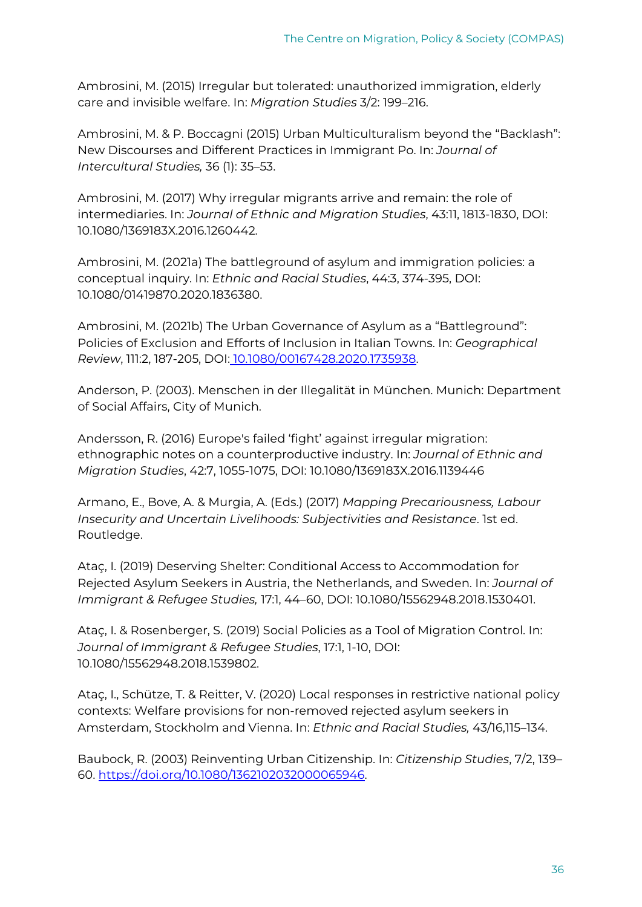Ambrosini, M. (2015) Irregular but tolerated: unauthorized immigration, elderly care and invisible welfare. In: *Migration Studies* 3/2: 199–216.

Ambrosini, M. & P. Boccagni (2015) Urban Multiculturalism beyond the "Backlash": New Discourses and Different Practices in Immigrant Po. In: *Journal of Intercultural Studies,* 36 (1): 35–53.

Ambrosini, M. (2017) Why irregular migrants arrive and remain: the role of intermediaries. In: *Journal of Ethnic and Migration Studies*, 43:11, 1813-1830, DOI: 10.1080/1369183X.2016.1260442.

Ambrosini, M. (2021a) The battleground of asylum and immigration policies: a conceptual inquiry. In: *Ethnic and Racial Studies*, 44:3, 374-395, DOI: 10.1080/01419870.2020.1836380.

Ambrosini, M. (2021b) The Urban Governance of Asylum as a "Battleground": Policies of Exclusion and Efforts of Inclusion in Italian Towns. In: *Geographical Review*, 111:2, 187-205, DOI: 10.1080/00167428.2020.1735938.

Anderson, P. (2003). Menschen in der Illegalität in München. Munich: Department of Social Affairs, City of Munich.

Andersson, R. (2016) Europe's failed 'fight' against irregular migration: ethnographic notes on a counterproductive industry. In: *Journal of Ethnic and Migration Studies*, 42:7, 1055-1075, DOI: 10.1080/1369183X.2016.1139446

Armano, E., Bove, A. & Murgia, A. (Eds.) (2017) *Mapping Precariousness, Labour Insecurity and Uncertain Livelihoods: Subjectivities and Resistance*. 1st ed. Routledge.

Ataç, I. (2019) Deserving Shelter: Conditional Access to Accommodation for Rejected Asylum Seekers in Austria, the Netherlands, and Sweden. In: *Journal of Immigrant & Refugee Studies,* 17:1, 44–60, DOI: 10.1080/15562948.2018.1530401.

Ataç, I. & Rosenberger, S. (2019) Social Policies as a Tool of Migration Control. In: *Journal of Immigrant & Refugee Studies*, 17:1, 1-10, DOI: 10.1080/15562948.2018.1539802.

Ataç, I., Schütze, T. & Reitter, V. (2020) Local responses in restrictive national policy contexts: Welfare provisions for non-removed rejected asylum seekers in Amsterdam, Stockholm and Vienna. In: *Ethnic and Racial Studies,* 43/16,115–134.

Baubock, R. (2003) Reinventing Urban Citizenship. In: *Citizenship Studies*, 7/2, 139–60. https://doi.org/10.1080/1362102032000065946.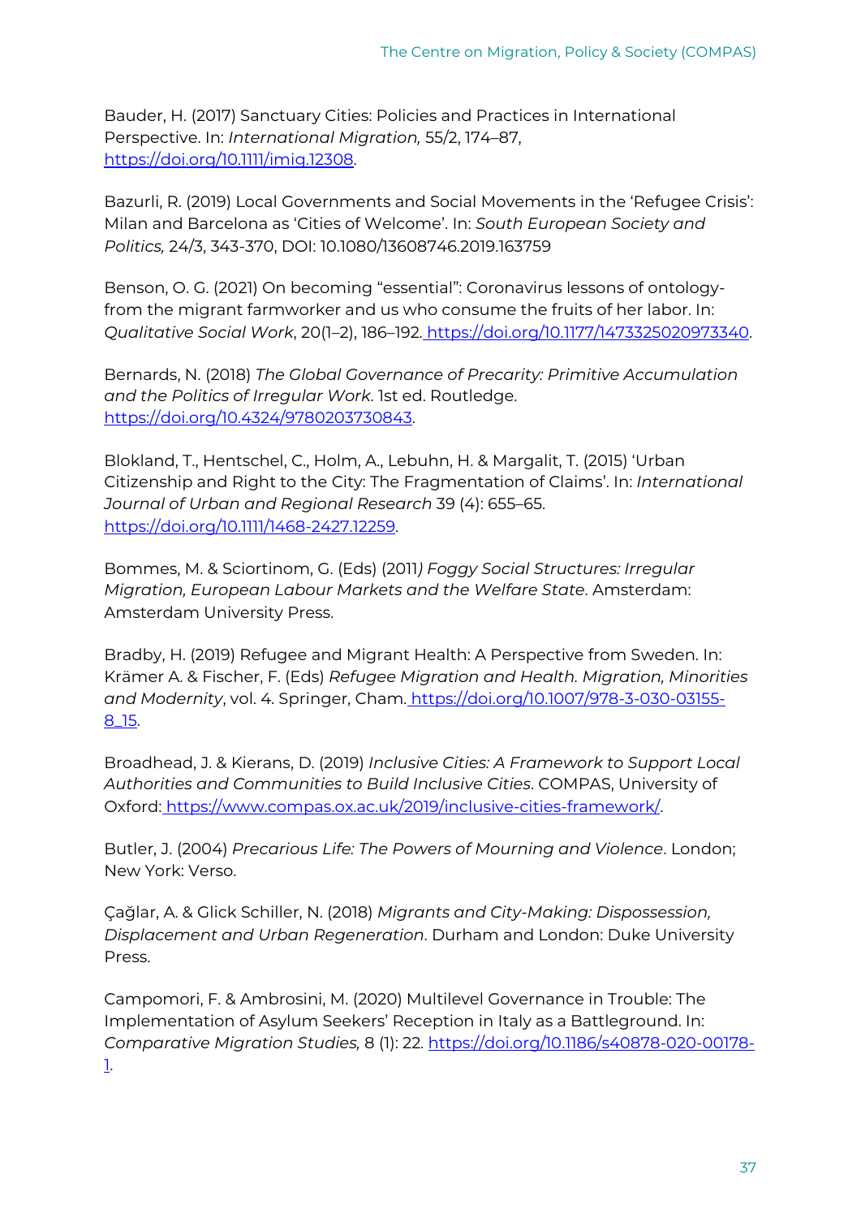Bauder, H. (2017) Sanctuary Cities: Policies and Practices in International Perspective. In: *International Migration,* 55/2, 174–87, https://doi.org/10.1111/imig.12308.

Bazurli, R. (2019) Local Governments and Social Movements in the 'Refugee Crisis': Milan and Barcelona as 'Cities of Welcome'. In: *South European Society and Politics,* 24/3, 343-370, DOI: 10.1080/13608746.2019.163759

Benson, O. G. (2021) On becoming "essential": Coronavirus lessons of ontology- from the migrant farmworker and us who consume the fruits of her labor. In: *Qualitative Social Work*, 20(1–2), 186–192. https://doi.org/10.1177/1473325020973340.

Bernards, N. (2018) *The Global Governance of Precarity: Primitive Accumulation and the Politics of Irregular Work*. 1st ed. Routledge. https://doi.org/10.4324/9780203730843.

Blokland, T., Hentschel, C., Holm, A., Lebuhn, H. & Margalit, T. (2015) 'Urban Citizenship and Right to the City: The Fragmentation of Claims'. In: *International Journal of Urban and Regional Research* 39 (4): 655–65. https://doi.org/10.1111/1468-2427.12259.

Bommes, M. & Sciortinom, G. (Eds) (2011*) Foggy Social Structures: Irregular Migration, European Labour Markets and the Welfare State*. Amsterdam: Amsterdam University Press.

Bradby, H. (2019) Refugee and Migrant Health: A Perspective from Sweden. In: Krämer A. & Fischer, F. (Eds) *Refugee Migration and Health. Migration, Minorities and Modernity*, vol. 4. Springer, Cham. https://doi.org/10.1007/978-3-030-03155-8_15.

Broadhead, J. & Kierans, D. (2019) *Inclusive Cities: A Framework to Support Local Authorities and Communities to Build Inclusive Cities*. COMPAS, University of Oxford: https://www.compas.ox.ac.uk/2019/inclusive-cities-framework/.

Butler, J. (2004) *Precarious Life: The Powers of Mourning and Violence*. London; New York: Verso.

Çağlar, A. & Glick Schiller, N. (2018) *Migrants and City-Making: Dispossession, Displacement and Urban Regeneration*. Durham and London: Duke University Press.

Campomori, F. & Ambrosini, M. (2020) Multilevel Governance in Trouble: The Implementation of Asylum Seekers' Reception in Italy as a Battleground. In: *Comparative Migration Studies,* 8 (1): 22. https://doi.org/10.1186/s40878-020-00178-1.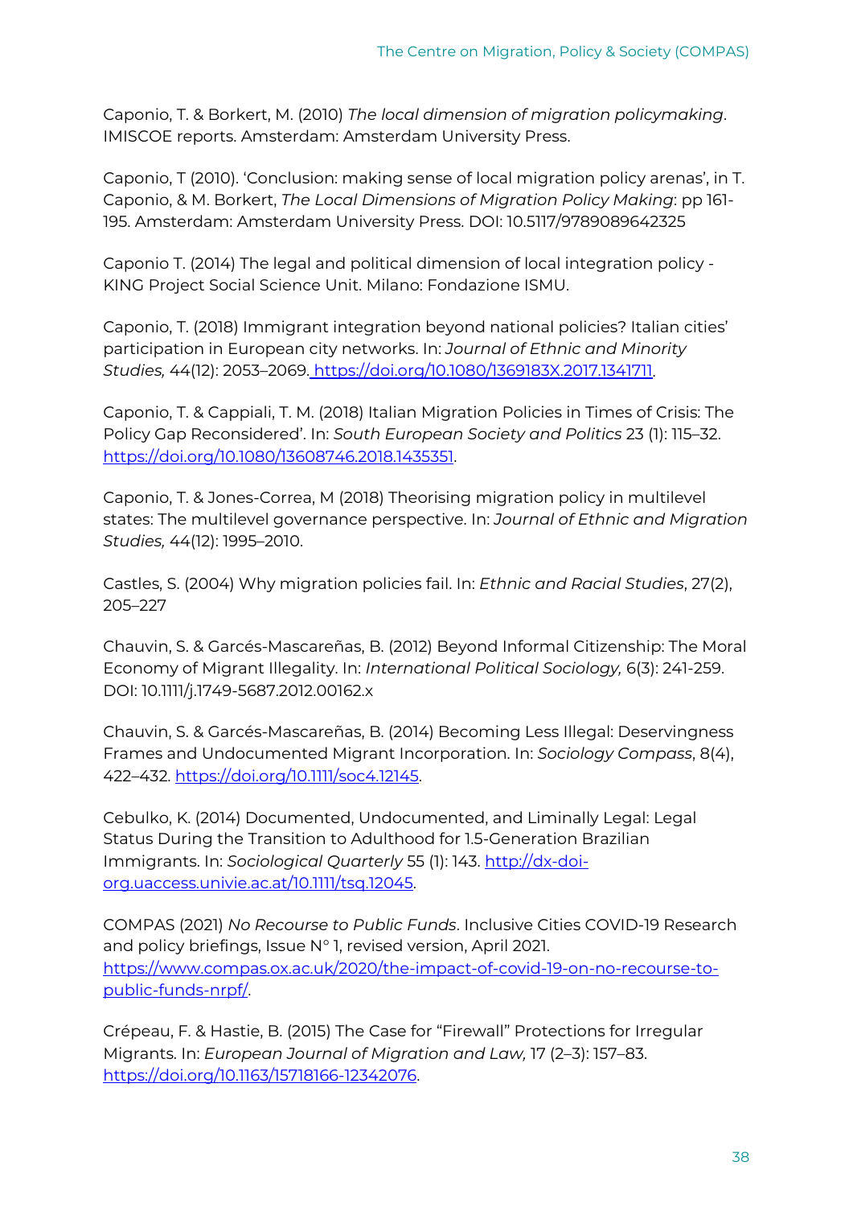Caponio, T. & Borkert, M. (2010) *The local dimension of migration policymaking*. IMISCOE reports. Amsterdam: Amsterdam University Press.

Caponio, T (2010). 'Conclusion: making sense of local migration policy arenas', in T. Caponio, & M. Borkert, *The Local Dimensions of Migration Policy Making*: pp 161-195. Amsterdam: Amsterdam University Press. DOI: 10.5117/9789089642325

Caponio T. (2014) The legal and political dimension of local integration policy - KING Project Social Science Unit. Milano: Fondazione ISMU.

Caponio, T. (2018) Immigrant integration beyond national policies? Italian cities' participation in European city networks. In: *Journal of Ethnic and Minority Studies,* 44(12): 2053–2069. https://doi.org/10.1080/1369183X.2017.1341711.

Caponio, T. & Cappiali, T. M. (2018) Italian Migration Policies in Times of Crisis: The Policy Gap Reconsidered'. In: *South European Society and Politics* 23 (1): 115–32. https://doi.org/10.1080/13608746.2018.1435351.

Caponio, T. & Jones-Correa, M (2018) Theorising migration policy in multilevel states: The multilevel governance perspective. In: *Journal of Ethnic and Migration Studies,* 44(12): 1995–2010.

Castles, S. (2004) Why migration policies fail. In: *Ethnic and Racial Studies*, 27(2), 205–227

Chauvin, S. & Garcés-Mascareñas, B. (2012) Beyond Informal Citizenship: The Moral Economy of Migrant Illegality. In: *International Political Sociology,* 6(3): 241-259. DOI: 10.1111/j.1749-5687.2012.00162.x

Chauvin, S. & Garcés-Mascareñas, B. (2014) Becoming Less Illegal: Deservingness Frames and Undocumented Migrant Incorporation. In: *Sociology Compass*, 8(4), 422–432. https://doi.org/10.1111/soc4.12145.

Cebulko, K. (2014) Documented, Undocumented, and Liminally Legal: Legal Status During the Transition to Adulthood for 1.5-Generation Brazilian Immigrants. In: *Sociological Quarterly* 55 (1): 143. http://dx-doi-org.uaccess.univie.ac.at/10.1111/tsq.12045.

COMPAS (2021) *No Recourse to Public Funds*. Inclusive Cities COVID-19 Research and policy briefings, Issue N° 1, revised version, April 2021. https://www.compas.ox.ac.uk/2020/the-impact-of-covid-19-on-no-recourse-to-public-funds-nrpf/.

Crépeau, F. & Hastie, B. (2015) The Case for "Firewall" Protections for Irregular Migrants. In: *European Journal of Migration and Law,* 17 (2–3): 157–83. https://doi.org/10.1163/15718166-12342076.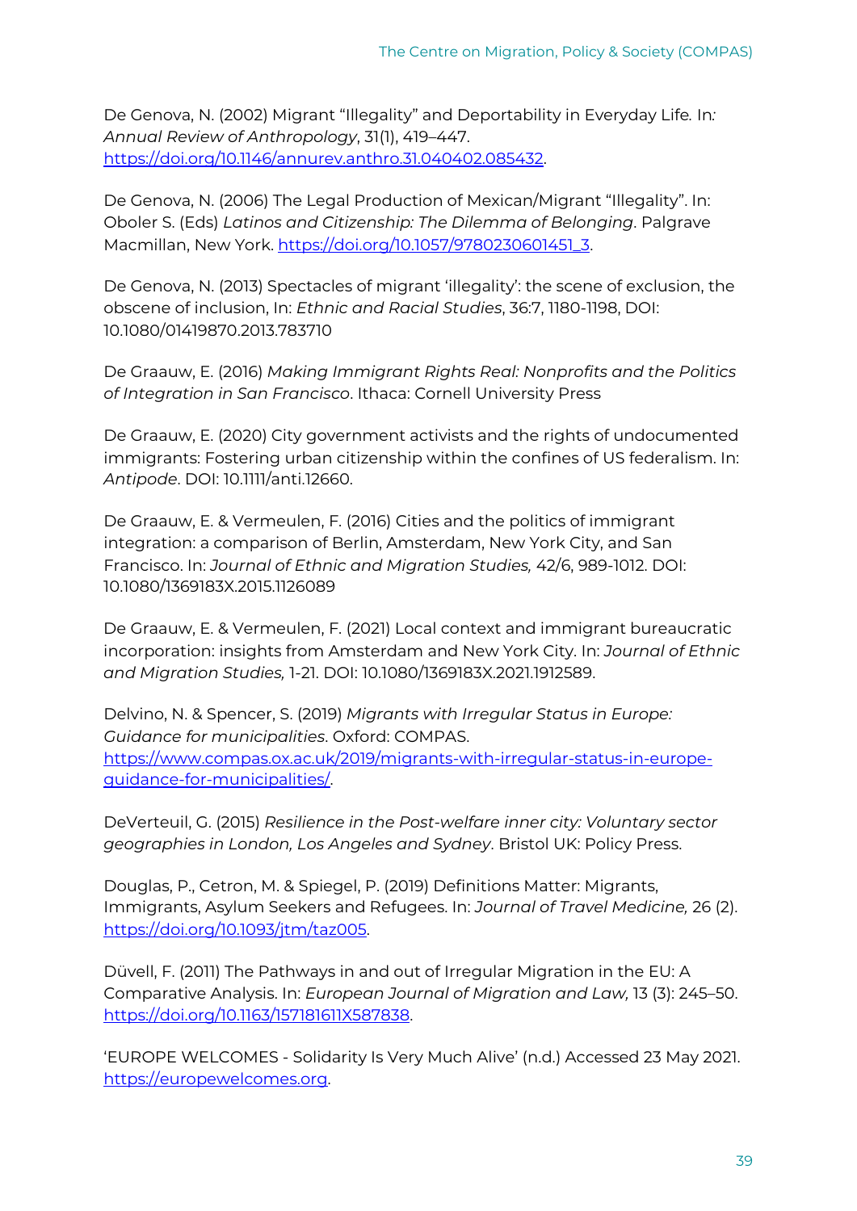De Genova, N. (2002) Migrant "Illegality" and Deportability in Everyday Life. In: *Annual Review of Anthropology*, 31(1), 419–447. https://doi.org/10.1146/annurev.anthro.31.040402.085432.

De Genova, N. (2006) The Legal Production of Mexican/Migrant "Illegality". In: Oboler S. (Eds) *Latinos and Citizenship: The Dilemma of Belonging*. Palgrave Macmillan, New York. https://doi.org/10.1057/9780230601451_3.

De Genova, N. (2013) Spectacles of migrant 'illegality': the scene of exclusion, the obscene of inclusion, In: *Ethnic and Racial Studies*, 36:7, 1180-1198, DOI: 10.1080/01419870.2013.783710

De Graauw, E. (2016) *Making Immigrant Rights Real: Nonprofits and the Politics of Integration in San Francisco*. Ithaca: Cornell University Press

De Graauw, E. (2020) City government activists and the rights of undocumented immigrants: Fostering urban citizenship within the confines of US federalism. In: *Antipode*. DOI: 10.1111/anti.12660.

De Graauw, E. & Vermeulen, F. (2016) Cities and the politics of immigrant integration: a comparison of Berlin, Amsterdam, New York City, and San Francisco. In: *Journal of Ethnic and Migration Studies,* 42/6, 989-1012. DOI: 10.1080/1369183X.2015.1126089

De Graauw, E. & Vermeulen, F. (2021) Local context and immigrant bureaucratic incorporation: insights from Amsterdam and New York City. In: *Journal of Ethnic and Migration Studies,* 1-21. DOI: 10.1080/1369183X.2021.1912589.

Delvino, N. & Spencer, S. (2019) *Migrants with Irregular Status in Europe: Guidance for municipalities*. Oxford: COMPAS. https://www.compas.ox.ac.uk/2019/migrants-with-irregular-status-in-europe-guidance-for-municipalities/.

DeVerteuil, G. (2015) *Resilience in the Post-welfare inner city: Voluntary sector geographies in London, Los Angeles and Sydney*. Bristol UK: Policy Press.

Douglas, P., Cetron, M. & Spiegel, P. (2019) Definitions Matter: Migrants, Immigrants, Asylum Seekers and Refugees. In: *Journal of Travel Medicine,* 26 (2). https://doi.org/10.1093/jtm/taz005.

Düvell, F. (2011) The Pathways in and out of Irregular Migration in the EU: A Comparative Analysis. In: *European Journal of Migration and Law,* 13 (3): 245–50. https://doi.org/10.1163/157181611X587838.

'EUROPE WELCOMES - Solidarity Is Very Much Alive' (n.d.) Accessed 23 May 2021. https://europewelcomes.org.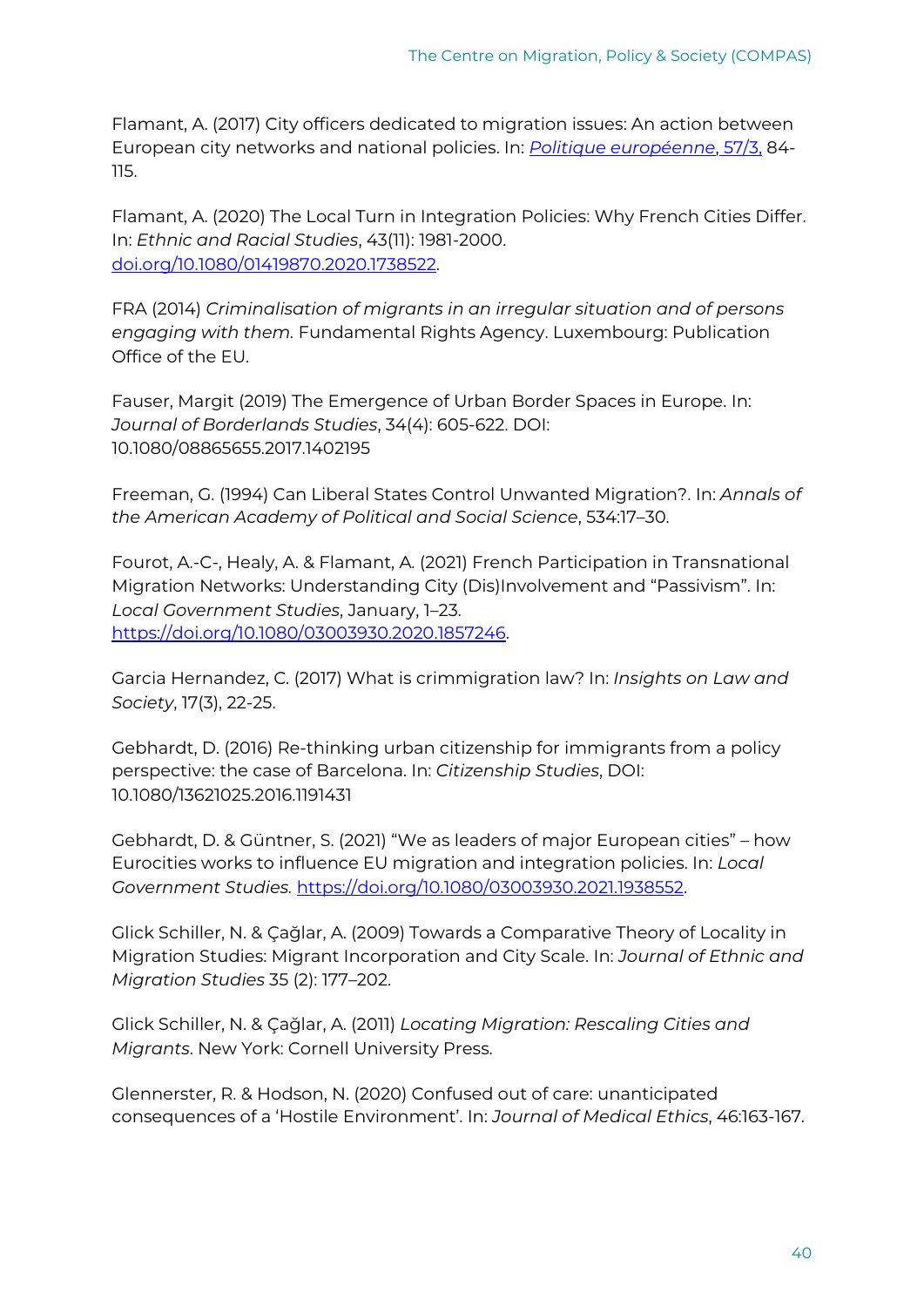Flamant, A. (2017) City officers dedicated to migration issues: An action between European city networks and national policies. In: *Politique européenne*, 57/3, 84-115.

Flamant, A. (2020) The Local Turn in Integration Policies: Why French Cities Differ. In: *Ethnic and Racial Studies*, 43(11): 1981-2000. doi.org/10.1080/01419870.2020.1738522.

FRA (2014) *Criminalisation of migrants in an irregular situation and of persons engaging with them*. Fundamental Rights Agency. Luxembourg: Publication Office of the EU.

Fauser, Margit (2019) The Emergence of Urban Border Spaces in Europe. In: *Journal of Borderlands Studies*, 34(4): 605-622. DOI: 10.1080/08865655.2017.1402195

Freeman, G. (1994) Can Liberal States Control Unwanted Migration?. In: *Annals of the American Academy of Political and Social Science*, 534:17–30.

Fourot, A.-C-, Healy, A. & Flamant, A. (2021) French Participation in Transnational Migration Networks: Understanding City (Dis)Involvement and "Passivism". In: *Local Government Studies*, January, 1–23. https://doi.org/10.1080/03003930.2020.1857246.

Garcia Hernandez, C. (2017) What is crimmigration law? In: *Insights on Law and Society*, 17(3), 22-25.

Gebhardt, D. (2016) Re-thinking urban citizenship for immigrants from a policy perspective: the case of Barcelona. In: *Citizenship Studies*, DOI: 10.1080/13621025.2016.1191431

Gebhardt, D. & Güntner, S. (2021) "We as leaders of major European cities" – how Eurocities works to influence EU migration and integration policies. In: *Local Government Studies*. https://doi.org/10.1080/03003930.2021.1938552.

Glick Schiller, N. & Çağlar, A. (2009) Towards a Comparative Theory of Locality in Migration Studies: Migrant Incorporation and City Scale. In: *Journal of Ethnic and Migration Studies* 35 (2): 177–202.

Glick Schiller, N. & Çağlar, A. (2011) *Locating Migration: Rescaling Cities and Migrants*. New York: Cornell University Press.

Glennerster, R. & Hodson, N. (2020) Confused out of care: unanticipated consequences of a 'Hostile Environment'. In: *Journal of Medical Ethics*, 46:163-167.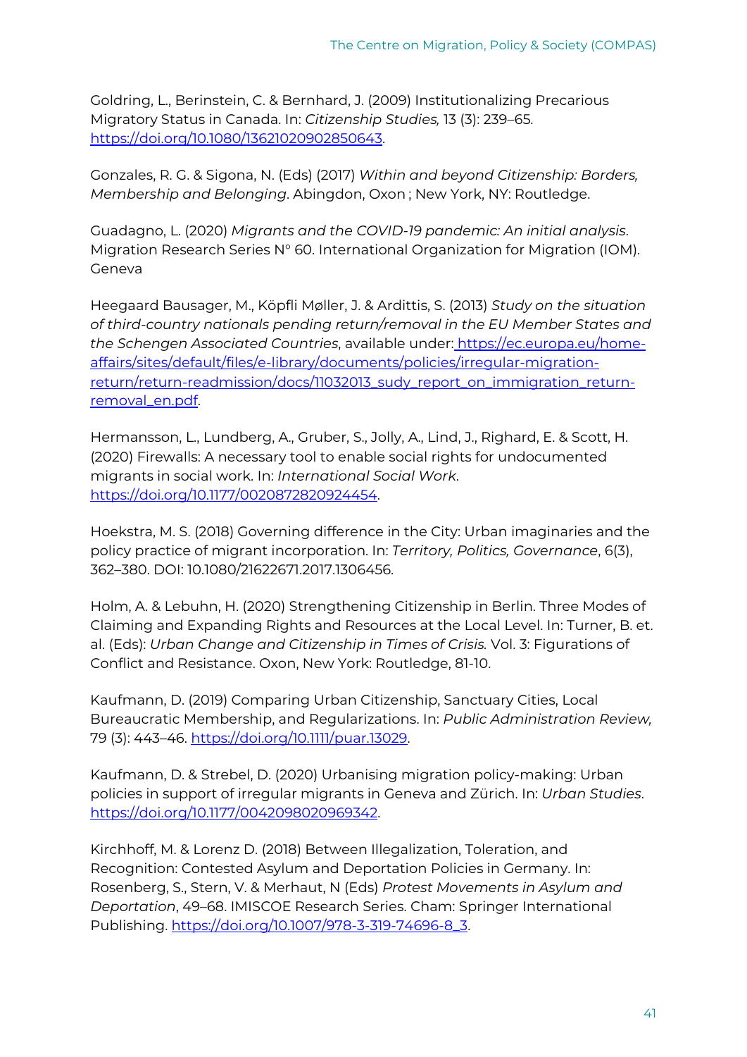Goldring, L., Berinstein, C. & Bernhard, J. (2009) Institutionalizing Precarious Migratory Status in Canada. In: *Citizenship Studies,* 13 (3): 239–65. https://doi.org/10.1080/13621020902850643.

Gonzales, R. G. & Sigona, N. (Eds) (2017) *Within and beyond Citizenship: Borders, Membership and Belonging*. Abingdon, Oxon ; New York, NY: Routledge.

Guadagno, L. (2020) *Migrants and the COVID-19 pandemic: An initial analysis*. Migration Research Series N° 60. International Organization for Migration (IOM). Geneva

Heegaard Bausager, M., Köpfli Møller, J. & Ardittis, S. (2013) *Study on the situation of third-country nationals pending return/removal in the EU Member States and the Schengen Associated Countries*, available under: https://ec.europa.eu/home-affairs/sites/default/files/e-library/documents/policies/irregular-migration-return/return-readmission/docs/11032013_sudy_report_on_immigration_return-removal_en.pdf.

Hermansson, L., Lundberg, A., Gruber, S., Jolly, A., Lind, J., Righard, E. & Scott, H. (2020) Firewalls: A necessary tool to enable social rights for undocumented migrants in social work. In: *International Social Work*. https://doi.org/10.1177/0020872820924454.

Hoekstra, M. S. (2018) Governing difference in the City: Urban imaginaries and the policy practice of migrant incorporation. In: *Territory, Politics, Governance*, 6(3), 362–380. DOI: 10.1080/21622671.2017.1306456.

Holm, A. & Lebuhn, H. (2020) Strengthening Citizenship in Berlin. Three Modes of Claiming and Expanding Rights and Resources at the Local Level. In: Turner, B. et. al. (Eds): *Urban Change and Citizenship in Times of Crisis.* Vol. 3: Figurations of Conflict and Resistance. Oxon, New York: Routledge, 81-10.

Kaufmann, D. (2019) Comparing Urban Citizenship, Sanctuary Cities, Local Bureaucratic Membership, and Regularizations. In: *Public Administration Review,* 79 (3): 443–46. https://doi.org/10.1111/puar.13029.

Kaufmann, D. & Strebel, D. (2020) Urbanising migration policy-making: Urban policies in support of irregular migrants in Geneva and Zürich. In: *Urban Studies*. https://doi.org/10.1177/0042098020969342.

Kirchhoff, M. & Lorenz D. (2018) Between Illegalization, Toleration, and Recognition: Contested Asylum and Deportation Policies in Germany. In: Rosenberg, S., Stern, V. & Merhaut, N (Eds) *Protest Movements in Asylum and Deportation*, 49–68. IMISCOE Research Series. Cham: Springer International Publishing. https://doi.org/10.1007/978-3-319-74696-8_3.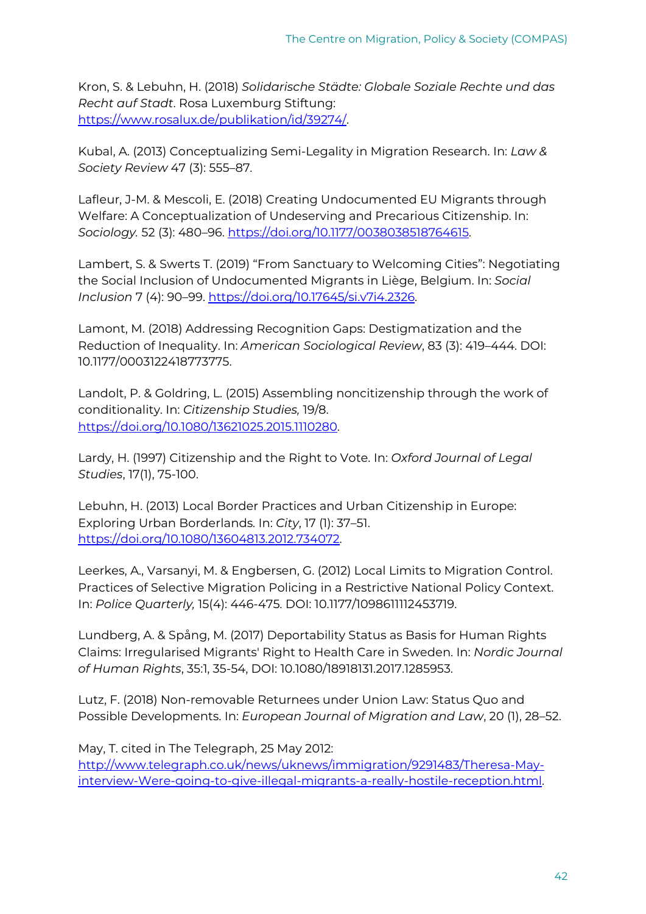Kron, S. & Lebuhn, H. (2018) *Solidarische Städte: Globale Soziale Rechte und das Recht auf Stadt*. Rosa Luxemburg Stiftung: https://www.rosalux.de/publikation/id/39274/.

Kubal, A. (2013) Conceptualizing Semi-Legality in Migration Research. In: *Law & Society Review* 47 (3): 555–87.

Lafleur, J-M. & Mescoli, E. (2018) Creating Undocumented EU Migrants through Welfare: A Conceptualization of Undeserving and Precarious Citizenship. In: *Sociology.* 52 (3): 480–96. https://doi.org/10.1177/0038038518764615.

Lambert, S. & Swerts T. (2019) "From Sanctuary to Welcoming Cities": Negotiating the Social Inclusion of Undocumented Migrants in Liège, Belgium. In: *Social Inclusion* 7 (4): 90–99. https://doi.org/10.17645/si.v7i4.2326.

Lamont, M. (2018) Addressing Recognition Gaps: Destigmatization and the Reduction of Inequality. In: *American Sociological Review*, 83 (3): 419–444. DOI: 10.1177/0003122418773775.

Landolt, P. & Goldring, L. (2015) Assembling noncitizenship through the work of conditionality. In: *Citizenship Studies,* 19/8. https://doi.org/10.1080/13621025.2015.1110280.

Lardy, H. (1997) Citizenship and the Right to Vote. In: *Oxford Journal of Legal Studies*, 17(1), 75-100.

Lebuhn, H. (2013) Local Border Practices and Urban Citizenship in Europe: Exploring Urban Borderlands. In: *City*, 17 (1): 37–51. https://doi.org/10.1080/13604813.2012.734072.

Leerkes, A., Varsanyi, M. & Engbersen, G. (2012) Local Limits to Migration Control. Practices of Selective Migration Policing in a Restrictive National Policy Context. In: *Police Quarterly,* 15(4): 446-475. DOI: 10.1177/1098611112453719.

Lundberg, A. & Spång, M. (2017) Deportability Status as Basis for Human Rights Claims: Irregularised Migrants' Right to Health Care in Sweden. In: *Nordic Journal of Human Rights*, 35:1, 35-54, DOI: 10.1080/18918131.2017.1285953.

Lutz, F. (2018) Non-removable Returnees under Union Law: Status Quo and Possible Developments. In: *European Journal of Migration and Law*, 20 (1), 28–52.

May, T. cited in The Telegraph, 25 May 2012: http://www.telegraph.co.uk/news/uknews/immigration/9291483/Theresa-May-interview-Were-going-to-give-illegal-migrants-a-really-hostile-reception.html.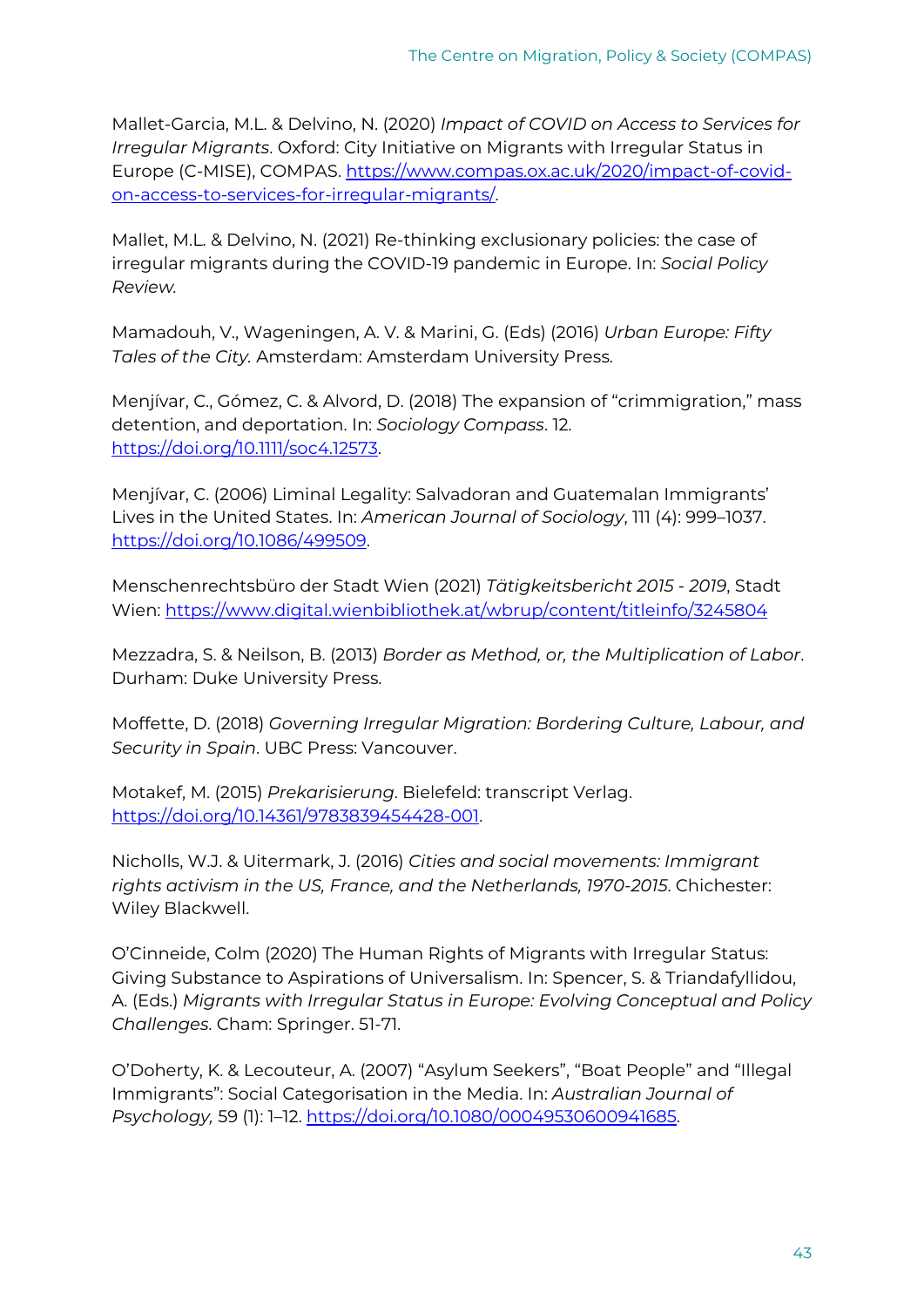Mallet-Garcia, M.L. & Delvino, N. (2020) *Impact of COVID on Access to Services for Irregular Migrants*. Oxford: City Initiative on Migrants with Irregular Status in Europe (C-MISE), COMPAS. https://www.compas.ox.ac.uk/2020/impact-of-covid-on-access-to-services-for-irregular-migrants/.

Mallet, M.L. & Delvino, N. (2021) Re-thinking exclusionary policies: the case of irregular migrants during the COVID-19 pandemic in Europe. In: *Social Policy Review.*

Mamadouh, V., Wageningen, A. V. & Marini, G. (Eds) (2016) *Urban Europe: Fifty Tales of the City.* Amsterdam: Amsterdam University Press.

Menjívar, C., Gómez, C. & Alvord, D. (2018) The expansion of "crimmigration," mass detention, and deportation. In: *Sociology Compass*. 12. https://doi.org/10.1111/soc4.12573.

Menjívar, C. (2006) Liminal Legality: Salvadoran and Guatemalan Immigrants' Lives in the United States. In: *American Journal of Sociology*, 111 (4): 999–1037. https://doi.org/10.1086/499509.

Menschenrechtsbüro der Stadt Wien (2021) *Tätigkeitsbericht 2015 - 2019*, Stadt Wien: https://www.digital.wienbibliothek.at/wbrup/content/titleinfo/3245804

Mezzadra, S. & Neilson, B. (2013) *Border as Method, or, the Multiplication of Labor*. Durham: Duke University Press.

Moffette, D. (2018) *Governing Irregular Migration: Bordering Culture, Labour, and Security in Spain*. UBC Press: Vancouver.

Motakef, M. (2015) *Prekarisierung*. Bielefeld: transcript Verlag. https://doi.org/10.14361/9783839454428-001.

Nicholls, W.J. & Uitermark, J. (2016) *Cities and social movements: Immigrant rights activism in the US, France, and the Netherlands, 1970-2015*. Chichester: Wiley Blackwell.

O'Cinneide, Colm (2020) The Human Rights of Migrants with Irregular Status: Giving Substance to Aspirations of Universalism. In: Spencer, S. & Triandafyllidou, A. (Eds.) *Migrants with Irregular Status in Europe: Evolving Conceptual and Policy Challenges*. Cham: Springer. 51-71.

O'Doherty, K. & Lecouteur, A. (2007) "Asylum Seekers", "Boat People" and "Illegal Immigrants": Social Categorisation in the Media. In: *Australian Journal of Psychology,* 59 (1): 1–12. https://doi.org/10.1080/00049530600941685.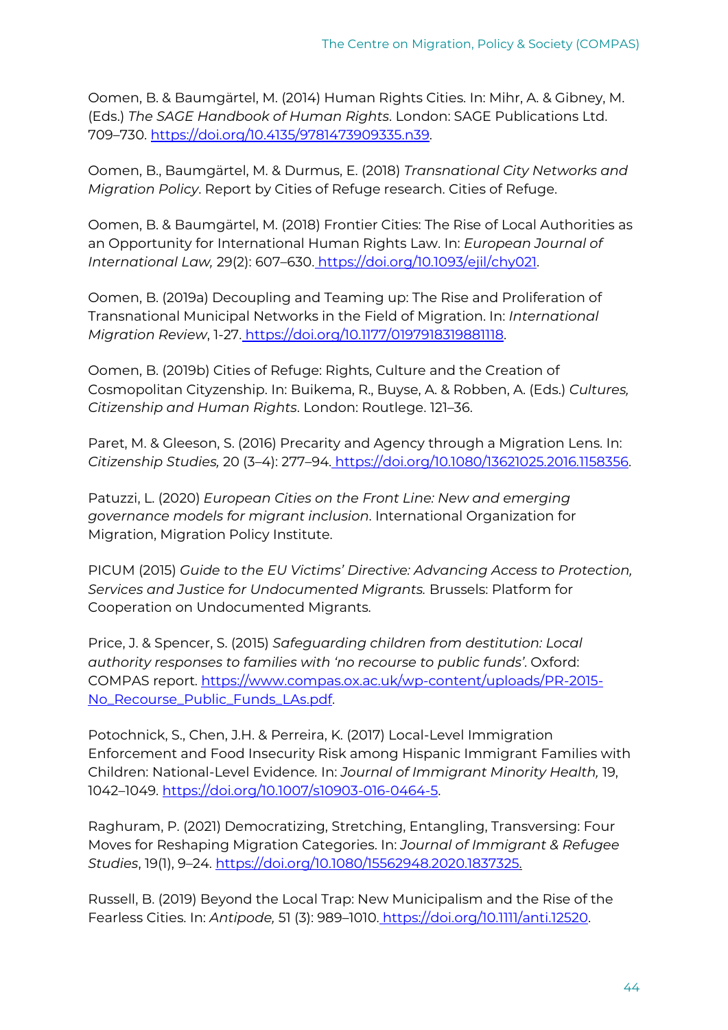Oomen, B. & Baumgärtel, M. (2014) Human Rights Cities. In: Mihr, A. & Gibney, M. (Eds.) *The SAGE Handbook of Human Rights*. London: SAGE Publications Ltd. 709–730. https://doi.org/10.4135/9781473909335.n39.

Oomen, B., Baumgärtel, M. & Durmus, E. (2018) *Transnational City Networks and Migration Policy*. Report by Cities of Refuge research. Cities of Refuge.

Oomen, B. & Baumgärtel, M. (2018) Frontier Cities: The Rise of Local Authorities as an Opportunity for International Human Rights Law. In: *European Journal of International Law,* 29(2): 607–630. https://doi.org/10.1093/ejil/chy021.

Oomen, B. (2019a) Decoupling and Teaming up: The Rise and Proliferation of Transnational Municipal Networks in the Field of Migration. In: *International Migration Review*, 1-27. https://doi.org/10.1177/0197918319881118.

Oomen, B. (2019b) Cities of Refuge: Rights, Culture and the Creation of Cosmopolitan Cityzenship. In: Buikema, R., Buyse, A. & Robben, A. (Eds.) *Cultures, Citizenship and Human Rights*. London: Routlege. 121–36.

Paret, M. & Gleeson, S. (2016) Precarity and Agency through a Migration Lens. In: *Citizenship Studies,* 20 (3–4): 277–94. https://doi.org/10.1080/13621025.2016.1158356.

Patuzzi, L. (2020) *European Cities on the Front Line: New and emerging governance models for migrant inclusion*. International Organization for Migration, Migration Policy Institute.

PICUM (2015) *Guide to the EU Victims' Directive: Advancing Access to Protection, Services and Justice for Undocumented Migrants.* Brussels: Platform for Cooperation on Undocumented Migrants.

Price, J. & Spencer, S. (2015) *Safeguarding children from destitution: Local authority responses to families with 'no recourse to public funds'*. Oxford: COMPAS report. https://www.compas.ox.ac.uk/wp-content/uploads/PR-2015-No_Recourse_Public_Funds_LAs.pdf.

Potochnick, S., Chen, J.H. & Perreira, K. (2017) Local-Level Immigration Enforcement and Food Insecurity Risk among Hispanic Immigrant Families with Children: National-Level Evidence. In: *Journal of Immigrant Minority Health,* 19, 1042–1049. https://doi.org/10.1007/s10903-016-0464-5.

Raghuram, P. (2021) Democratizing, Stretching, Entangling, Transversing: Four Moves for Reshaping Migration Categories. In: *Journal of Immigrant & Refugee Studies*, 19(1), 9–24. https://doi.org/10.1080/15562948.2020.1837325.

Russell, B. (2019) Beyond the Local Trap: New Municipalism and the Rise of the Fearless Cities. In: *Antipode,* 51 (3): 989–1010. https://doi.org/10.1111/anti.12520.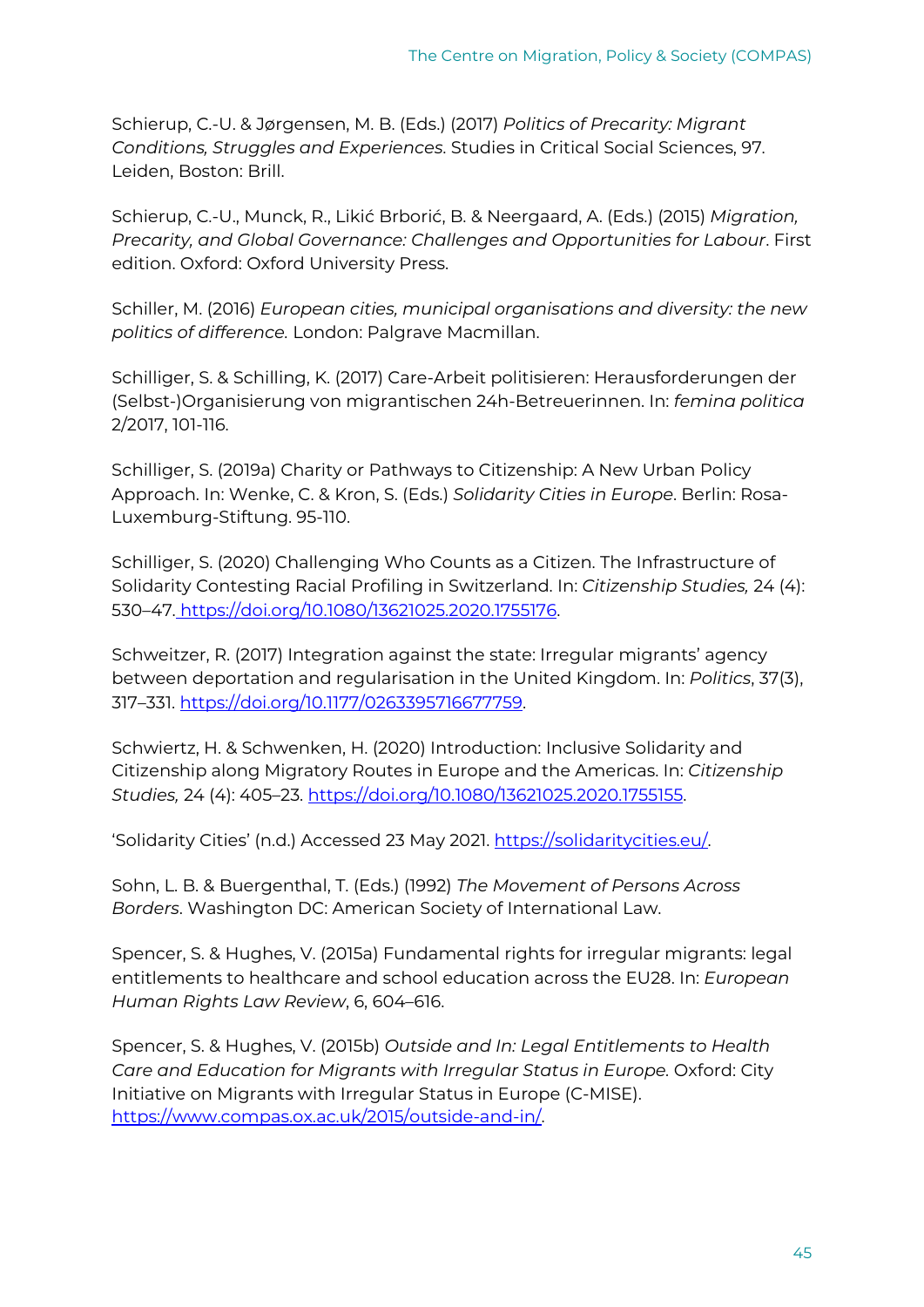Schierup, C.-U. & Jørgensen, M. B. (Eds.) (2017) *Politics of Precarity: Migrant Conditions, Struggles and Experiences*. Studies in Critical Social Sciences, 97. Leiden, Boston: Brill.

Schierup, C.-U., Munck, R., Likić Brborić, B. & Neergaard, A. (Eds.) (2015) *Migration, Precarity, and Global Governance: Challenges and Opportunities for Labour*. First edition. Oxford: Oxford University Press.

Schiller, M. (2016) *European cities, municipal organisations and diversity: the new politics of difference.* London: Palgrave Macmillan.

Schilliger, S. & Schilling, K. (2017) Care-Arbeit politisieren: Herausforderungen der (Selbst-)Organisierung von migrantischen 24h-Betreuerinnen. In: *femina politica* 2/2017, 101-116.

Schilliger, S. (2019a) Charity or Pathways to Citizenship: A New Urban Policy Approach. In: Wenke, C. & Kron, S. (Eds.) *Solidarity Cities in Europe*. Berlin: Rosa-Luxemburg-Stiftung. 95-110.

Schilliger, S. (2020) Challenging Who Counts as a Citizen. The Infrastructure of Solidarity Contesting Racial Profiling in Switzerland. In: *Citizenship Studies,* 24 (4): 530–47. https://doi.org/10.1080/13621025.2020.1755176.

Schweitzer, R. (2017) Integration against the state: Irregular migrants' agency between deportation and regularisation in the United Kingdom. In: *Politics*, 37(3), 317–331. https://doi.org/10.1177/0263395716677759.

Schwiertz, H. & Schwenken, H. (2020) Introduction: Inclusive Solidarity and Citizenship along Migratory Routes in Europe and the Americas. In: *Citizenship Studies,* 24 (4): 405–23. https://doi.org/10.1080/13621025.2020.1755155.

'Solidarity Cities' (n.d.) Accessed 23 May 2021. https://solidaritycities.eu/.

Sohn, L. B. & Buergenthal, T. (Eds.) (1992) *The Movement of Persons Across Borders*. Washington DC: American Society of International Law.

Spencer, S. & Hughes, V. (2015a) Fundamental rights for irregular migrants: legal entitlements to healthcare and school education across the EU28. In: *European Human Rights Law Review*, 6, 604–616.

Spencer, S. & Hughes, V. (2015b) *Outside and In: Legal Entitlements to Health Care and Education for Migrants with Irregular Status in Europe.* Oxford: City Initiative on Migrants with Irregular Status in Europe (C-MISE). https://www.compas.ox.ac.uk/2015/outside-and-in/.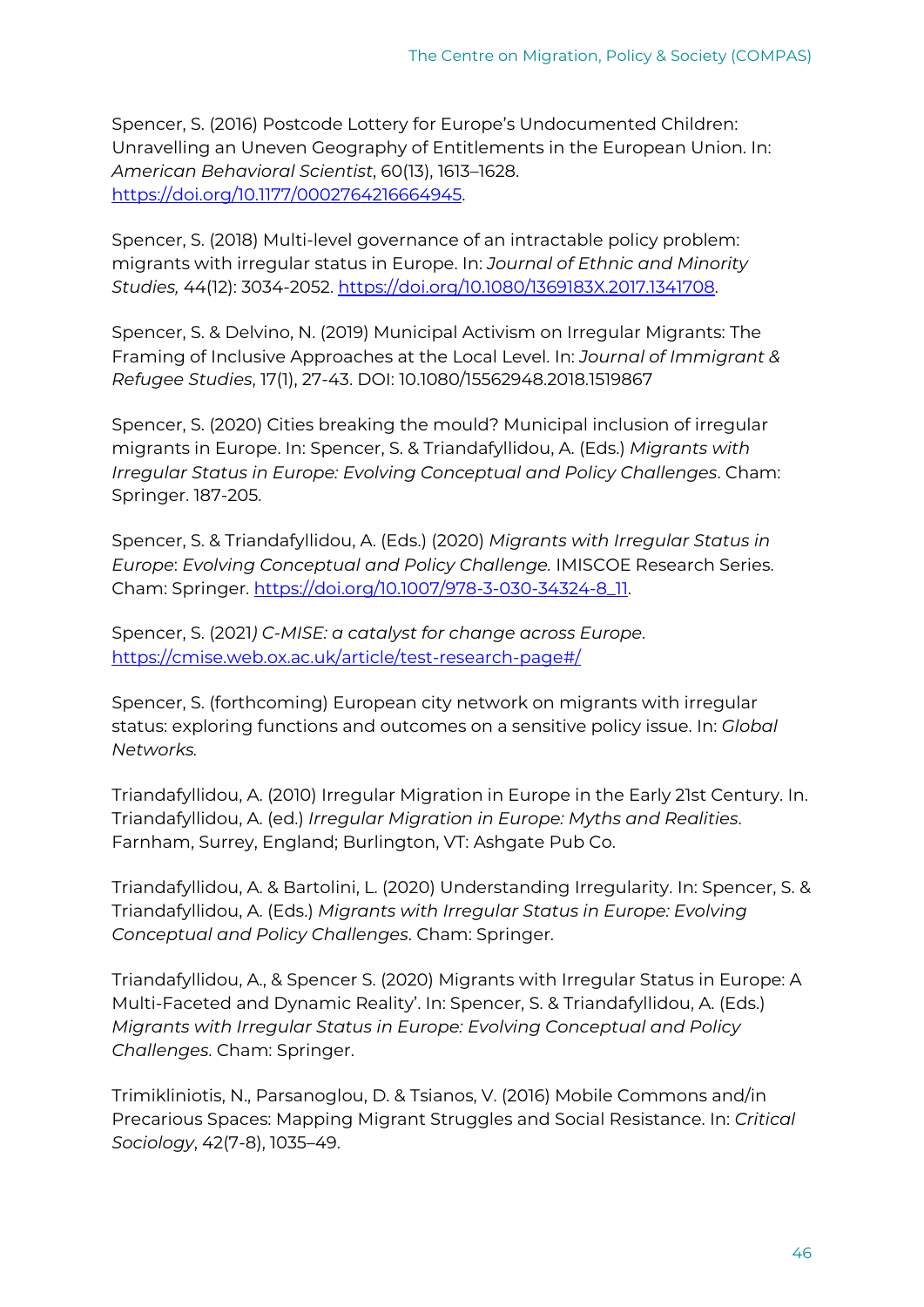Spencer, S. (2016) Postcode Lottery for Europe's Undocumented Children: Unravelling an Uneven Geography of Entitlements in the European Union. In: *American Behavioral Scientist*, 60(13), 1613–1628. https://doi.org/10.1177/0002764216664945.

Spencer, S. (2018) Multi-level governance of an intractable policy problem: migrants with irregular status in Europe. In: *Journal of Ethnic and Minority Studies,* 44(12): 3034-2052. https://doi.org/10.1080/1369183X.2017.1341708.

Spencer, S. & Delvino, N. (2019) Municipal Activism on Irregular Migrants: The Framing of Inclusive Approaches at the Local Level. In: *Journal of Immigrant & Refugee Studies*, 17(1), 27-43. DOI: 10.1080/15562948.2018.1519867

Spencer, S. (2020) Cities breaking the mould? Municipal inclusion of irregular migrants in Europe. In: Spencer, S. & Triandafyllidou, A. (Eds.) *Migrants with Irregular Status in Europe: Evolving Conceptual and Policy Challenges*. Cham: Springer. 187-205.

Spencer, S. & Triandafyllidou, A. (Eds.) (2020) *Migrants with Irregular Status in Europe*: *Evolving Conceptual and Policy Challenge.* IMISCOE Research Series. Cham: Springer. https://doi.org/10.1007/978-3-030-34324-8_11.

Spencer, S. (2021*) C-MISE: a catalyst for change across Europe*. https://cmise.web.ox.ac.uk/article/test-research-page#/

Spencer, S. (forthcoming) European city network on migrants with irregular status: exploring functions and outcomes on a sensitive policy issue. In: *Global Networks.*

Triandafyllidou, A. (2010) Irregular Migration in Europe in the Early 21st Century. In. Triandafyllidou, A. (ed.) *Irregular Migration in Europe: Myths and Realities*. Farnham, Surrey, England; Burlington, VT: Ashgate Pub Co.

Triandafyllidou, A. & Bartolini, L. (2020) Understanding Irregularity. In: Spencer, S. & Triandafyllidou, A. (Eds.) *Migrants with Irregular Status in Europe: Evolving Conceptual and Policy Challenges*. Cham: Springer.

Triandafyllidou, A., & Spencer S. (2020) Migrants with Irregular Status in Europe: A Multi-Faceted and Dynamic Reality'. In: Spencer, S. & Triandafyllidou, A. (Eds.) *Migrants with Irregular Status in Europe: Evolving Conceptual and Policy Challenges*. Cham: Springer.

Trimikliniotis, N., Parsanoglou, D. & Tsianos, V. (2016) Mobile Commons and/in Precarious Spaces: Mapping Migrant Struggles and Social Resistance. In: *Critical Sociology*, 42(7-8), 1035–49.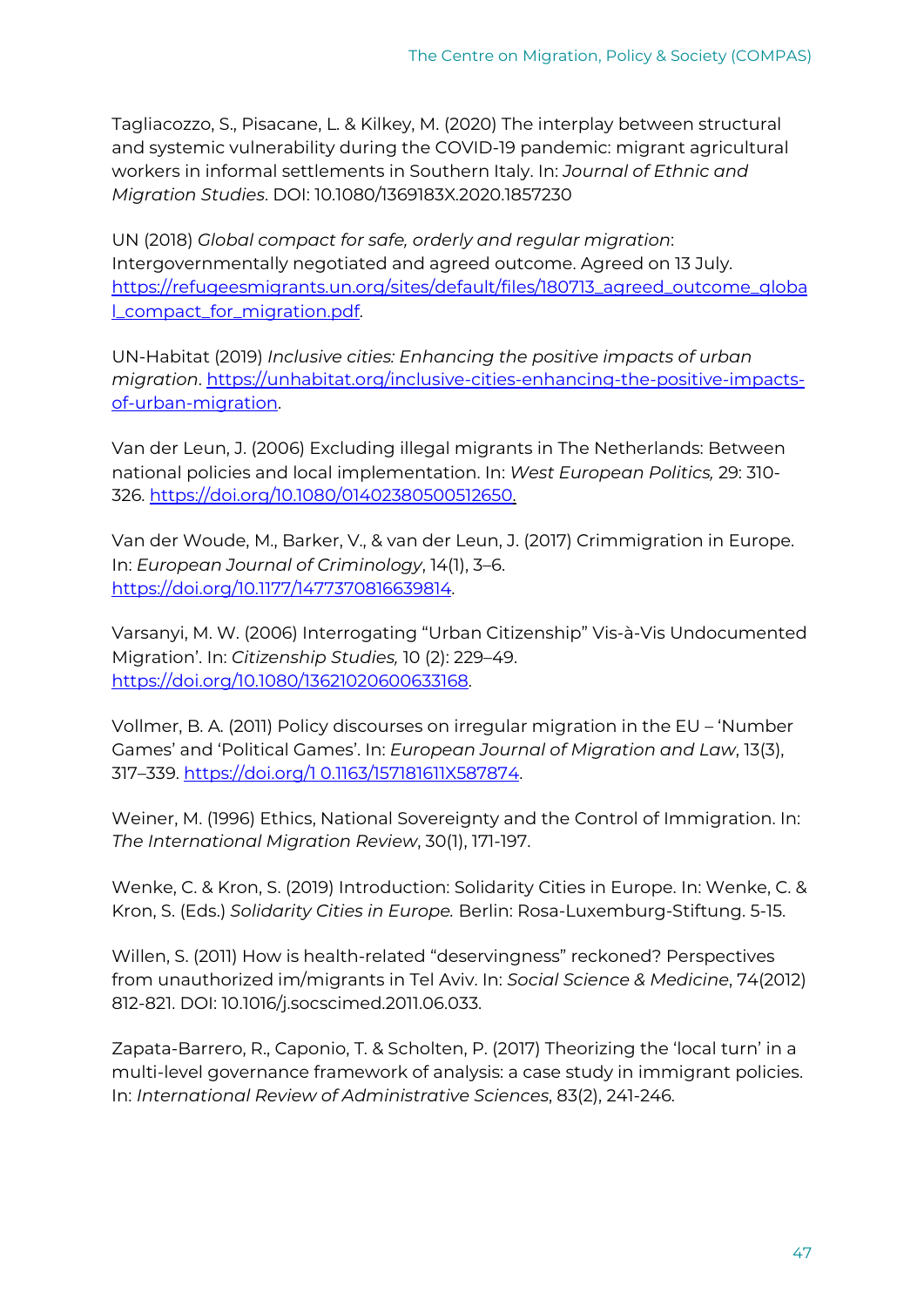Tagliacozzo, S., Pisacane, L. & Kilkey, M. (2020) The interplay between structural and systemic vulnerability during the COVID-19 pandemic: migrant agricultural workers in informal settlements in Southern Italy. In: *Journal of Ethnic and Migration Studies*. DOI: 10.1080/1369183X.2020.1857230

UN (2018) *Global compact for safe, orderly and regular migration*: Intergovernmentally negotiated and agreed outcome. Agreed on 13 July. https://refugeesmigrants.un.org/sites/default/files/180713_agreed_outcome_global_compact_for_migration.pdf.

UN-Habitat (2019) *Inclusive cities: Enhancing the positive impacts of urban migration*. https://unhabitat.org/inclusive-cities-enhancing-the-positive-impacts-of-urban-migration.

Van der Leun, J. (2006) Excluding illegal migrants in The Netherlands: Between national policies and local implementation. In: *West European Politics,* 29: 310-326. https://doi.org/10.1080/01402380500512650.

Van der Woude, M., Barker, V., & van der Leun, J. (2017) Crimmigration in Europe. In: *European Journal of Criminology*, 14(1), 3–6. https://doi.org/10.1177/1477370816639814.

Varsanyi, M. W. (2006) Interrogating "Urban Citizenship" Vis-à-Vis Undocumented Migration'. In: *Citizenship Studies,* 10 (2): 229–49. https://doi.org/10.1080/13621020600633168.

Vollmer, B. A. (2011) Policy discourses on irregular migration in the EU – 'Number Games' and 'Political Games'. In: *European Journal of Migration and Law*, 13(3), 317–339. https://doi.org/1 0.1163/157181611X587874.

Weiner, M. (1996) Ethics, National Sovereignty and the Control of Immigration. In: *The International Migration Review*, 30(1), 171-197.

Wenke, C. & Kron, S. (2019) Introduction: Solidarity Cities in Europe. In: Wenke, C. & Kron, S. (Eds.) *Solidarity Cities in Europe.* Berlin: Rosa-Luxemburg-Stiftung. 5-15.

Willen, S. (2011) How is health-related "deservingness" reckoned? Perspectives from unauthorized im/migrants in Tel Aviv. In: *Social Science & Medicine*, 74(2012) 812-821. DOI: 10.1016/j.socscimed.2011.06.033.

Zapata-Barrero, R., Caponio, T. & Scholten, P. (2017) Theorizing the 'local turn' in a multi-level governance framework of analysis: a case study in immigrant policies. In: *International Review of Administrative Sciences*, 83(2), 241-246.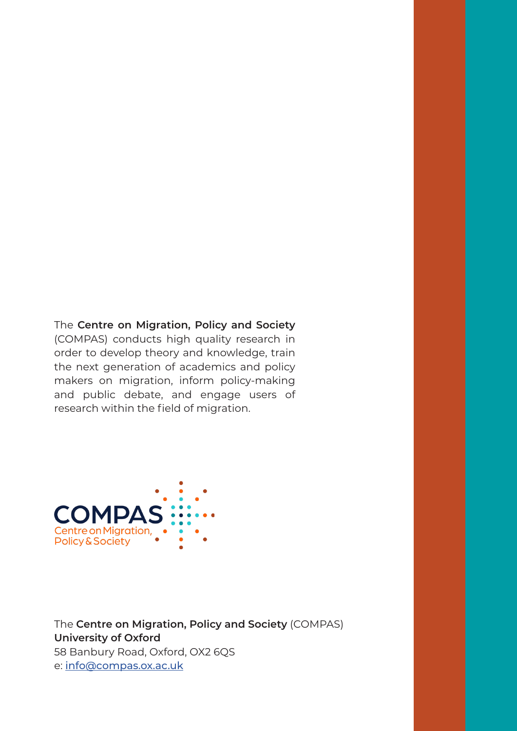The **Centre on Migration, Policy and Society** (COMPAS) conducts high quality research in order to develop theory and knowledge, train the next generation of academics and policy makers on migration, inform policy-making and public debate, and engage users of research within the field of migration.

COMPAS
Centre on Migration, Policy & Society

The **Centre on Migration, Policy and Society** (COMPAS)
**University of Oxford**
58 Banbury Road, Oxford, OX2 6QS
e: info@compas.ox.ac.uk